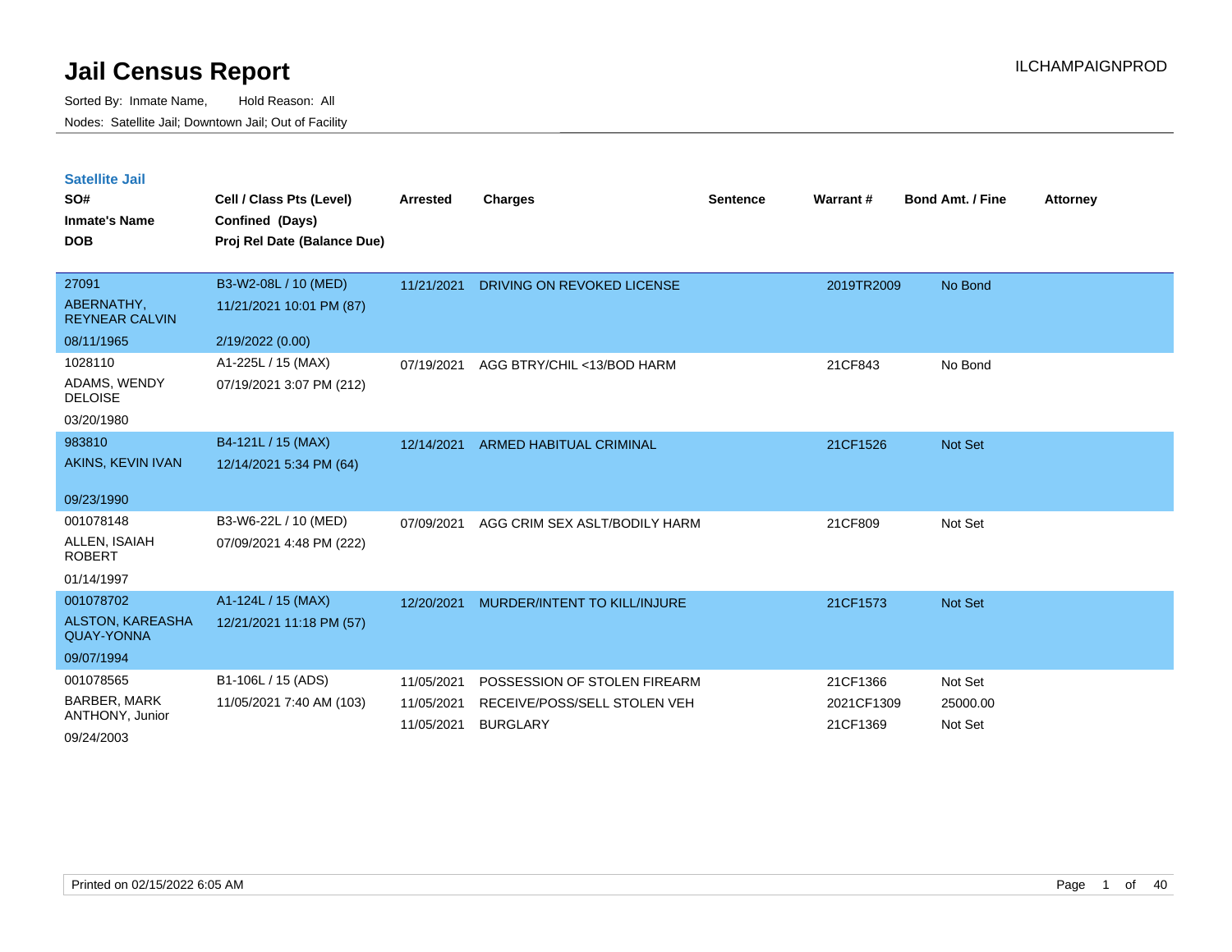# Jail Census Report

Sorted By: Inmate Name, Hold Reason: All

Nodes: Satellite Jail; Downtown Jail; Out of Facility

## Satellite Jail

| SO# / Inmate's Name / DOB | Cell / Class Pts (Level) / Confined (Days) / Proj Rel Date (Balance Due) | Arrested | Charges | Sentence | Warrant # | Bond Amt. / Fine | Attorney |
|---|---|---|---|---|---|---|---|
| 27091<br>ABERNATHY, REYNEAR CALVIN<br>08/11/1965 | B3-W2-08L / 10 (MED)<br>11/21/2021 10:01 PM (87)<br>2/19/2022 (0.00) | 11/21/2021 | DRIVING ON REVOKED LICENSE | | 2019TR2009 | No Bond | |
| 1028110<br>ADAMS, WENDY DELOISE<br>03/20/1980 | A1-225L / 15 (MAX)<br>07/19/2021 3:07 PM (212) | 07/19/2021 | AGG BTRY/CHIL <13/BOD HARM | | 21CF843 | No Bond | |
| 983810<br>AKINS, KEVIN IVAN<br>09/23/1990 | B4-121L / 15 (MAX)<br>12/14/2021 5:34 PM (64) | 12/14/2021 | ARMED HABITUAL CRIMINAL | | 21CF1526 | Not Set | |
| 001078148<br>ALLEN, ISAIAH ROBERT<br>01/14/1997 | B3-W6-22L / 10 (MED)<br>07/09/2021 4:48 PM (222) | 07/09/2021 | AGG CRIM SEX ASLT/BODILY HARM | | 21CF809 | Not Set | |
| 001078702<br>ALSTON, KAREASHA QUAY-YONNA<br>09/07/1994 | A1-124L / 15 (MAX)<br>12/21/2021 11:18 PM (57) | 12/20/2021 | MURDER/INTENT TO KILL/INJURE | | 21CF1573 | Not Set | |
| 001078565<br>BARBER, MARK ANTHONY, Junior<br>09/24/2003 | B1-106L / 15 (ADS)<br>11/05/2021 7:40 AM (103) | 11/05/2021 | POSSESSION OF STOLEN FIREARM | | 21CF1366 | Not Set | |
| | | 11/05/2021 | RECEIVE/POSS/SELL STOLEN VEH | | 2021CF1309 | 25000.00 | |
| | | 11/05/2021 | BURGLARY | | 21CF1369 | Not Set | |

Printed on 02/15/2022 6:05 AM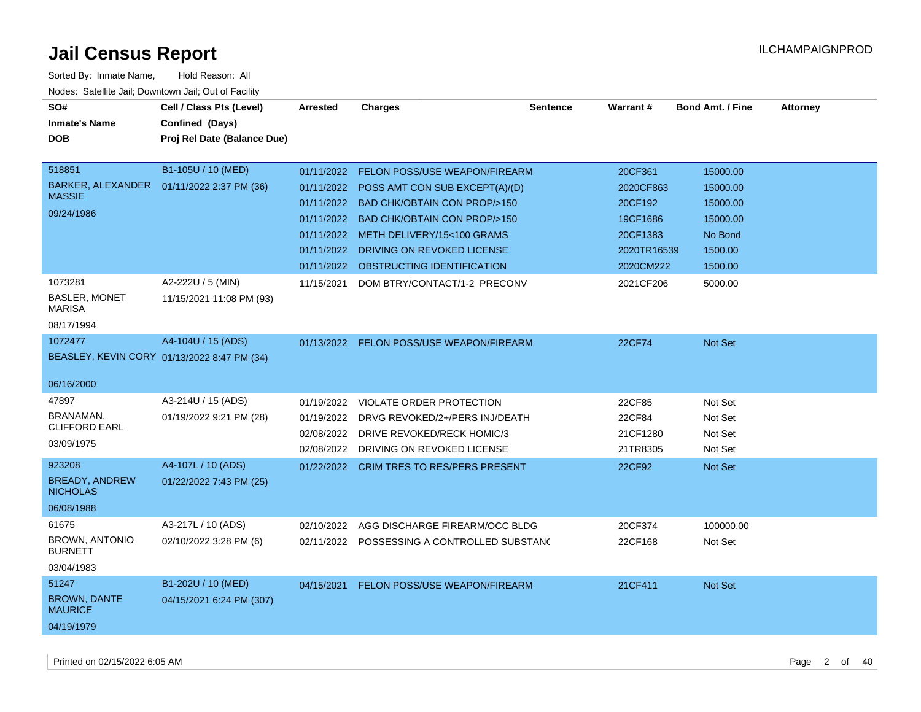# Jail Census Report

Sorted By: Inmate Name, Hold Reason: All

Nodes: Satellite Jail; Downtown Jail; Out of Facility

| SO# / Inmate's Name / DOB | Cell / Class Pts (Level) / Confined (Days) / Proj Rel Date (Balance Due) | Arrested | Charges | Sentence | Warrant # | Bond Amt. / Fine | Attorney |
|---|---|---|---|---|---|---|---|
| 518851 BARKER, ALEXANDER MASSIE 09/24/1986 | B1-105U / 10 (MED) 01/11/2022 2:37 PM (36) | 01/11/2022 | FELON POSS/USE WEAPON/FIREARM | | 20CF361 | 15000.00 | |
| | | 01/11/2022 | POSS AMT CON SUB EXCEPT(A)/(D) | | 2020CF863 | 15000.00 | |
| | | 01/11/2022 | BAD CHK/OBTAIN CON PROP/>150 | | 20CF192 | 15000.00 | |
| | | 01/11/2022 | BAD CHK/OBTAIN CON PROP/>150 | | 19CF1686 | 15000.00 | |
| | | 01/11/2022 | METH DELIVERY/15<100 GRAMS | | 20CF1383 | No Bond | |
| | | 01/11/2022 | DRIVING ON REVOKED LICENSE | | 2020TR16539 | 1500.00 | |
| | | 01/11/2022 | OBSTRUCTING IDENTIFICATION | | 2020CM222 | 1500.00 | |
| 1073281 BASLER, MONET MARISA 08/17/1994 | A2-222U / 5 (MIN) 11/15/2021 11:08 PM (93) | 11/15/2021 | DOM BTRY/CONTACT/1-2 PRECONV | | 2021CF206 | 5000.00 | |
| 1072477 BEASLEY, KEVIN CORY 06/16/2000 | A4-104U / 15 (ADS) 01/13/2022 8:47 PM (34) | 01/13/2022 | FELON POSS/USE WEAPON/FIREARM | | 22CF74 | Not Set | |
| 47897 BRANAMAN, CLIFFORD EARL 03/09/1975 | A3-214U / 15 (ADS) 01/19/2022 9:21 PM (28) | 01/19/2022 | VIOLATE ORDER PROTECTION | | 22CF85 | Not Set | |
| | | 01/19/2022 | DRVG REVOKED/2+/PERS INJ/DEATH | | 22CF84 | Not Set | |
| | | 02/08/2022 | DRIVE REVOKED/RECK HOMIC/3 | | 21CF1280 | Not Set | |
| | | 02/08/2022 | DRIVING ON REVOKED LICENSE | | 21TR8305 | Not Set | |
| 923208 BREADY, ANDREW NICHOLAS 06/08/1988 | A4-107L / 10 (ADS) 01/22/2022 7:43 PM (25) | 01/22/2022 | CRIM TRES TO RES/PERS PRESENT | | 22CF92 | Not Set | |
| 61675 BROWN, ANTONIO BURNETT 03/04/1983 | A3-217L / 10 (ADS) 02/10/2022 3:28 PM (6) | 02/10/2022 | AGG DISCHARGE FIREARM/OCC BLDG | | 20CF374 | 100000.00 | |
| | | 02/11/2022 | POSSESSING A CONTROLLED SUBSTANC | | 22CF168 | Not Set | |
| 51247 BROWN, DANTE MAURICE 04/19/1979 | B1-202U / 10 (MED) 04/15/2021 6:24 PM (307) | 04/15/2021 | FELON POSS/USE WEAPON/FIREARM | | 21CF411 | Not Set | |

Printed on 02/15/2022 6:05 AM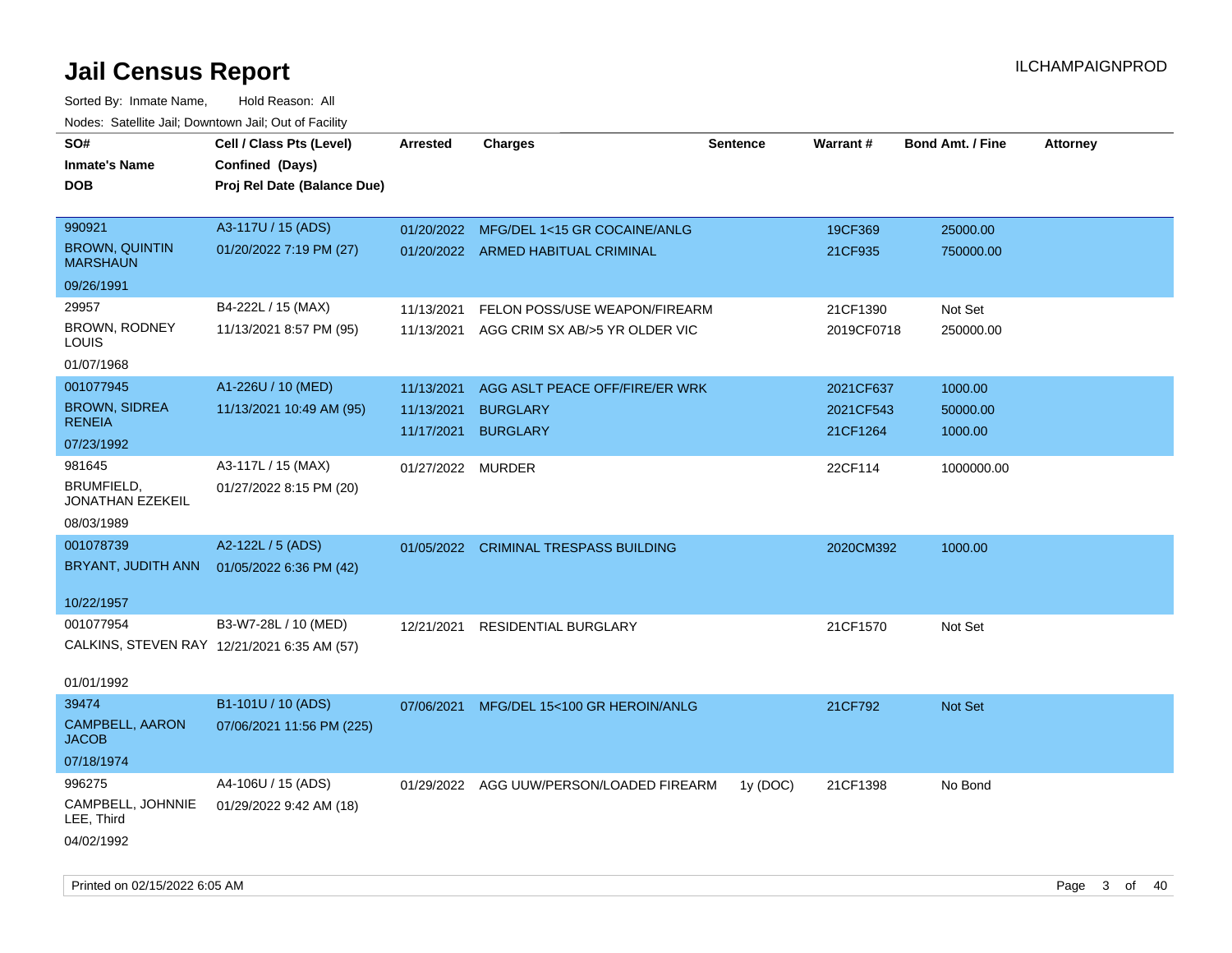# Jail Census Report

ILCHAMPAIGNPROD

Sorted By: Inmate Name, Hold Reason: All

Nodes: Satellite Jail; Downtown Jail; Out of Facility

| SO# / Inmate's Name / DOB | Cell / Class Pts (Level) / Confined (Days) / Proj Rel Date (Balance Due) | Arrested | Charges | Sentence | Warrant # | Bond Amt. / Fine | Attorney |
|---|---|---|---|---|---|---|---|
| 990921<br>BROWN, QUINTIN MARSHAUN<br>09/26/1991 | A3-117U / 15 (ADS)<br>01/20/2022 7:19 PM (27) | 01/20/2022 | MFG/DEL 1<15 GR COCAINE/ANLG | | 19CF369 | 25000.00 | |
| | | 01/20/2022 | ARMED HABITUAL CRIMINAL | | 21CF935 | 750000.00 | |
| 29957<br>BROWN, RODNEY LOUIS<br>01/07/1968 | B4-222L / 15 (MAX)<br>11/13/2021 8:57 PM (95) | 11/13/2021 | FELON POSS/USE WEAPON/FIREARM | | 21CF1390 | Not Set | |
| | | 11/13/2021 | AGG CRIM SX AB/>5 YR OLDER VIC | | 2019CF0718 | 250000.00 | |
| 001077945<br>BROWN, SIDREA RENEIA<br>07/23/1992 | A1-226U / 10 (MED)<br>11/13/2021 10:49 AM (95) | 11/13/2021 | AGG ASLT PEACE OFF/FIRE/ER WRK | | 2021CF637 | 1000.00 | |
| | | 11/13/2021 | BURGLARY | | 2021CF543 | 50000.00 | |
| | | 11/17/2021 | BURGLARY | | 21CF1264 | 1000.00 | |
| 981645<br>BRUMFIELD, JONATHAN EZEKEIL<br>08/03/1989 | A3-117L / 15 (MAX)<br>01/27/2022 8:15 PM (20) | 01/27/2022 | MURDER | | 22CF114 | 1000000.00 | |
| 001078739<br>BRYANT, JUDITH ANN<br>10/22/1957 | A2-122L / 5 (ADS)<br>01/05/2022 6:36 PM (42) | 01/05/2022 | CRIMINAL TRESPASS BUILDING | | 2020CM392 | 1000.00 | |
| 001077954<br>CALKINS, STEVEN RAY<br>01/01/1992 | B3-W7-28L / 10 (MED)<br>12/21/2021 6:35 AM (57) | 12/21/2021 | RESIDENTIAL BURGLARY | | 21CF1570 | Not Set | |
| 39474<br>CAMPBELL, AARON JACOB<br>07/18/1974 | B1-101U / 10 (ADS)<br>07/06/2021 11:56 PM (225) | 07/06/2021 | MFG/DEL 15<100 GR HEROIN/ANLG | | 21CF792 | Not Set | |
| 996275<br>CAMPBELL, JOHNNIE LEE, Third<br>04/02/1992 | A4-106U / 15 (ADS)<br>01/29/2022 9:42 AM (18) | 01/29/2022 | AGG UUW/PERSON/LOADED FIREARM | 1y (DOC) | 21CF1398 | No Bond | |

Printed on 02/15/2022 6:05 AM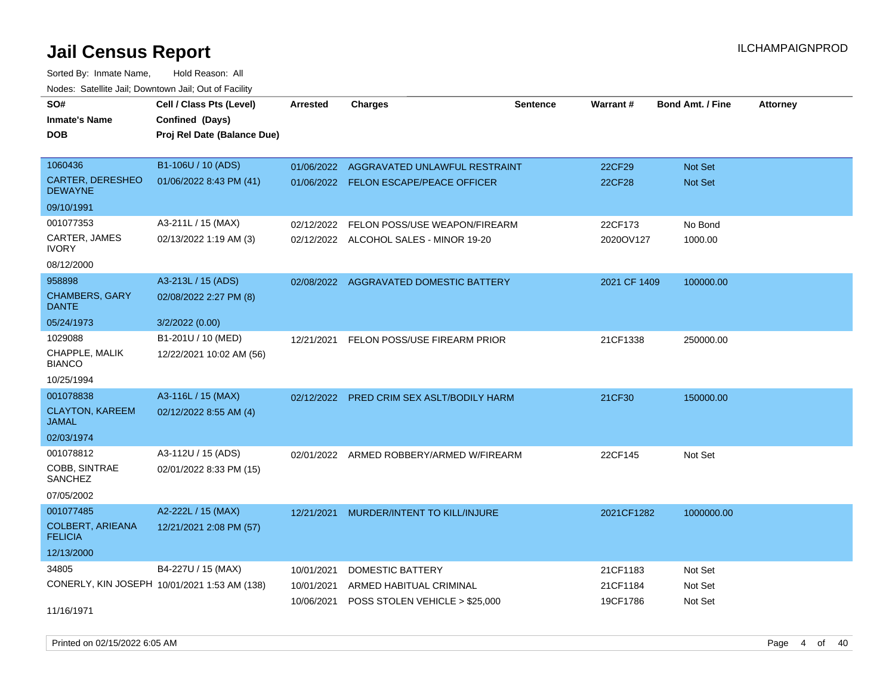# Jail Census Report

Sorted By: Inmate Name, Hold Reason: All

Nodes: Satellite Jail; Downtown Jail; Out of Facility

| SO# / Inmate's Name / DOB | Cell / Class Pts (Level) / Confined (Days) / Proj Rel Date (Balance Due) | Arrested | Charges | Sentence | Warrant # | Bond Amt. / Fine | Attorney |
|---|---|---|---|---|---|---|---|
| 1060436<br>CARTER, DERESHEO DEWAYNE<br>09/10/1991 | B1-106U / 10 (ADS)<br>01/06/2022 8:43 PM (41) | 01/06/2022 | AGGRAVATED UNLAWFUL RESTRAINT | | 22CF29 | Not Set | |
| | | 01/06/2022 | FELON ESCAPE/PEACE OFFICER | | 22CF28 | Not Set | |
| 001077353<br>CARTER, JAMES IVORY<br>08/12/2000 | A3-211L / 15 (MAX)<br>02/13/2022 1:19 AM (3) | 02/12/2022 | FELON POSS/USE WEAPON/FIREARM | | 22CF173 | No Bond | |
| | | 02/12/2022 | ALCOHOL SALES - MINOR 19-20 | | 2020OV127 | 1000.00 | |
| 958898<br>CHAMBERS, GARY DANTE<br>05/24/1973 | A3-213L / 15 (ADS)<br>02/08/2022 2:27 PM (8)<br>3/2/2022 (0.00) | 02/08/2022 | AGGRAVATED DOMESTIC BATTERY | | 2021 CF 1409 | 100000.00 | |
| 1029088<br>CHAPPLE, MALIK BIANCO<br>10/25/1994 | B1-201U / 10 (MED)<br>12/22/2021 10:02 AM (56) | 12/21/2021 | FELON POSS/USE FIREARM PRIOR | | 21CF1338 | 250000.00 | |
| 001078838<br>CLAYTON, KAREEM JAMAL<br>02/03/1974 | A3-116L / 15 (MAX)<br>02/12/2022 8:55 AM (4) | 02/12/2022 | PRED CRIM SEX ASLT/BODILY HARM | | 21CF30 | 150000.00 | |
| 001078812<br>COBB, SINTRAE SANCHEZ<br>07/05/2002 | A3-112U / 15 (ADS)<br>02/01/2022 8:33 PM (15) | 02/01/2022 | ARMED ROBBERY/ARMED W/FIREARM | | 22CF145 | Not Set | |
| 001077485<br>COLBERT, ARIEANA FELICIA<br>12/13/2000 | A2-222L / 15 (MAX)<br>12/21/2021 2:08 PM (57) | 12/21/2021 | MURDER/INTENT TO KILL/INJURE | | 2021CF1282 | 1000000.00 | |
| 34805<br>CONERLY, KIN JOSEPH<br>11/16/1971 | B4-227U / 15 (MAX)<br>10/01/2021 1:53 AM (138) | 10/01/2021 | DOMESTIC BATTERY | | 21CF1183 | Not Set | |
| | | 10/01/2021 | ARMED HABITUAL CRIMINAL | | 21CF1184 | Not Set | |
| | | 10/06/2021 | POSS STOLEN VEHICLE > $25,000 | | 19CF1786 | Not Set | |

Printed on 02/15/2022 6:05 AM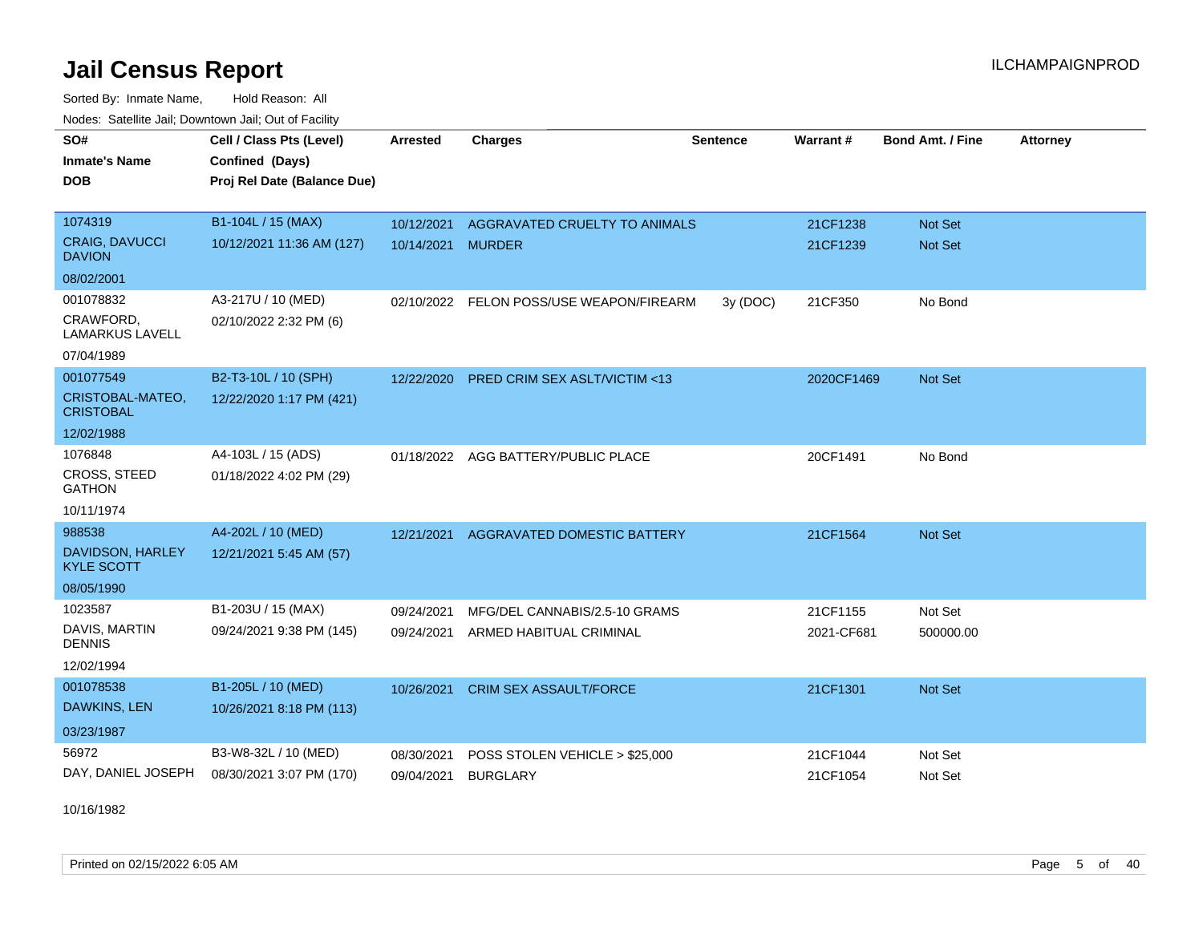# Jail Census Report

Sorted By: Inmate Name, Hold Reason: All

Nodes: Satellite Jail; Downtown Jail; Out of Facility

| SO# / Inmate's Name / DOB | Cell / Class Pts (Level) / Confined (Days) / Proj Rel Date (Balance Due) | Arrested | Charges | Sentence | Warrant # | Bond Amt. / Fine | Attorney |
|---|---|---|---|---|---|---|---|
| 1074319<br>CRAIG, DAVUCCI DAVION<br>08/02/2001 | B1-104L / 15 (MAX)<br>10/12/2021 11:36 AM (127) | 10/12/2021 | AGGRAVATED CRUELTY TO ANIMALS | | 21CF1238 | Not Set | |
| | | 10/14/2021 | MURDER | | 21CF1239 | Not Set | |
| 001078832<br>CRAWFORD, LAMARKUS LAVELL<br>07/04/1989 | A3-217U / 10 (MED)<br>02/10/2022 2:32 PM (6) | 02/10/2022 | FELON POSS/USE WEAPON/FIREARM | 3y (DOC) | 21CF350 | No Bond | |
| 001077549<br>CRISTOBAL-MATEO, CRISTOBAL<br>12/02/1988 | B2-T3-10L / 10 (SPH)<br>12/22/2020 1:17 PM (421) | 12/22/2020 | PRED CRIM SEX ASLT/VICTIM <13 | | 2020CF1469 | Not Set | |
| 1076848<br>CROSS, STEED GATHON<br>10/11/1974 | A4-103L / 15 (ADS)<br>01/18/2022 4:02 PM (29) | 01/18/2022 | AGG BATTERY/PUBLIC PLACE | | 20CF1491 | No Bond | |
| 988538<br>DAVIDSON, HARLEY KYLE SCOTT<br>08/05/1990 | A4-202L / 10 (MED)<br>12/21/2021 5:45 AM (57) | 12/21/2021 | AGGRAVATED DOMESTIC BATTERY | | 21CF1564 | Not Set | |
| 1023587<br>DAVIS, MARTIN DENNIS<br>12/02/1994 | B1-203U / 15 (MAX)<br>09/24/2021 9:38 PM (145) | 09/24/2021 | MFG/DEL CANNABIS/2.5-10 GRAMS | | 21CF1155 | Not Set | |
| | | 09/24/2021 | ARMED HABITUAL CRIMINAL | | 2021-CF681 | 500000.00 | |
| 001078538<br>DAWKINS, LEN<br>03/23/1987 | B1-205L / 10 (MED)<br>10/26/2021 8:18 PM (113) | 10/26/2021 | CRIM SEX ASSAULT/FORCE | | 21CF1301 | Not Set | |
| 56972<br>DAY, DANIEL JOSEPH<br>10/16/1982 | B3-W8-32L / 10 (MED)<br>08/30/2021 3:07 PM (170) | 08/30/2021 | POSS STOLEN VEHICLE > $25,000 | | 21CF1044 | Not Set | |
| | | 09/04/2021 | BURGLARY | | 21CF1054 | Not Set | |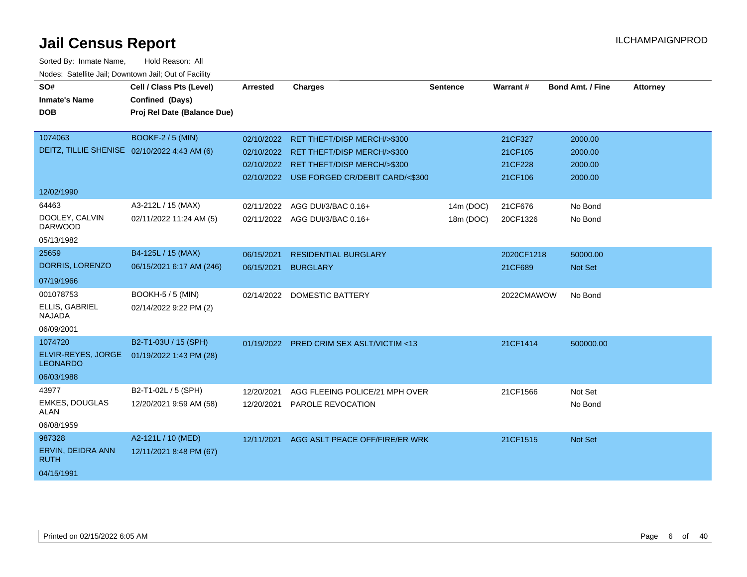# Jail Census Report

ILCHAMPAIGNPROD

Sorted By: Inmate Name, Hold Reason: All

Nodes: Satellite Jail; Downtown Jail; Out of Facility

| SO# / Inmate's Name / DOB | Cell / Class Pts (Level) / Confined (Days) / Proj Rel Date (Balance Due) | Arrested | Charges | Sentence | Warrant # | Bond Amt. / Fine | Attorney |
|---|---|---|---|---|---|---|---|
| 1074063 | BOOKF-2 / 5 (MIN) | 02/10/2022 | RET THEFT/DISP MERCH/>$300 | | 21CF327 | 2000.00 | |
| DEITZ, TILLIE SHENISE | 02/10/2022 4:43 AM (6) | 02/10/2022 | RET THEFT/DISP MERCH/>$300 | | 21CF105 | 2000.00 | |
| | | 02/10/2022 | RET THEFT/DISP MERCH/>$300 | | 21CF228 | 2000.00 | |
| | | 02/10/2022 | USE FORGED CR/DEBIT CARD/<$300 | | 21CF106 | 2000.00 | |
| 12/02/1990 | | | | | | | |
| 64463 | A3-212L / 15 (MAX) | 02/11/2022 | AGG DUI/3/BAC 0.16+ | 14m (DOC) | 21CF676 | No Bond | |
| DOOLEY, CALVIN DARWOOD | 02/11/2022 11:24 AM (5) | 02/11/2022 | AGG DUI/3/BAC 0.16+ | 18m (DOC) | 20CF1326 | No Bond | |
| 05/13/1982 | | | | | | | |
| 25659 | B4-125L / 15 (MAX) | 06/15/2021 | RESIDENTIAL BURGLARY | | 2020CF1218 | 50000.00 | |
| DORRIS, LORENZO | 06/15/2021 6:17 AM (246) | 06/15/2021 | BURGLARY | | 21CF689 | Not Set | |
| 07/19/1966 | | | | | | | |
| 001078753 | BOOKH-5 / 5 (MIN) | 02/14/2022 | DOMESTIC BATTERY | | 2022CMAWOW | No Bond | |
| ELLIS, GABRIEL NAJADA | 02/14/2022 9:22 PM (2) | | | | | | |
| 06/09/2001 | | | | | | | |
| 1074720 | B2-T1-03U / 15 (SPH) | 01/19/2022 | PRED CRIM SEX ASLT/VICTIM <13 | | 21CF1414 | 500000.00 | |
| ELVIR-REYES, JORGE LEONARDO | 01/19/2022 1:43 PM (28) | | | | | | |
| 06/03/1988 | | | | | | | |
| 43977 | B2-T1-02L / 5 (SPH) | 12/20/2021 | AGG FLEEING POLICE/21 MPH OVER | | 21CF1566 | Not Set | |
| EMKES, DOUGLAS ALAN | 12/20/2021 9:59 AM (58) | 12/20/2021 | PAROLE REVOCATION | | | No Bond | |
| 06/08/1959 | | | | | | | |
| 987328 | A2-121L / 10 (MED) | 12/11/2021 | AGG ASLT PEACE OFF/FIRE/ER WRK | | 21CF1515 | Not Set | |
| ERVIN, DEIDRA ANN RUTH | 12/11/2021 8:48 PM (67) | | | | | | |
| 04/15/1991 | | | | | | | |

Printed on 02/15/2022 6:05 AM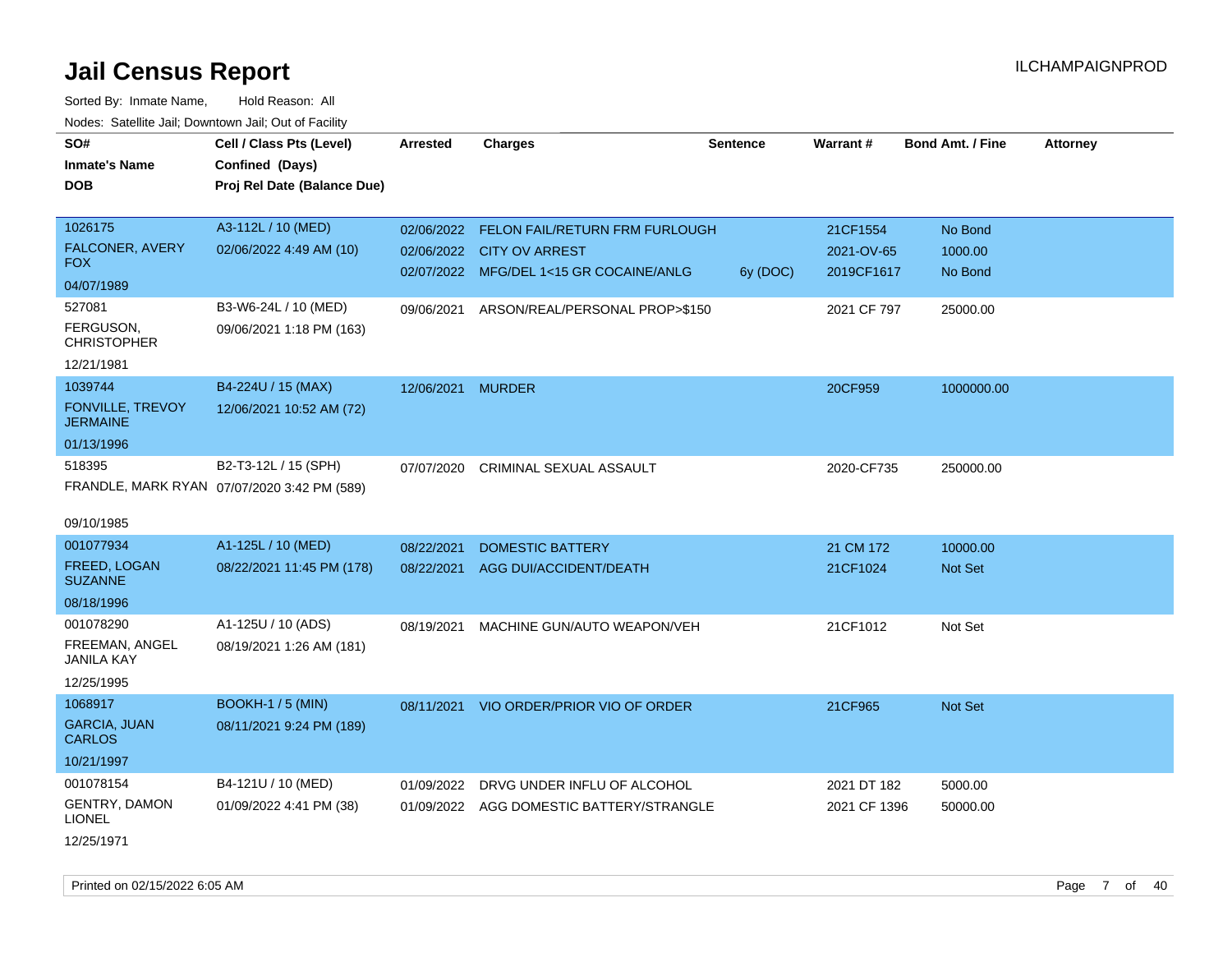# Jail Census Report

Sorted By: Inmate Name, Hold Reason: All

Nodes: Satellite Jail; Downtown Jail; Out of Facility

| SO# / Inmate's Name / DOB | Cell / Class Pts (Level) / Confined (Days) / Proj Rel Date (Balance Due) | Arrested | Charges | Sentence | Warrant # | Bond Amt. / Fine | Attorney |
|---|---|---|---|---|---|---|---|
| 1026175 FALCONER, AVERY FOX 04/07/1989 | A3-112L / 10 (MED) 02/06/2022 4:49 AM (10) | 02/06/2022 | FELON FAIL/RETURN FRM FURLOUGH | | 21CF1554 | No Bond | |
| | | 02/06/2022 | CITY OV ARREST | | 2021-OV-65 | 1000.00 | |
| | | 02/07/2022 | MFG/DEL 1<15 GR COCAINE/ANLG | 6y (DOC) | 2019CF1617 | No Bond | |
| 527081 FERGUSON, CHRISTOPHER 12/21/1981 | B3-W6-24L / 10 (MED) 09/06/2021 1:18 PM (163) | 09/06/2021 | ARSON/REAL/PERSONAL PROP>$150 | | 2021 CF 797 | 25000.00 | |
| 1039744 FONVILLE, TREVOY JERMAINE 01/13/1996 | B4-224U / 15 (MAX) 12/06/2021 10:52 AM (72) | 12/06/2021 | MURDER | | 20CF959 | 1000000.00 | |
| 518395 FRANDLE, MARK RYAN 09/10/1985 | B2-T3-12L / 15 (SPH) 07/07/2020 3:42 PM (589) | 07/07/2020 | CRIMINAL SEXUAL ASSAULT | | 2020-CF735 | 250000.00 | |
| 001077934 FREED, LOGAN SUZANNE 08/18/1996 | A1-125L / 10 (MED) 08/22/2021 11:45 PM (178) | 08/22/2021 | DOMESTIC BATTERY | | 21 CM 172 | 10000.00 | |
| | | 08/22/2021 | AGG DUI/ACCIDENT/DEATH | | 21CF1024 | Not Set | |
| 001078290 FREEMAN, ANGEL JANILA KAY 12/25/1995 | A1-125U / 10 (ADS) 08/19/2021 1:26 AM (181) | 08/19/2021 | MACHINE GUN/AUTO WEAPON/VEH | | 21CF1012 | Not Set | |
| 1068917 GARCIA, JUAN CARLOS 10/21/1997 | BOOKH-1 / 5 (MIN) 08/11/2021 9:24 PM (189) | 08/11/2021 | VIO ORDER/PRIOR VIO OF ORDER | | 21CF965 | Not Set | |
| 001078154 GENTRY, DAMON LIONEL 12/25/1971 | B4-121U / 10 (MED) 01/09/2022 4:41 PM (38) | 01/09/2022 | DRVG UNDER INFLU OF ALCOHOL | | 2021 DT 182 | 5000.00 | |
| | | 01/09/2022 | AGG DOMESTIC BATTERY/STRANGLE | | 2021 CF 1396 | 50000.00 | |

Printed on 02/15/2022 6:05 AM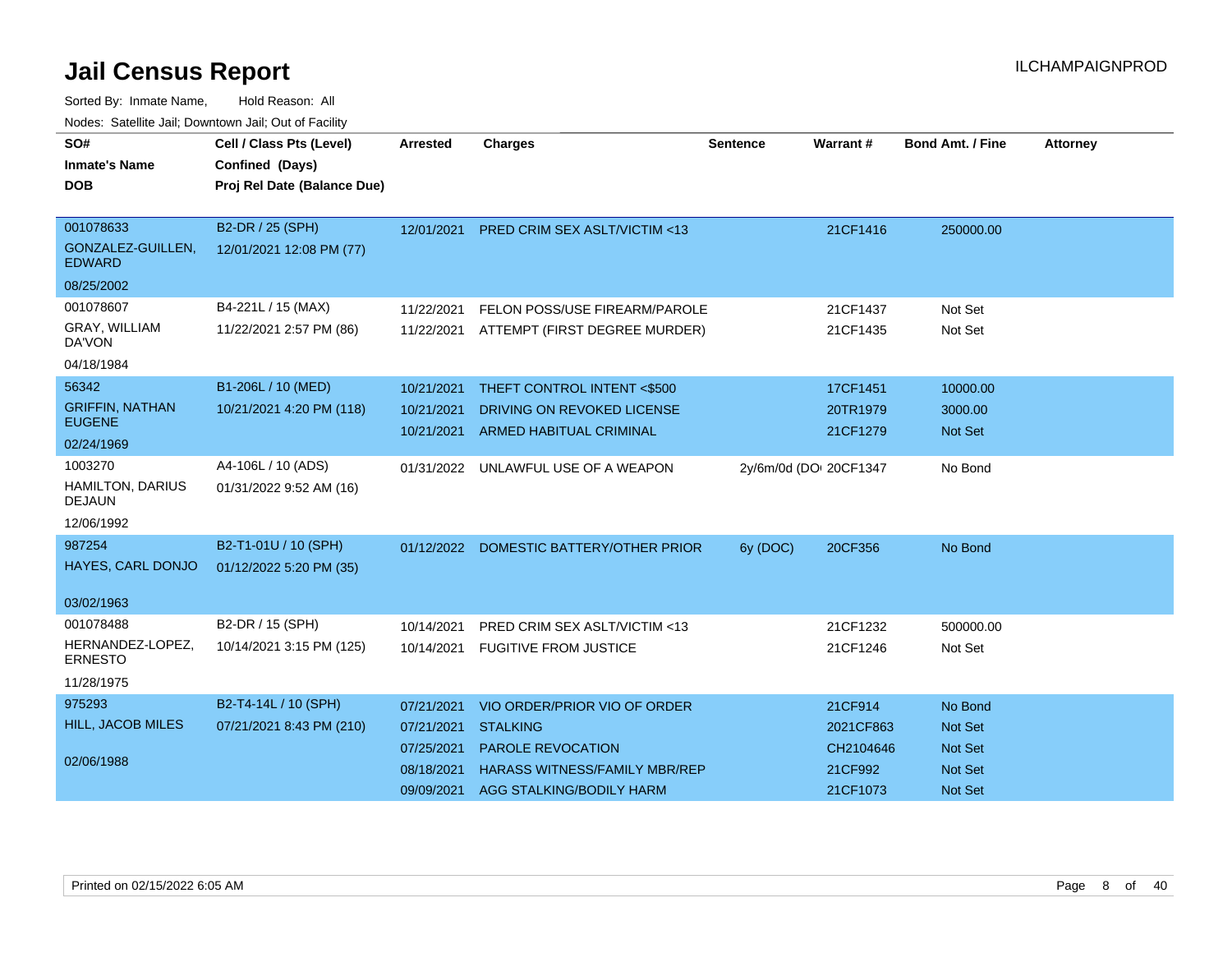# Jail Census Report

ILCHAMPAIGNPROD

Sorted By: Inmate Name, Hold Reason: All

Nodes: Satellite Jail; Downtown Jail; Out of Facility

| SO# / Inmate's Name / DOB | Cell / Class Pts (Level) / Confined (Days) / Proj Rel Date (Balance Due) | Arrested | Charges | Sentence | Warrant # | Bond Amt. / Fine | Attorney |
|---|---|---|---|---|---|---|---|
| 001078633<br>GONZALEZ-GUILLEN, EDWARD<br>08/25/2002 | B2-DR / 25 (SPH)<br>12/01/2021 12:08 PM (77) | 12/01/2021 | PRED CRIM SEX ASLT/VICTIM <13 | | 21CF1416 | 250000.00 | |
| 001078607<br>GRAY, WILLIAM DA'VON<br>04/18/1984 | B4-221L / 15 (MAX)<br>11/22/2021 2:57 PM (86) | 11/22/2021 | FELON POSS/USE FIREARM/PAROLE | | 21CF1437 | Not Set | |
| | | 11/22/2021 | ATTEMPT (FIRST DEGREE MURDER) | | 21CF1435 | Not Set | |
| 56342<br>GRIFFIN, NATHAN EUGENE<br>02/24/1969 | B1-206L / 10 (MED)<br>10/21/2021 4:20 PM (118) | 10/21/2021 | THEFT CONTROL INTENT <$500 | | 17CF1451 | 10000.00 | |
| | | 10/21/2021 | DRIVING ON REVOKED LICENSE | | 20TR1979 | 3000.00 | |
| | | 10/21/2021 | ARMED HABITUAL CRIMINAL | | 21CF1279 | Not Set | |
| 1003270<br>HAMILTON, DARIUS DEJAUN<br>12/06/1992 | A4-106L / 10 (ADS)<br>01/31/2022 9:52 AM (16) | 01/31/2022 | UNLAWFUL USE OF A WEAPON | 2y/6m/0d (DO | 20CF1347 | No Bond | |
| 987254<br>HAYES, CARL DONJO<br>03/02/1963 | B2-T1-01U / 10 (SPH)<br>01/12/2022 5:20 PM (35) | 01/12/2022 | DOMESTIC BATTERY/OTHER PRIOR | 6y (DOC) | 20CF356 | No Bond | |
| 001078488<br>HERNANDEZ-LOPEZ, ERNESTO<br>11/28/1975 | B2-DR / 15 (SPH)<br>10/14/2021 3:15 PM (125) | 10/14/2021 | PRED CRIM SEX ASLT/VICTIM <13 | | 21CF1232 | 500000.00 | |
| | | 10/14/2021 | FUGITIVE FROM JUSTICE | | 21CF1246 | Not Set | |
| 975293<br>HILL, JACOB MILES<br>02/06/1988 | B2-T4-14L / 10 (SPH)<br>07/21/2021 8:43 PM (210) | 07/21/2021 | VIO ORDER/PRIOR VIO OF ORDER | | 21CF914 | No Bond | |
| | | 07/21/2021 | STALKING | | 2021CF863 | Not Set | |
| | | 07/25/2021 | PAROLE REVOCATION | | CH2104646 | Not Set | |
| | | 08/18/2021 | HARASS WITNESS/FAMILY MBR/REP | | 21CF992 | Not Set | |
| | | 09/09/2021 | AGG STALKING/BODILY HARM | | 21CF1073 | Not Set | |

Printed on 02/15/2022 6:05 AM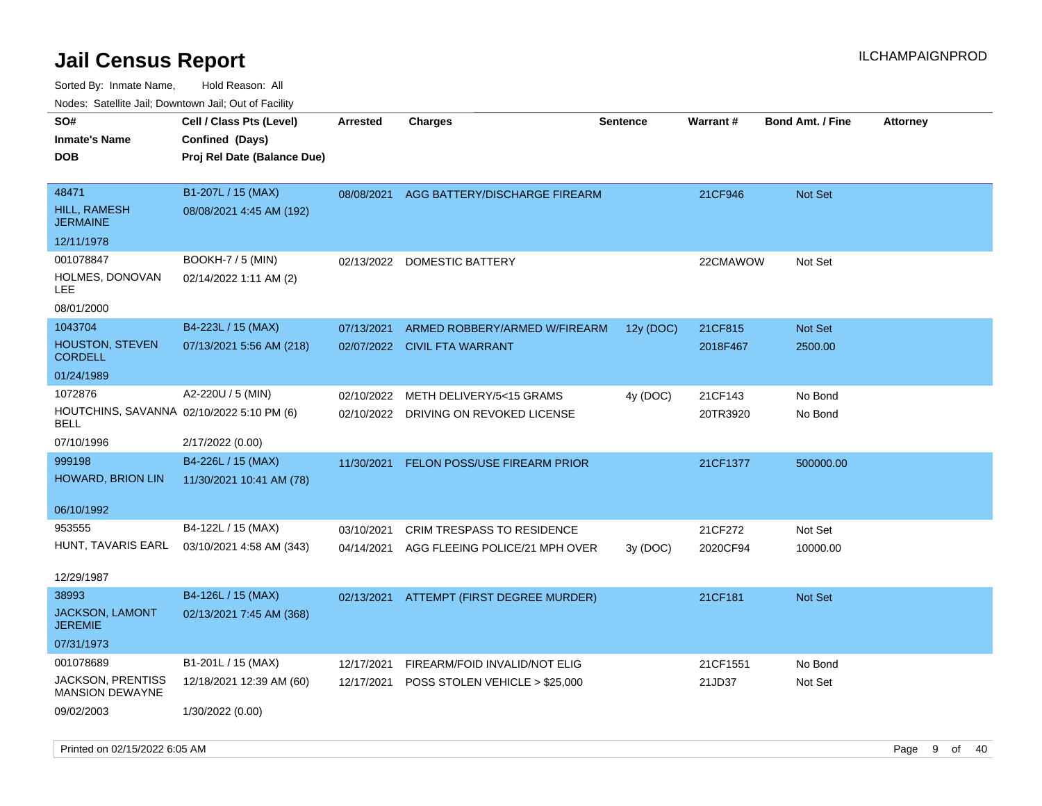# Jail Census Report

ILCHAMPAIGNPROD

Sorted By: Inmate Name, Hold Reason: All

Nodes: Satellite Jail; Downtown Jail; Out of Facility

| SO# / Inmate's Name / DOB | Cell / Class Pts (Level) / Confined (Days) / Proj Rel Date (Balance Due) | Arrested | Charges | Sentence | Warrant # | Bond Amt. / Fine | Attorney |
|---|---|---|---|---|---|---|---|
| 48471 HILL, RAMESH JERMAINE 12/11/1978 | B1-207L / 15 (MAX) 08/08/2021 4:45 AM (192) | 08/08/2021 | AGG BATTERY/DISCHARGE FIREARM | | 21CF946 | Not Set | |
| 001078847 HOLMES, DONOVAN LEE 08/01/2000 | BOOKH-7 / 5 (MIN) 02/14/2022 1:11 AM (2) | 02/13/2022 | DOMESTIC BATTERY | | 22CMAWOW | Not Set | |
| 1043704 HOUSTON, STEVEN CORDELL 01/24/1989 | B4-223L / 15 (MAX) 07/13/2021 5:56 AM (218) | 07/13/2021 | ARMED ROBBERY/ARMED W/FIREARM | 12y (DOC) | 21CF815 | Not Set | |
| | | 02/07/2022 | CIVIL FTA WARRANT | | 2018F467 | 2500.00 | |
| 1072876 HOUTCHINS, SAVANNA BELL 07/10/1996 | A2-220U / 5 (MIN) 02/10/2022 5:10 PM (6) 2/17/2022 (0.00) | 02/10/2022 | METH DELIVERY/5<15 GRAMS | 4y (DOC) | 21CF143 | No Bond | |
| | | 02/10/2022 | DRIVING ON REVOKED LICENSE | | 20TR3920 | No Bond | |
| 999198 HOWARD, BRION LIN 06/10/1992 | B4-226L / 15 (MAX) 11/30/2021 10:41 AM (78) | 11/30/2021 | FELON POSS/USE FIREARM PRIOR | | 21CF1377 | 500000.00 | |
| 953555 HUNT, TAVARIS EARL 12/29/1987 | B4-122L / 15 (MAX) 03/10/2021 4:58 AM (343) | 03/10/2021 | CRIM TRESPASS TO RESIDENCE | | 21CF272 | Not Set | |
| | | 04/14/2021 | AGG FLEEING POLICE/21 MPH OVER | 3y (DOC) | 2020CF94 | 10000.00 | |
| 38993 JACKSON, LAMONT JEREMIE 07/31/1973 | B4-126L / 15 (MAX) 02/13/2021 7:45 AM (368) | 02/13/2021 | ATTEMPT (FIRST DEGREE MURDER) | | 21CF181 | Not Set | |
| 001078689 JACKSON, PRENTISS MANSION DEWAYNE 09/02/2003 | B1-201L / 15 (MAX) 12/18/2021 12:39 AM (60) 1/30/2022 (0.00) | 12/17/2021 | FIREARM/FOID INVALID/NOT ELIG | | 21CF1551 | No Bond | |
| | | 12/17/2021 | POSS STOLEN VEHICLE > $25,000 | | 21JD37 | Not Set | |

Printed on 02/15/2022 6:05 AM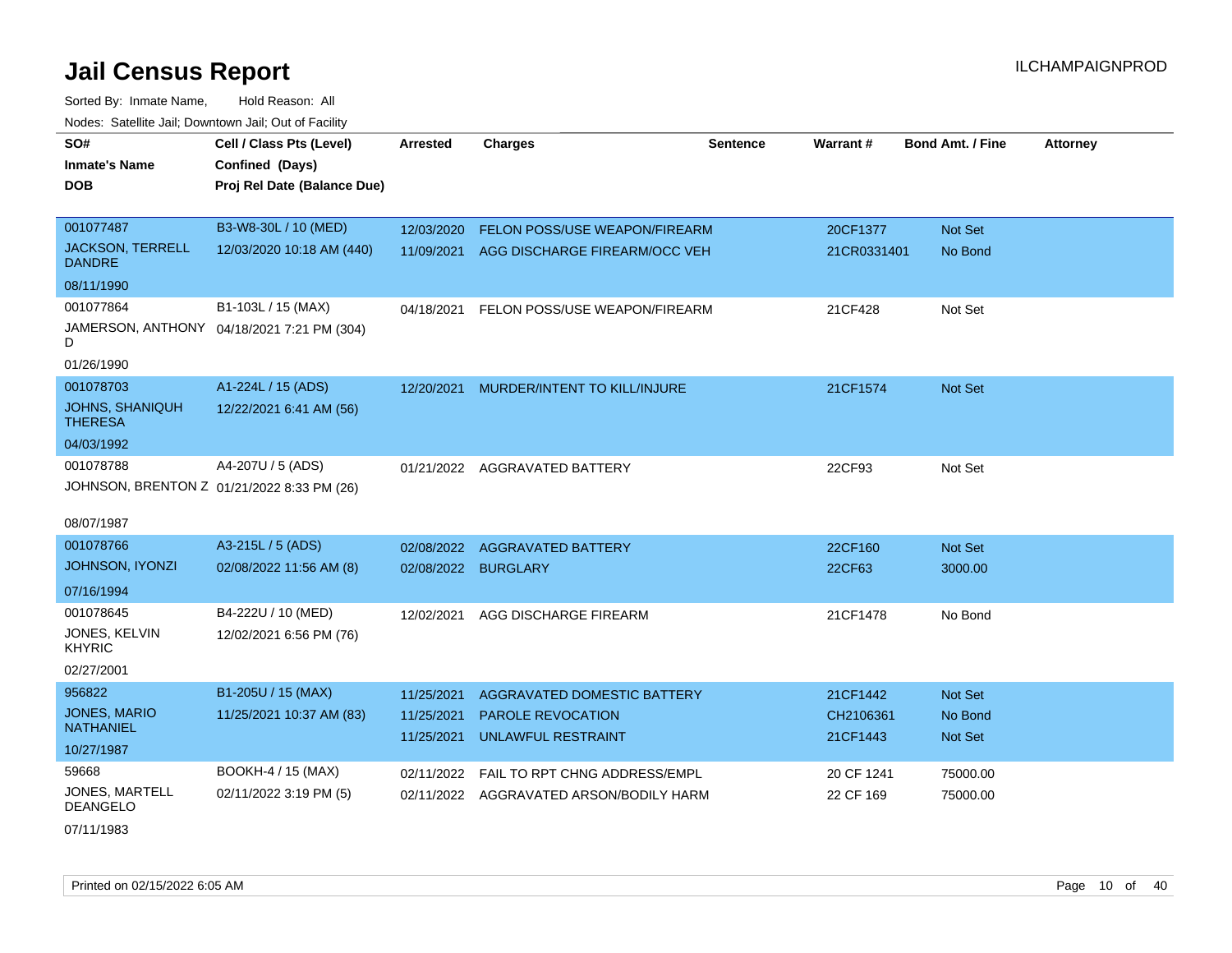# Jail Census Report

ILCHAMPAIGNPROD

Sorted By: Inmate Name, Hold Reason: All

Nodes: Satellite Jail; Downtown Jail; Out of Facility

| SO# / Inmate's Name / DOB | Cell / Class Pts (Level) / Confined (Days) / Proj Rel Date (Balance Due) | Arrested | Charges | Sentence | Warrant # | Bond Amt. / Fine | Attorney |
|---|---|---|---|---|---|---|---|
| 001077487 JACKSON, TERRELL DANDRE 08/11/1990 | B3-W8-30L / 10 (MED) 12/03/2020 10:18 AM (440) | 12/03/2020 | FELON POSS/USE WEAPON/FIREARM | | 20CF1377 | Not Set | |
| | | 11/09/2021 | AGG DISCHARGE FIREARM/OCC VEH | | 21CR0331401 | No Bond | |
| 001077864 JAMERSON, ANTHONY D 01/26/1990 | B1-103L / 15 (MAX) 04/18/2021 7:21 PM (304) | 04/18/2021 | FELON POSS/USE WEAPON/FIREARM | | 21CF428 | Not Set | |
| 001078703 JOHNS, SHANIQUH THERESA 04/03/1992 | A1-224L / 15 (ADS) 12/22/2021 6:41 AM (56) | 12/20/2021 | MURDER/INTENT TO KILL/INJURE | | 21CF1574 | Not Set | |
| 001078788 JOHNSON, BRENTON Z 08/07/1987 | A4-207U / 5 (ADS) 01/21/2022 8:33 PM (26) | 01/21/2022 | AGGRAVATED BATTERY | | 22CF93 | Not Set | |
| 001078766 JOHNSON, IYONZI 07/16/1994 | A3-215L / 5 (ADS) 02/08/2022 11:56 AM (8) | 02/08/2022 | AGGRAVATED BATTERY | | 22CF160 | Not Set | |
| | | 02/08/2022 | BURGLARY | | 22CF63 | 3000.00 | |
| 001078645 JONES, KELVIN KHYRIC 02/27/2001 | B4-222U / 10 (MED) 12/02/2021 6:56 PM (76) | 12/02/2021 | AGG DISCHARGE FIREARM | | 21CF1478 | No Bond | |
| 956822 JONES, MARIO NATHANIEL 10/27/1987 | B1-205U / 15 (MAX) 11/25/2021 10:37 AM (83) | 11/25/2021 | AGGRAVATED DOMESTIC BATTERY | | 21CF1442 | Not Set | |
| | | 11/25/2021 | PAROLE REVOCATION | | CH2106361 | No Bond | |
| | | 11/25/2021 | UNLAWFUL RESTRAINT | | 21CF1443 | Not Set | |
| 59668 JONES, MARTELL DEANGELO 07/11/1983 | BOOKH-4 / 15 (MAX) 02/11/2022 3:19 PM (5) | 02/11/2022 | FAIL TO RPT CHNG ADDRESS/EMPL | | 20 CF 1241 | 75000.00 | |
| | | 02/11/2022 | AGGRAVATED ARSON/BODILY HARM | | 22 CF 169 | 75000.00 | |

Printed on 02/15/2022 6:05 AM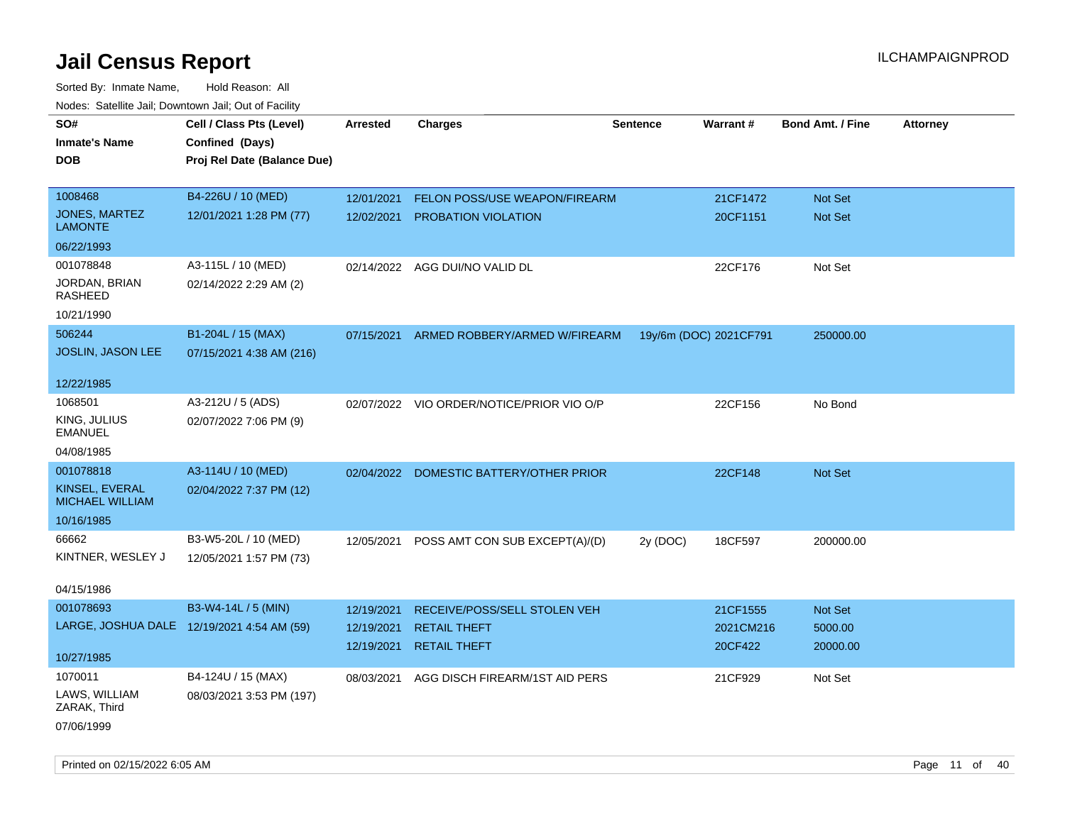# Jail Census Report

ILCHAMPAIGNPROD

Sorted By: Inmate Name, Hold Reason: All

Nodes: Satellite Jail; Downtown Jail; Out of Facility

| SO# / Inmate's Name / DOB | Cell / Class Pts (Level) / Confined (Days) / Proj Rel Date (Balance Due) | Arrested | Charges | Sentence | Warrant # | Bond Amt. / Fine | Attorney |
|---|---|---|---|---|---|---|---|
| 1008468<br>JONES, MARTEZ LAMONTE<br>06/22/1993 | B4-226U / 10 (MED)<br>12/01/2021 1:28 PM (77) | 12/01/2021<br>12/02/2021 | FELON POSS/USE WEAPON/FIREARM<br>PROBATION VIOLATION | | 21CF1472<br>20CF1151 | Not Set<br>Not Set | |
| 001078848<br>JORDAN, BRIAN RASHEED<br>10/21/1990 | A3-115L / 10 (MED)<br>02/14/2022 2:29 AM (2) | 02/14/2022 | AGG DUI/NO VALID DL | | 22CF176 | Not Set | |
| 506244<br>JOSLIN, JASON LEE<br>12/22/1985 | B1-204L / 15 (MAX)<br>07/15/2021 4:38 AM (216) | 07/15/2021 | ARMED ROBBERY/ARMED W/FIREARM | 19y/6m (DOC) | 2021CF791 | 250000.00 | |
| 1068501<br>KING, JULIUS EMANUEL<br>04/08/1985 | A3-212U / 5 (ADS)<br>02/07/2022 7:06 PM (9) | 02/07/2022 | VIO ORDER/NOTICE/PRIOR VIO O/P | | 22CF156 | No Bond | |
| 001078818<br>KINSEL, EVERAL MICHAEL WILLIAM<br>10/16/1985 | A3-114U / 10 (MED)<br>02/04/2022 7:37 PM (12) | 02/04/2022 | DOMESTIC BATTERY/OTHER PRIOR | | 22CF148 | Not Set | |
| 66662<br>KINTNER, WESLEY J<br>04/15/1986 | B3-W5-20L / 10 (MED)<br>12/05/2021 1:57 PM (73) | 12/05/2021 | POSS AMT CON SUB EXCEPT(A)/(D) | 2y (DOC) | 18CF597 | 200000.00 | |
| 001078693<br>LARGE, JOSHUA DALE<br>10/27/1985 | B3-W4-14L / 5 (MIN)<br>12/19/2021 4:54 AM (59) | 12/19/2021<br>12/19/2021<br>12/19/2021 | RECEIVE/POSS/SELL STOLEN VEH<br>RETAIL THEFT<br>RETAIL THEFT | | 21CF1555<br>2021CM216<br>20CF422 | Not Set<br>5000.00<br>20000.00 | |
| 1070011<br>LAWS, WILLIAM ZARAK, Third<br>07/06/1999 | B4-124U / 15 (MAX)<br>08/03/2021 3:53 PM (197) | 08/03/2021 | AGG DISCH FIREARM/1ST AID PERS | | 21CF929 | Not Set | |

Printed on 02/15/2022 6:05 AM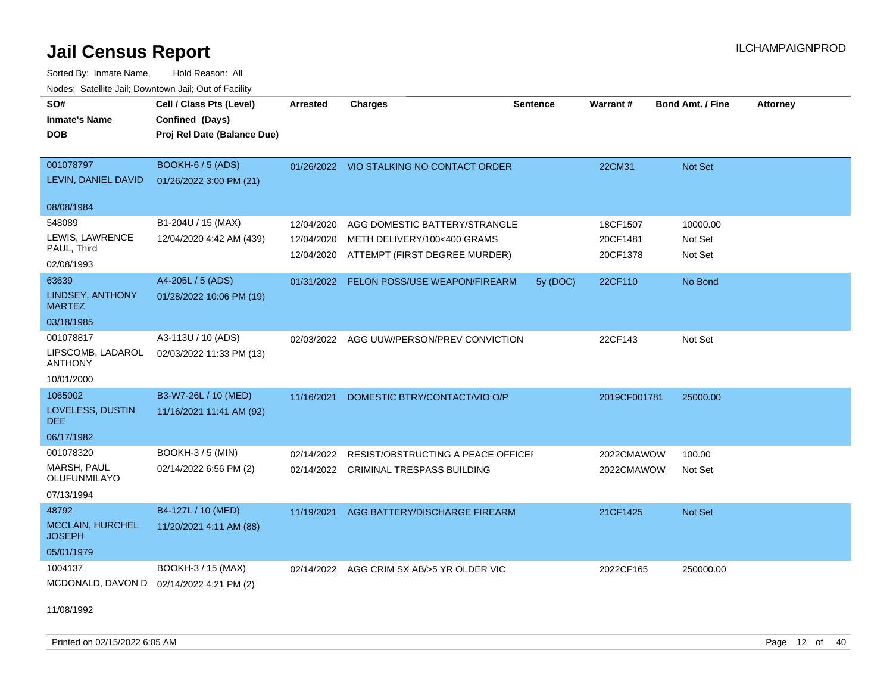# Jail Census Report

ILCHAMPAIGNPROD

Sorted By: Inmate Name, Hold Reason: All

Nodes: Satellite Jail; Downtown Jail; Out of Facility

| SO# / Inmate's Name / DOB | Cell / Class Pts (Level) / Confined (Days) / Proj Rel Date (Balance Due) | Arrested | Charges | Sentence | Warrant # | Bond Amt. / Fine | Attorney |
|---|---|---|---|---|---|---|---|
| 001078797 LEVIN, DANIEL DAVID 08/08/1984 | BOOKH-6 / 5 (ADS) 01/26/2022 3:00 PM (21) | 01/26/2022 | VIO STALKING NO CONTACT ORDER | | 22CM31 | Not Set | |
| 548089 LEWIS, LAWRENCE PAUL, Third 02/08/1993 | B1-204U / 15 (MAX) 12/04/2020 4:42 AM (439) | 12/04/2020 | AGG DOMESTIC BATTERY/STRANGLE | | 18CF1507 | 10000.00 | |
| | | 12/04/2020 | METH DELIVERY/100<400 GRAMS | | 20CF1481 | Not Set | |
| | | 12/04/2020 | ATTEMPT (FIRST DEGREE MURDER) | | 20CF1378 | Not Set | |
| 63639 LINDSEY, ANTHONY MARTEZ 03/18/1985 | A4-205L / 5 (ADS) 01/28/2022 10:06 PM (19) | 01/31/2022 | FELON POSS/USE WEAPON/FIREARM | 5y (DOC) | 22CF110 | No Bond | |
| 001078817 LIPSCOMB, LADAROL ANTHONY 10/01/2000 | A3-113U / 10 (ADS) 02/03/2022 11:33 PM (13) | 02/03/2022 | AGG UUW/PERSON/PREV CONVICTION | | 22CF143 | Not Set | |
| 1065002 LOVELESS, DUSTIN DEE 06/17/1982 | B3-W7-26L / 10 (MED) 11/16/2021 11:41 AM (92) | 11/16/2021 | DOMESTIC BTRY/CONTACT/VIO O/P | | 2019CF001781 | 25000.00 | |
| 001078320 MARSH, PAUL OLUFUNMILAYO 07/13/1994 | BOOKH-3 / 5 (MIN) 02/14/2022 6:56 PM (2) | 02/14/2022 | RESIST/OBSTRUCTING A PEACE OFFICEI | | 2022CMAWOW | 100.00 | |
| | | 02/14/2022 | CRIMINAL TRESPASS BUILDING | | 2022CMAWOW | Not Set | |
| 48792 MCCLAIN, HURCHEL JOSEPH 05/01/1979 | B4-127L / 10 (MED) 11/20/2021 4:11 AM (88) | 11/19/2021 | AGG BATTERY/DISCHARGE FIREARM | | 21CF1425 | Not Set | |
| 1004137 MCDONALD, DAVON D 11/08/1992 | BOOKH-3 / 15 (MAX) 02/14/2022 4:21 PM (2) | 02/14/2022 | AGG CRIM SX AB/>5 YR OLDER VIC | | 2022CF165 | 250000.00 | |

Printed on 02/15/2022 6:05 AM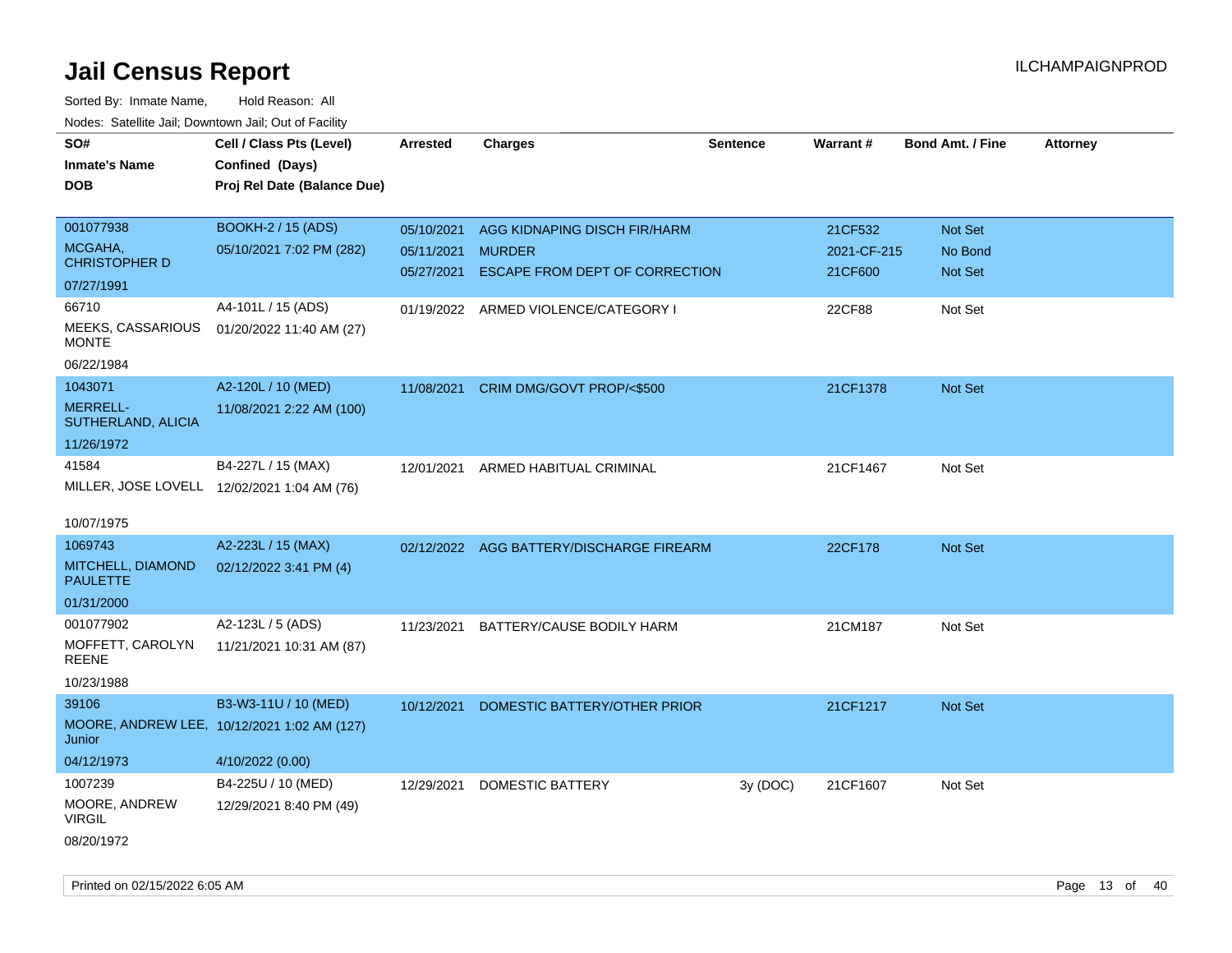# Jail Census Report

ILCHAMPAIGNPROD

Sorted By: Inmate Name, Hold Reason: All

Nodes: Satellite Jail; Downtown Jail; Out of Facility

| SO#<br>Inmate's Name<br>DOB | Cell / Class Pts (Level)<br>Confined (Days)<br>Proj Rel Date (Balance Due) | Arrested | Charges | Sentence | Warrant # | Bond Amt. / Fine | Attorney |
|---|---|---|---|---|---|---|---|
| 001077938<br>MCGAHA, CHRISTOPHER D<br>07/27/1991 | BOOKH-2 / 15 (ADS)<br>05/10/2021 7:02 PM (282) | 05/10/2021<br>05/11/2021<br>05/27/2021 | AGG KIDNAPING DISCH FIR/HARM<br>MURDER<br>ESCAPE FROM DEPT OF CORRECTION | | 21CF532<br>2021-CF-215<br>21CF600 | Not Set<br>No Bond<br>Not Set | |
| 66710<br>MEEKS, CASSARIOUS MONTE<br>06/22/1984 | A4-101L / 15 (ADS)<br>01/20/2022 11:40 AM (27) | 01/19/2022 | ARMED VIOLENCE/CATEGORY I | | 22CF88 | Not Set | |
| 1043071<br>MERRELL-SUTHERLAND, ALICIA<br>11/26/1972 | A2-120L / 10 (MED)<br>11/08/2021 2:22 AM (100) | 11/08/2021 | CRIM DMG/GOVT PROP/<$500 | | 21CF1378 | Not Set | |
| 41584<br>MILLER, JOSE LOVELL<br>10/07/1975 | B4-227L / 15 (MAX)<br>12/02/2021 1:04 AM (76) | 12/01/2021 | ARMED HABITUAL CRIMINAL | | 21CF1467 | Not Set | |
| 1069743<br>MITCHELL, DIAMOND PAULETTE<br>01/31/2000 | A2-223L / 15 (MAX)<br>02/12/2022 3:41 PM (4) | 02/12/2022 | AGG BATTERY/DISCHARGE FIREARM | | 22CF178 | Not Set | |
| 001077902<br>MOFFETT, CAROLYN REENE<br>10/23/1988 | A2-123L / 5 (ADS)<br>11/21/2021 10:31 AM (87) | 11/23/2021 | BATTERY/CAUSE BODILY HARM | | 21CM187 | Not Set | |
| 39106<br>MOORE, ANDREW LEE, Junior<br>04/12/1973 | B3-W3-11U / 10 (MED)<br>10/12/2021 1:02 AM (127)<br>4/10/2022 (0.00) | 10/12/2021 | DOMESTIC BATTERY/OTHER PRIOR | | 21CF1217 | Not Set | |
| 1007239<br>MOORE, ANDREW VIRGIL<br>08/20/1972 | B4-225U / 10 (MED)<br>12/29/2021 8:40 PM (49) | 12/29/2021 | DOMESTIC BATTERY | 3y (DOC) | 21CF1607 | Not Set | |

Printed on 02/15/2022 6:05 AM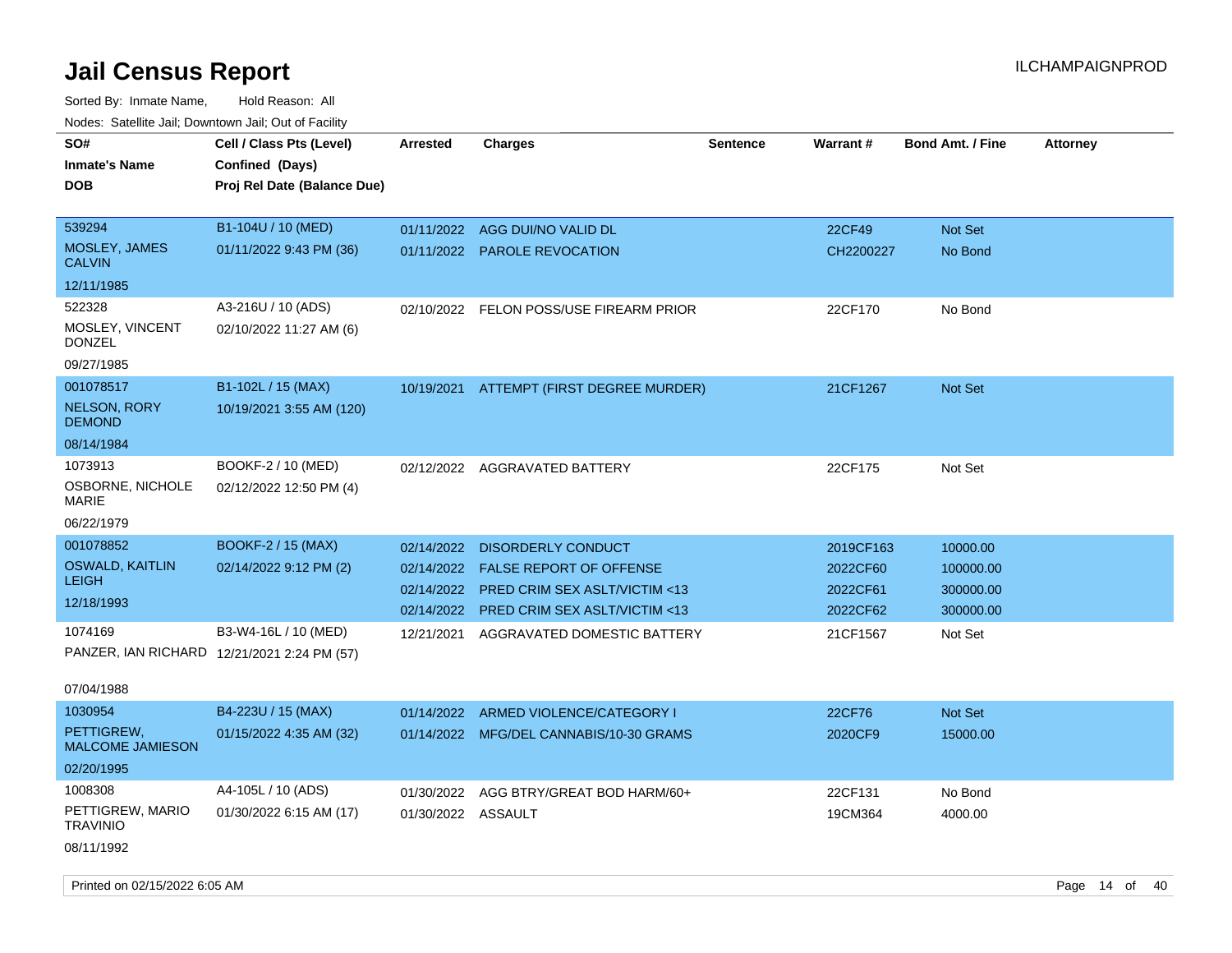# Jail Census Report

ILCHAMPAIGNPROD

Sorted By: Inmate Name, Hold Reason: All

Nodes: Satellite Jail; Downtown Jail; Out of Facility

| SO# / Inmate's Name / DOB | Cell / Class Pts (Level) / Confined (Days) / Proj Rel Date (Balance Due) | Arrested | Charges | Sentence | Warrant # | Bond Amt. / Fine | Attorney |
|---|---|---|---|---|---|---|---|
| 539294<br>MOSLEY, JAMES CALVIN<br>12/11/1985 | B1-104U / 10 (MED)<br>01/11/2022 9:43 PM (36) | 01/11/2022<br>01/11/2022 | AGG DUI/NO VALID DL<br>PAROLE REVOCATION | | 22CF49<br>CH2200227 | Not Set<br>No Bond | |
| 522328<br>MOSLEY, VINCENT DONZEL<br>09/27/1985 | A3-216U / 10 (ADS)<br>02/10/2022 11:27 AM (6) | 02/10/2022 | FELON POSS/USE FIREARM PRIOR | | 22CF170 | No Bond | |
| 001078517<br>NELSON, RORY DEMOND<br>08/14/1984 | B1-102L / 15 (MAX)<br>10/19/2021 3:55 AM (120) | 10/19/2021 | ATTEMPT (FIRST DEGREE MURDER) | | 21CF1267 | Not Set | |
| 1073913<br>OSBORNE, NICHOLE MARIE<br>06/22/1979 | BOOKF-2 / 10 (MED)<br>02/12/2022 12:50 PM (4) | 02/12/2022 | AGGRAVATED BATTERY | | 22CF175 | Not Set | |
| 001078852<br>OSWALD, KAITLIN LEIGH<br>12/18/1993 | BOOKF-2 / 15 (MAX)<br>02/14/2022 9:12 PM (2) | 02/14/2022<br>02/14/2022<br>02/14/2022<br>02/14/2022 | DISORDERLY CONDUCT<br>FALSE REPORT OF OFFENSE<br>PRED CRIM SEX ASLT/VICTIM <13<br>PRED CRIM SEX ASLT/VICTIM <13 | | 2019CF163<br>2022CF60<br>2022CF61<br>2022CF62 | 10000.00<br>100000.00<br>300000.00<br>300000.00 | |
| 1074169<br>PANZER, IAN RICHARD<br>07/04/1988 | B3-W4-16L / 10 (MED)<br>12/21/2021 2:24 PM (57) | 12/21/2021 | AGGRAVATED DOMESTIC BATTERY | | 21CF1567 | Not Set | |
| 1030954<br>PETTIGREW, MALCOME JAMIESON<br>02/20/1995 | B4-223U / 15 (MAX)<br>01/15/2022 4:35 AM (32) | 01/14/2022<br>01/14/2022 | ARMED VIOLENCE/CATEGORY I<br>MFG/DEL CANNABIS/10-30 GRAMS | | 22CF76<br>2020CF9 | Not Set<br>15000.00 | |
| 1008308<br>PETTIGREW, MARIO TRAVINIO<br>08/11/1992 | A4-105L / 10 (ADS)<br>01/30/2022 6:15 AM (17) | 01/30/2022<br>01/30/2022 | AGG BTRY/GREAT BOD HARM/60+<br>ASSAULT | | 22CF131<br>19CM364 | No Bond<br>4000.00 | |

Printed on 02/15/2022 6:05 AM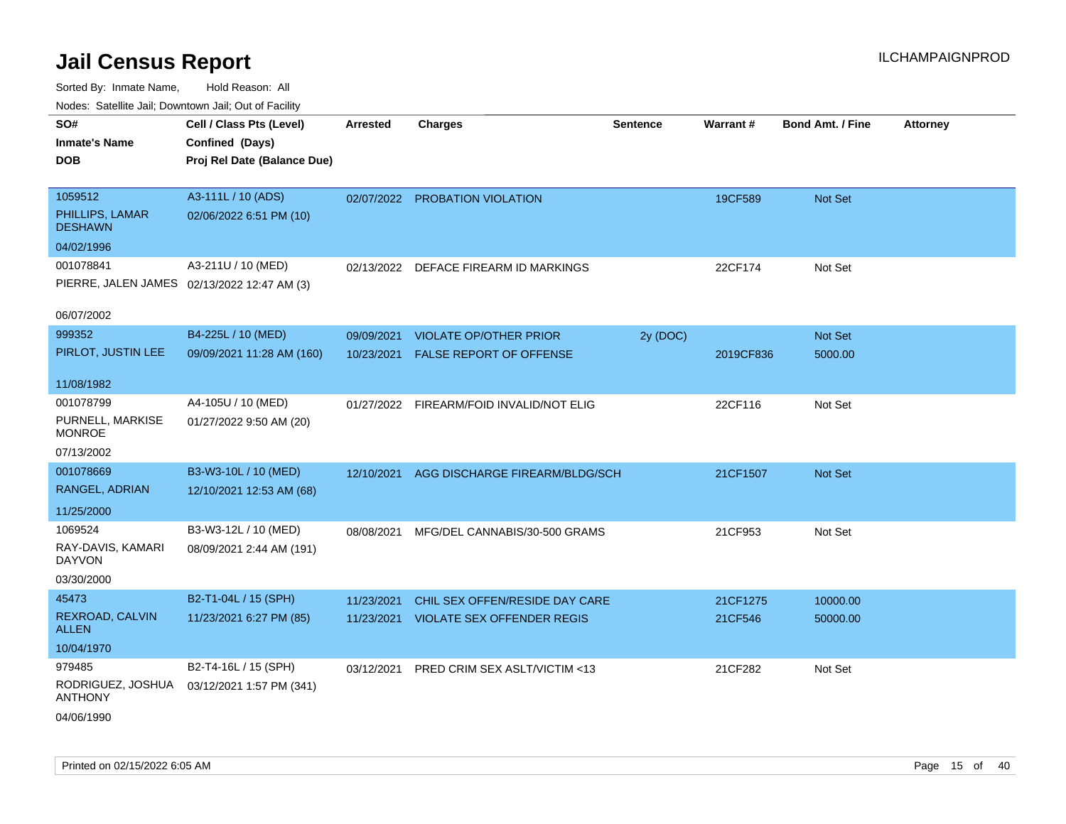# Jail Census Report

Sorted By: Inmate Name, Hold Reason: All

Nodes: Satellite Jail; Downtown Jail; Out of Facility

| SO# / Inmate's Name / DOB | Cell / Class Pts (Level) / Confined (Days) / Proj Rel Date (Balance Due) | Arrested | Charges | Sentence | Warrant # | Bond Amt. / Fine | Attorney |
|---|---|---|---|---|---|---|---|
| 1059512<br>PHILLIPS, LAMAR DESHAWN<br>04/02/1996 | A3-111L / 10 (ADS)<br>02/06/2022 6:51 PM (10) | 02/07/2022 | PROBATION VIOLATION | | 19CF589 | Not Set | |
| 001078841<br>PIERRE, JALEN JAMES<br>06/07/2002 | A3-211U / 10 (MED)<br>02/13/2022 12:47 AM (3) | 02/13/2022 | DEFACE FIREARM ID MARKINGS | | 22CF174 | Not Set | |
| 999352<br>PIRLOT, JUSTIN LEE<br>11/08/1982 | B4-225L / 10 (MED)<br>09/09/2021 11:28 AM (160) | 09/09/2021 | VIOLATE OP/OTHER PRIOR | 2y (DOC) | | Not Set | |
| | | 10/23/2021 | FALSE REPORT OF OFFENSE | | 2019CF836 | 5000.00 | |
| 001078799<br>PURNELL, MARKISE MONROE<br>07/13/2002 | A4-105U / 10 (MED)<br>01/27/2022 9:50 AM (20) | 01/27/2022 | FIREARM/FOID INVALID/NOT ELIG | | 22CF116 | Not Set | |
| 001078669<br>RANGEL, ADRIAN<br>11/25/2000 | B3-W3-10L / 10 (MED)<br>12/10/2021 12:53 AM (68) | 12/10/2021 | AGG DISCHARGE FIREARM/BLDG/SCH | | 21CF1507 | Not Set | |
| 1069524<br>RAY-DAVIS, KAMARI DAYVON<br>03/30/2000 | B3-W3-12L / 10 (MED)<br>08/09/2021 2:44 AM (191) | 08/08/2021 | MFG/DEL CANNABIS/30-500 GRAMS | | 21CF953 | Not Set | |
| 45473<br>REXROAD, CALVIN ALLEN<br>10/04/1970 | B2-T1-04L / 15 (SPH)<br>11/23/2021 6:27 PM (85) | 11/23/2021 | CHIL SEX OFFEN/RESIDE DAY CARE | | 21CF1275 | 10000.00 | |
| | | 11/23/2021 | VIOLATE SEX OFFENDER REGIS | | 21CF546 | 50000.00 | |
| 979485<br>RODRIGUEZ, JOSHUA ANTHONY<br>04/06/1990 | B2-T4-16L / 15 (SPH)<br>03/12/2021 1:57 PM (341) | 03/12/2021 | PRED CRIM SEX ASLT/VICTIM <13 | | 21CF282 | Not Set | |

Printed on 02/15/2022 6:05 AM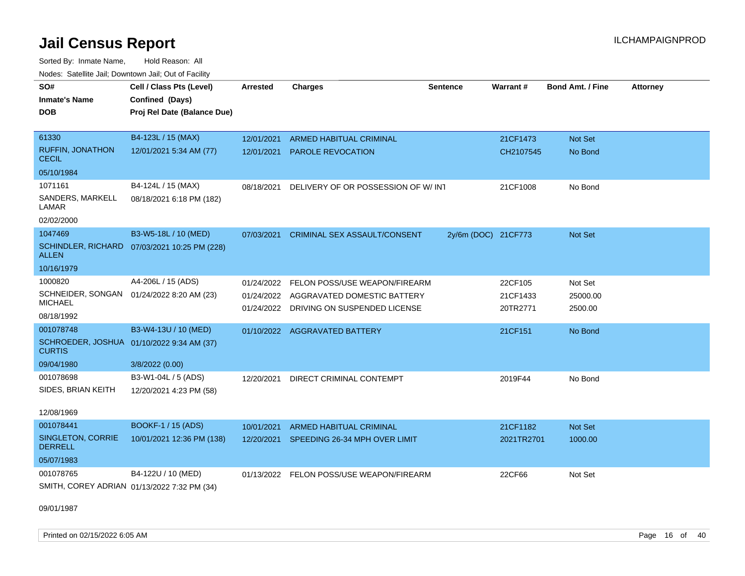# Jail Census Report

Sorted By: Inmate Name, Hold Reason: All

Nodes: Satellite Jail; Downtown Jail; Out of Facility

| SO# / Inmate's Name / DOB | Cell / Class Pts (Level) / Confined (Days) / Proj Rel Date (Balance Due) | Arrested | Charges | Sentence | Warrant # | Bond Amt. / Fine | Attorney |
|---|---|---|---|---|---|---|---|
| 61330<br>RUFFIN, JONATHON CECIL<br>05/10/1984 | B4-123L / 15 (MAX)<br>12/01/2021 5:34 AM (77) | 12/01/2021<br>12/01/2021 | ARMED HABITUAL CRIMINAL<br>PAROLE REVOCATION | | 21CF1473<br>CH2107545 | Not Set<br>No Bond | |
| 1071161<br>SANDERS, MARKELL LAMAR<br>02/02/2000 | B4-124L / 15 (MAX)<br>08/18/2021 6:18 PM (182) | 08/18/2021 | DELIVERY OF OR POSSESSION OF W/ INT | | 21CF1008 | No Bond | |
| 1047469<br>SCHINDLER, RICHARD ALLEN<br>10/16/1979 | B3-W5-18L / 10 (MED)<br>07/03/2021 10:25 PM (228) | 07/03/2021 | CRIMINAL SEX ASSAULT/CONSENT | 2y/6m (DOC) | 21CF773 | Not Set | |
| 1000820<br>SCHNEIDER, SONGAN MICHAEL<br>08/18/1992 | A4-206L / 15 (ADS)<br>01/24/2022 8:20 AM (23) | 01/24/2022<br>01/24/2022<br>01/24/2022 | FELON POSS/USE WEAPON/FIREARM<br>AGGRAVATED DOMESTIC BATTERY<br>DRIVING ON SUSPENDED LICENSE | | 22CF105<br>21CF1433<br>20TR2771 | Not Set<br>25000.00<br>2500.00 | |
| 001078748<br>SCHROEDER, JOSHUA CURTIS<br>09/04/1980 | B3-W4-13U / 10 (MED)<br>01/10/2022 9:34 AM (37)<br>3/8/2022 (0.00) | 01/10/2022 | AGGRAVATED BATTERY | | 21CF151 | No Bond | |
| 001078698<br>SIDES, BRIAN KEITH<br>12/08/1969 | B3-W1-04L / 5 (ADS)<br>12/20/2021 4:23 PM (58) | 12/20/2021 | DIRECT CRIMINAL CONTEMPT | | 2019F44 | No Bond | |
| 001078441<br>SINGLETON, CORRIE DERRELL<br>05/07/1983 | BOOKF-1 / 15 (ADS)<br>10/01/2021 12:36 PM (138) | 10/01/2021<br>12/20/2021 | ARMED HABITUAL CRIMINAL<br>SPEEDING 26-34 MPH OVER LIMIT | | 21CF1182<br>2021TR2701 | Not Set<br>1000.00 | |
| 001078765<br>SMITH, COREY ADRIAN<br>09/01/1987 | B4-122U / 10 (MED)<br>01/13/2022 7:32 PM (34) | 01/13/2022 | FELON POSS/USE WEAPON/FIREARM | | 22CF66 | Not Set | |

Printed on 02/15/2022 6:05 AM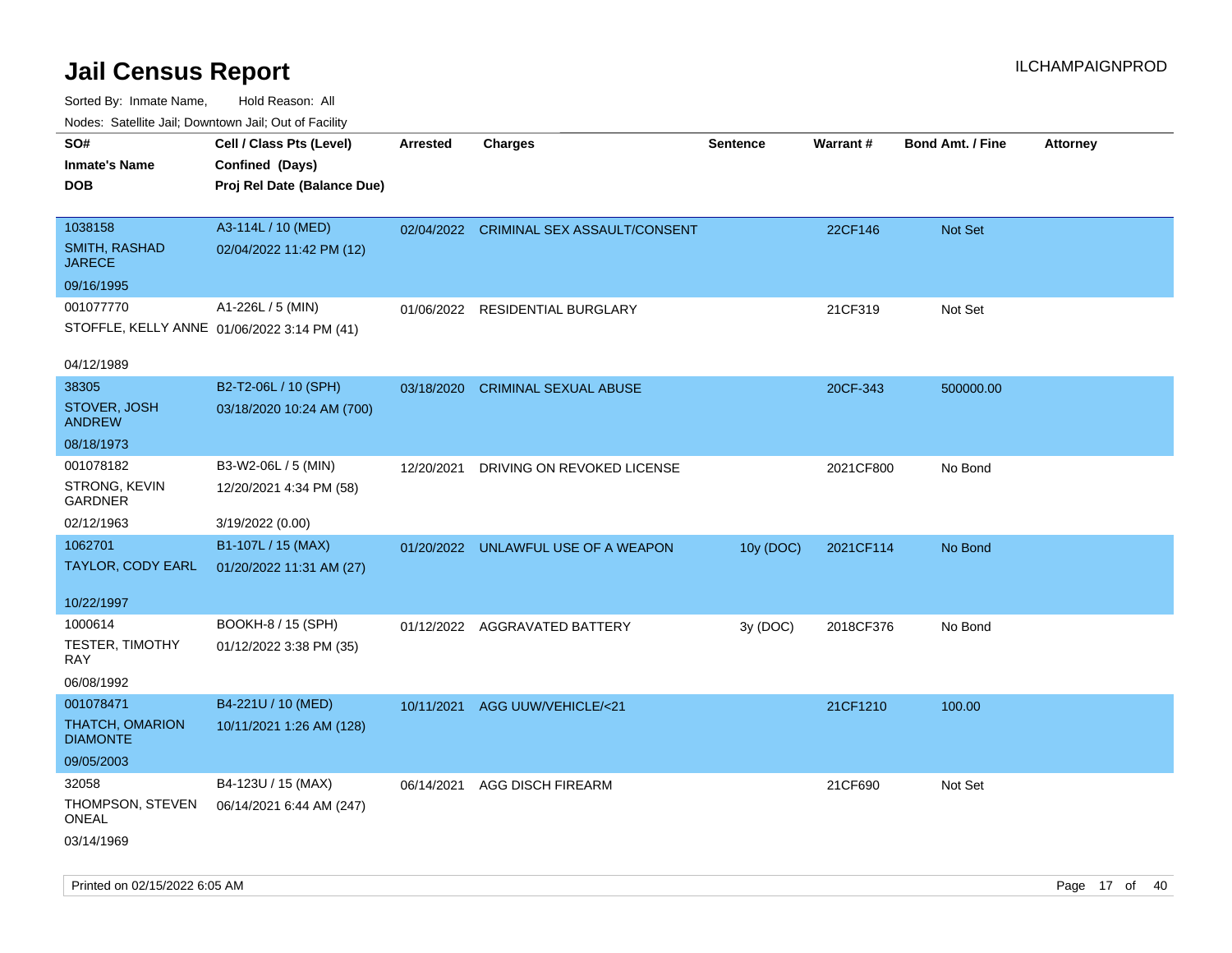# Jail Census Report

ILCHAMPAIGNPROD

Sorted By: Inmate Name, Hold Reason: All

Nodes: Satellite Jail; Downtown Jail; Out of Facility

| SO# / Inmate's Name / DOB | Cell / Class Pts (Level) / Confined (Days) / Proj Rel Date (Balance Due) | Arrested | Charges | Sentence | Warrant # | Bond Amt. / Fine | Attorney |
|---|---|---|---|---|---|---|---|
| 1038158<br>SMITH, RASHAD JARECE<br>09/16/1995 | A3-114L / 10 (MED)<br>02/04/2022 11:42 PM (12) | 02/04/2022 | CRIMINAL SEX ASSAULT/CONSENT | | 22CF146 | Not Set | |
| 001077770<br>STOFFLE, KELLY ANNE<br>04/12/1989 | A1-226L / 5 (MIN)<br>01/06/2022 3:14 PM (41) | 01/06/2022 | RESIDENTIAL BURGLARY | | 21CF319 | Not Set | |
| 38305<br>STOVER, JOSH ANDREW<br>08/18/1973 | B2-T2-06L / 10 (SPH)<br>03/18/2020 10:24 AM (700) | 03/18/2020 | CRIMINAL SEXUAL ABUSE | | 20CF-343 | 500000.00 | |
| 001078182<br>STRONG, KEVIN GARDNER<br>02/12/1963 | B3-W2-06L / 5 (MIN)<br>12/20/2021 4:34 PM (58)<br>3/19/2022 (0.00) | 12/20/2021 | DRIVING ON REVOKED LICENSE | | 2021CF800 | No Bond | |
| 1062701<br>TAYLOR, CODY EARL<br>10/22/1997 | B1-107L / 15 (MAX)<br>01/20/2022 11:31 AM (27) | 01/20/2022 | UNLAWFUL USE OF A WEAPON | 10y (DOC) | 2021CF114 | No Bond | |
| 1000614<br>TESTER, TIMOTHY RAY<br>06/08/1992 | BOOKH-8 / 15 (SPH)<br>01/12/2022 3:38 PM (35) | 01/12/2022 | AGGRAVATED BATTERY | 3y (DOC) | 2018CF376 | No Bond | |
| 001078471<br>THATCH, OMARION DIAMONTE<br>09/05/2003 | B4-221U / 10 (MED)<br>10/11/2021 1:26 AM (128) | 10/11/2021 | AGG UUW/VEHICLE/<21 | | 21CF1210 | 100.00 | |
| 32058<br>THOMPSON, STEVEN ONEAL<br>03/14/1969 | B4-123U / 15 (MAX)<br>06/14/2021 6:44 AM (247) | 06/14/2021 | AGG DISCH FIREARM | | 21CF690 | Not Set | |

Printed on 02/15/2022 6:05 AM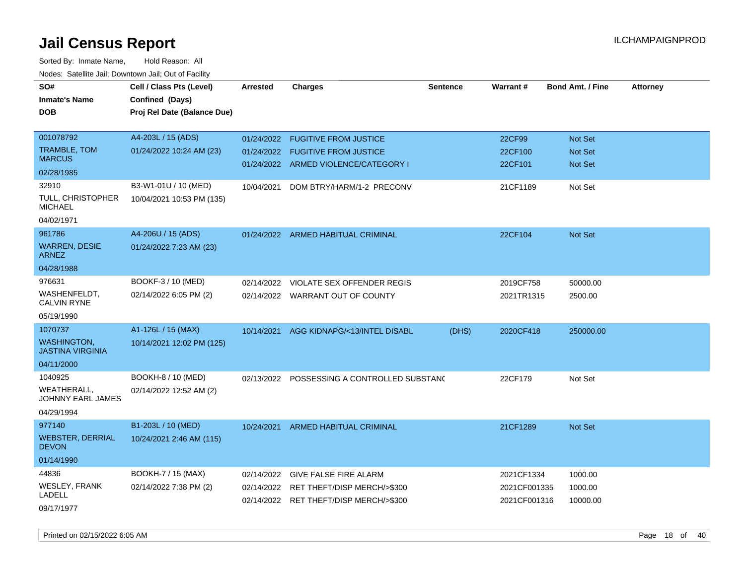# Jail Census Report

ILCHAMPAIGNPROD

Sorted By: Inmate Name, Hold Reason: All

Nodes: Satellite Jail; Downtown Jail; Out of Facility

| SO# / Inmate's Name / DOB | Cell / Class Pts (Level) / Confined (Days) / Proj Rel Date (Balance Due) | Arrested | Charges | Sentence | Warrant # | Bond Amt. / Fine | Attorney |
|---|---|---|---|---|---|---|---|
| 001078792<br>TRAMBLE, TOM MARCUS<br>02/28/1985 | A4-203L / 15 (ADS)<br>01/24/2022 10:24 AM (23) | 01/24/2022 | FUGITIVE FROM JUSTICE | | 22CF99 | Not Set | |
| | | 01/24/2022 | FUGITIVE FROM JUSTICE | | 22CF100 | Not Set | |
| | | 01/24/2022 | ARMED VIOLENCE/CATEGORY I | | 22CF101 | Not Set | |
| 32910<br>TULL, CHRISTOPHER MICHAEL<br>04/02/1971 | B3-W1-01U / 10 (MED)<br>10/04/2021 10:53 PM (135) | 10/04/2021 | DOM BTRY/HARM/1-2 PRECONV | | 21CF1189 | Not Set | |
| 961786<br>WARREN, DESIE ARNEZ<br>04/28/1988 | A4-206U / 15 (ADS)<br>01/24/2022 7:23 AM (23) | 01/24/2022 | ARMED HABITUAL CRIMINAL | | 22CF104 | Not Set | |
| 976631<br>WASHENFELDT, CALVIN RYNE<br>05/19/1990 | BOOKF-3 / 10 (MED)<br>02/14/2022 6:05 PM (2) | 02/14/2022 | VIOLATE SEX OFFENDER REGIS | | 2019CF758 | 50000.00 | |
| | | 02/14/2022 | WARRANT OUT OF COUNTY | | 2021TR1315 | 2500.00 | |
| 1070737<br>WASHINGTON, JASTINA VIRGINIA<br>04/11/2000 | A1-126L / 15 (MAX)<br>10/14/2021 12:02 PM (125) | 10/14/2021 | AGG KIDNAPG/<13/INTEL DISABL | (DHS) | 2020CF418 | 250000.00 | |
| 1040925<br>WEATHERALL, JOHNNY EARL JAMES<br>04/29/1994 | BOOKH-8 / 10 (MED)<br>02/14/2022 12:52 AM (2) | 02/13/2022 | POSSESSING A CONTROLLED SUBSTANC | | 22CF179 | Not Set | |
| 977140<br>WEBSTER, DERRIAL DEVON<br>01/14/1990 | B1-203L / 10 (MED)<br>10/24/2021 2:46 AM (115) | 10/24/2021 | ARMED HABITUAL CRIMINAL | | 21CF1289 | Not Set | |
| 44836<br>WESLEY, FRANK LADELL<br>09/17/1977 | BOOKH-7 / 15 (MAX)<br>02/14/2022 7:38 PM (2) | 02/14/2022 | GIVE FALSE FIRE ALARM | | 2021CF1334 | 1000.00 | |
| | | 02/14/2022 | RET THEFT/DISP MERCH/>$300 | | 2021CF001335 | 1000.00 | |
| | | 02/14/2022 | RET THEFT/DISP MERCH/>$300 | | 2021CF001316 | 10000.00 | |

Printed on 02/15/2022 6:05 AM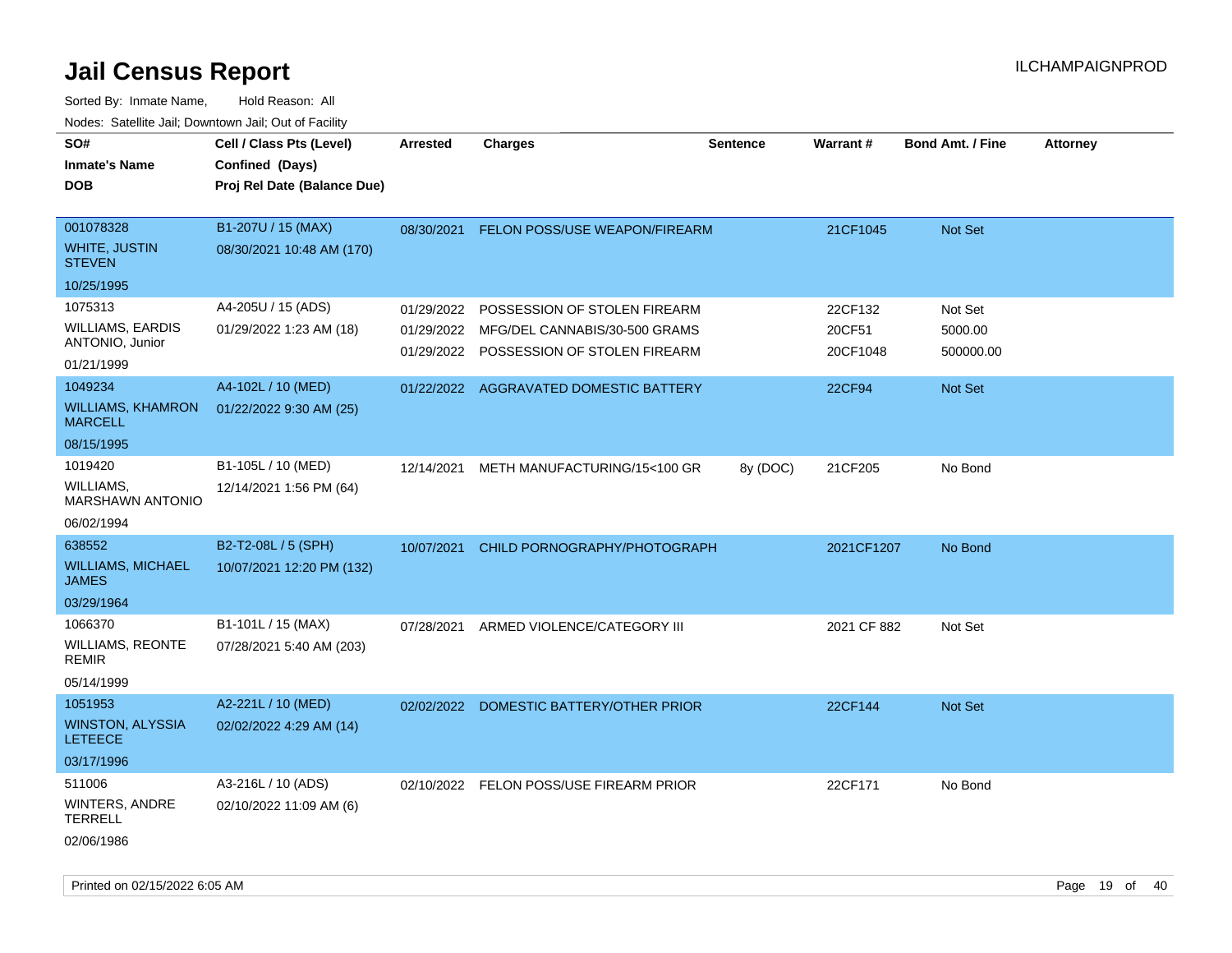# Jail Census Report

Sorted By: Inmate Name, Hold Reason: All

Nodes: Satellite Jail; Downtown Jail; Out of Facility

| SO# / Inmate's Name / DOB | Cell / Class Pts (Level) / Confined (Days) / Proj Rel Date (Balance Due) | Arrested | Charges | Sentence | Warrant # | Bond Amt. / Fine | Attorney |
|---|---|---|---|---|---|---|---|
| 001078328 WHITE, JUSTIN STEVEN 10/25/1995 | B1-207U / 15 (MAX) 08/30/2021 10:48 AM (170) | 08/30/2021 | FELON POSS/USE WEAPON/FIREARM | | 21CF1045 | Not Set | |
| 1075313 WILLIAMS, EARDIS ANTONIO, Junior 01/21/1999 | A4-205U / 15 (ADS) 01/29/2022 1:23 AM (18) | 01/29/2022 | POSSESSION OF STOLEN FIREARM | | 22CF132 | Not Set | |
| | | 01/29/2022 | MFG/DEL CANNABIS/30-500 GRAMS | | 20CF51 | 5000.00 | |
| | | 01/29/2022 | POSSESSION OF STOLEN FIREARM | | 20CF1048 | 500000.00 | |
| 1049234 WILLIAMS, KHAMRON MARCELL 08/15/1995 | A4-102L / 10 (MED) 01/22/2022 9:30 AM (25) | 01/22/2022 | AGGRAVATED DOMESTIC BATTERY | | 22CF94 | Not Set | |
| 1019420 WILLIAMS, MARSHAWN ANTONIO 06/02/1994 | B1-105L / 10 (MED) 12/14/2021 1:56 PM (64) | 12/14/2021 | METH MANUFACTURING/15<100 GR | 8y (DOC) | 21CF205 | No Bond | |
| 638552 WILLIAMS, MICHAEL JAMES 03/29/1964 | B2-T2-08L / 5 (SPH) 10/07/2021 12:20 PM (132) | 10/07/2021 | CHILD PORNOGRAPHY/PHOTOGRAPH | | 2021CF1207 | No Bond | |
| 1066370 WILLIAMS, REONTE REMIR 05/14/1999 | B1-101L / 15 (MAX) 07/28/2021 5:40 AM (203) | 07/28/2021 | ARMED VIOLENCE/CATEGORY III | | 2021 CF 882 | Not Set | |
| 1051953 WINSTON, ALYSSIA LETEECE 03/17/1996 | A2-221L / 10 (MED) 02/02/2022 4:29 AM (14) | 02/02/2022 | DOMESTIC BATTERY/OTHER PRIOR | | 22CF144 | Not Set | |
| 511006 WINTERS, ANDRE TERRELL 02/06/1986 | A3-216L / 10 (ADS) 02/10/2022 11:09 AM (6) | 02/10/2022 | FELON POSS/USE FIREARM PRIOR | | 22CF171 | No Bond | |

Printed on 02/15/2022 6:05 AM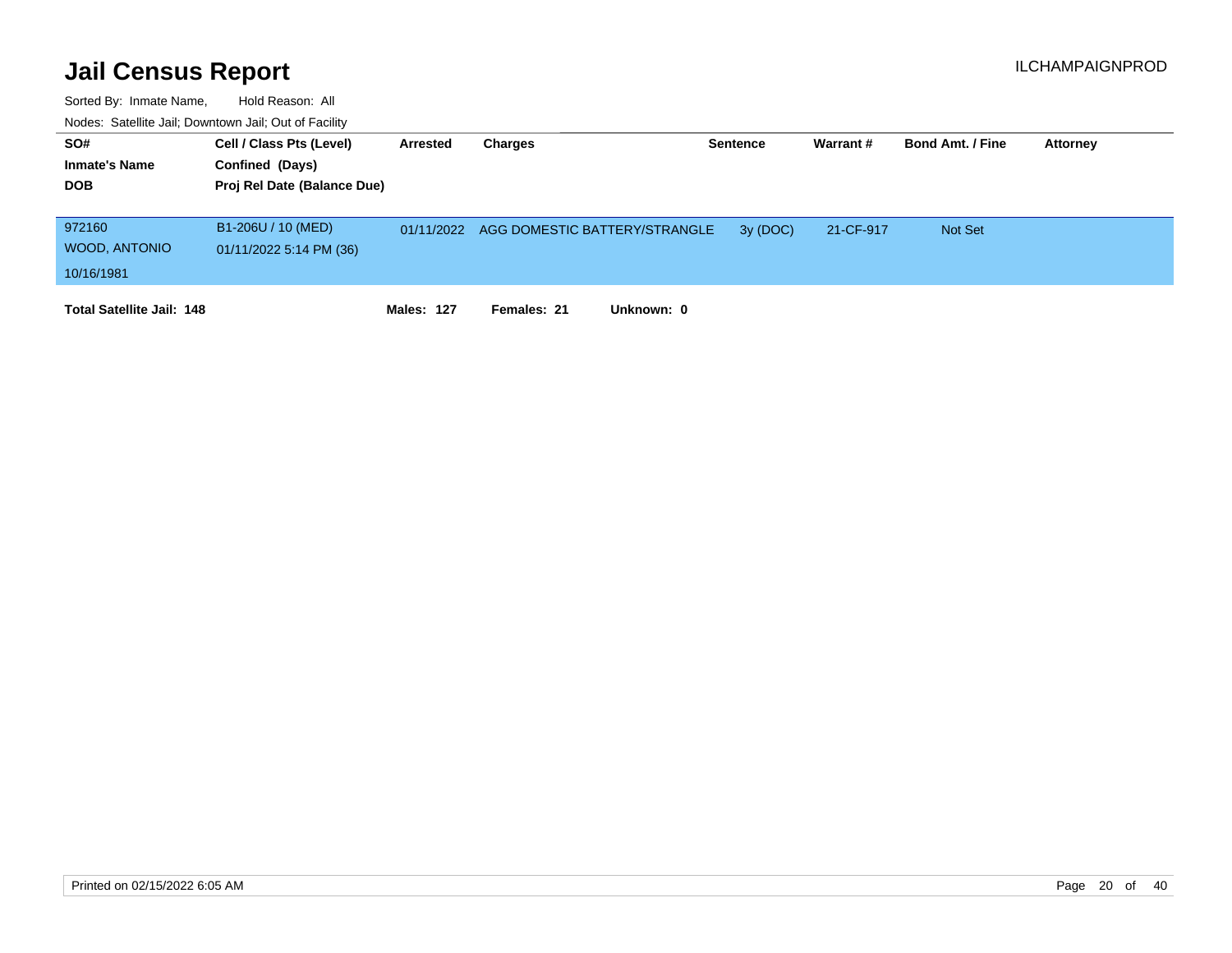# Jail Census Report

ILCHAMPAIGNPROD

Sorted By: Inmate Name, Hold Reason: All

Nodes: Satellite Jail; Downtown Jail; Out of Facility

| SO# / Inmate's Name / DOB | Cell / Class Pts (Level) / Confined (Days) / Proj Rel Date (Balance Due) | Arrested | Charges | Sentence | Warrant # | Bond Amt. / Fine | Attorney |
|---|---|---|---|---|---|---|---|
| 972160<br>WOOD, ANTONIO<br>10/16/1981 | B1-206U / 10 (MED)<br>01/11/2022 5:14 PM (36) | 01/11/2022 | AGG DOMESTIC BATTERY/STRANGLE | 3y (DOC) | 21-CF-917 | Not Set | |

**Total Satellite Jail: 148** **Males: 127** **Females: 21** **Unknown: 0**

Printed on 02/15/2022 6:05 AM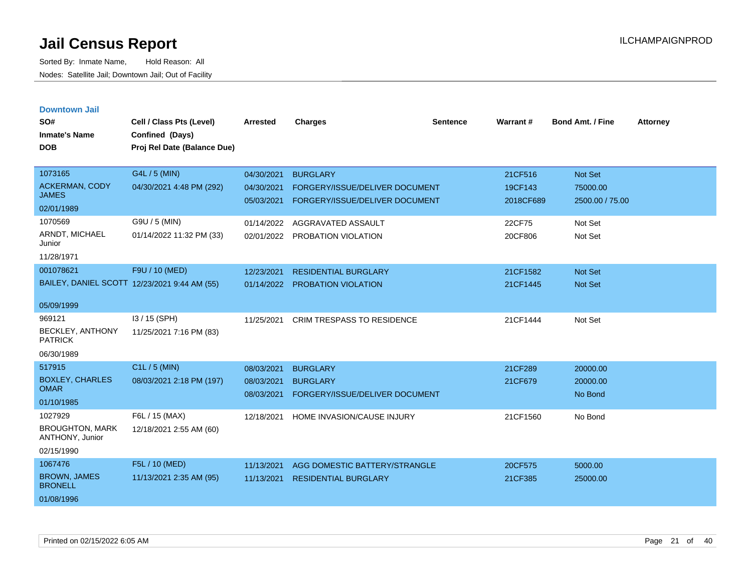# Jail Census Report

Sorted By: Inmate Name, Hold Reason: All

Nodes: Satellite Jail; Downtown Jail; Out of Facility

ILCHAMPAIGNPROD

## Downtown Jail

| SO# / Inmate's Name / DOB | Cell / Class Pts (Level) / Confined (Days) / Proj Rel Date (Balance Due) | Arrested | Charges | Sentence | Warrant # | Bond Amt. / Fine | Attorney |
|---|---|---|---|---|---|---|---|
| 1073165<br>ACKERMAN, CODY JAMES<br>02/01/1989 | G4L / 5 (MIN)<br>04/30/2021 4:48 PM (292) | 04/30/2021<br>04/30/2021<br>05/03/2021 | BURGLARY<br>FORGERY/ISSUE/DELIVER DOCUMENT<br>FORGERY/ISSUE/DELIVER DOCUMENT | | 21CF516<br>19CF143<br>2018CF689 | Not Set<br>75000.00<br>2500.00 / 75.00 | |
| 1070569<br>ARNDT, MICHAEL Junior<br>11/28/1971 | G9U / 5 (MIN)<br>01/14/2022 11:32 PM (33) | 01/14/2022<br>02/01/2022 | AGGRAVATED ASSAULT<br>PROBATION VIOLATION | | 22CF75<br>20CF806 | Not Set<br>Not Set | |
| 001078621<br>BAILEY, DANIEL SCOTT<br>05/09/1999 | F9U / 10 (MED)<br>12/23/2021 9:44 AM (55) | 12/23/2021<br>01/14/2022 | RESIDENTIAL BURGLARY<br>PROBATION VIOLATION | | 21CF1582<br>21CF1445 | Not Set<br>Not Set | |
| 969121<br>BECKLEY, ANTHONY PATRICK<br>06/30/1989 | I3 / 15 (SPH)<br>11/25/2021 7:16 PM (83) | 11/25/2021 | CRIM TRESPASS TO RESIDENCE | | 21CF1444 | Not Set | |
| 517915<br>BOXLEY, CHARLES OMAR<br>01/10/1985 | C1L / 5 (MIN)<br>08/03/2021 2:18 PM (197) | 08/03/2021<br>08/03/2021<br>08/03/2021 | BURGLARY<br>BURGLARY<br>FORGERY/ISSUE/DELIVER DOCUMENT | | 21CF289<br>21CF679 | 20000.00<br>20000.00<br>No Bond | |
| 1027929<br>BROUGHTON, MARK ANTHONY, Junior<br>02/15/1990 | F6L / 15 (MAX)<br>12/18/2021 2:55 AM (60) | 12/18/2021 | HOME INVASION/CAUSE INJURY | | 21CF1560 | No Bond | |
| 1067476<br>BROWN, JAMES BRONELL<br>01/08/1996 | F5L / 10 (MED)<br>11/13/2021 2:35 AM (95) | 11/13/2021<br>11/13/2021 | AGG DOMESTIC BATTERY/STRANGLE<br>RESIDENTIAL BURGLARY | | 20CF575<br>21CF385 | 5000.00<br>25000.00 | |

Printed on 02/15/2022 6:05 AM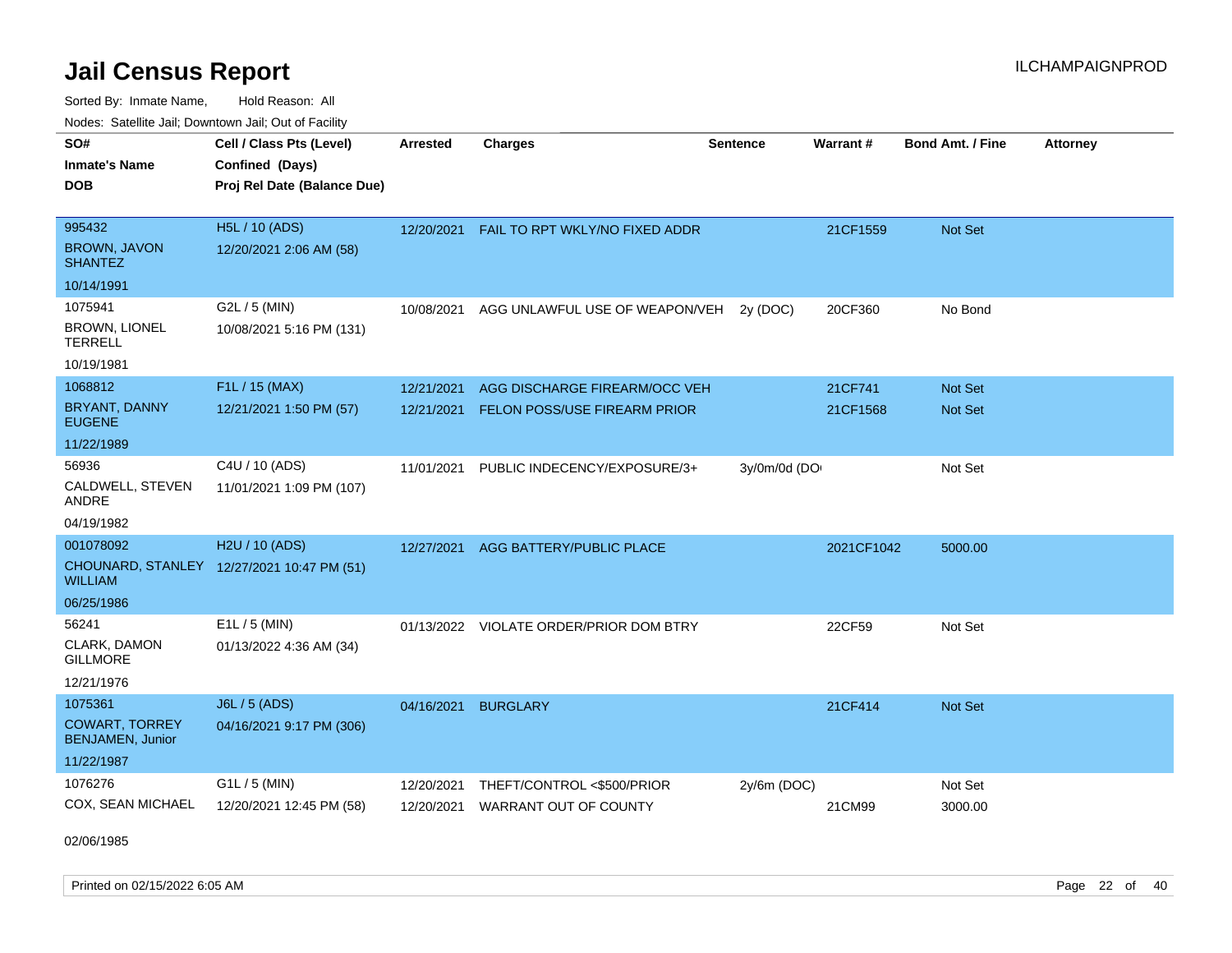# Jail Census Report

ILCHAMPAIGNPROD

Sorted By: Inmate Name, Hold Reason: All

Nodes: Satellite Jail; Downtown Jail; Out of Facility

| SO# / Inmate's Name / DOB | Cell / Class Pts (Level) / Confined (Days) / Proj Rel Date (Balance Due) | Arrested | Charges | Sentence | Warrant # | Bond Amt. / Fine | Attorney |
|---|---|---|---|---|---|---|---|
| 995432<br>BROWN, JAVON SHANTEZ<br>10/14/1991 | H5L / 10 (ADS)<br>12/20/2021 2:06 AM (58) | 12/20/2021 | FAIL TO RPT WKLY/NO FIXED ADDR | | 21CF1559 | Not Set | |
| 1075941<br>BROWN, LIONEL TERRELL<br>10/19/1981 | G2L / 5 (MIN)<br>10/08/2021 5:16 PM (131) | 10/08/2021 | AGG UNLAWFUL USE OF WEAPON/VEH | 2y (DOC) | 20CF360 | No Bond | |
| 1068812<br>BRYANT, DANNY EUGENE<br>11/22/1989 | F1L / 15 (MAX)<br>12/21/2021 1:50 PM (57) | 12/21/2021<br>12/21/2021 | AGG DISCHARGE FIREARM/OCC VEH<br>FELON POSS/USE FIREARM PRIOR | | 21CF741<br>21CF1568 | Not Set<br>Not Set | |
| 56936<br>CALDWELL, STEVEN ANDRE<br>04/19/1982 | C4U / 10 (ADS)<br>11/01/2021 1:09 PM (107) | 11/01/2021 | PUBLIC INDECENCY/EXPOSURE/3+ | 3y/0m/0d (DO | | Not Set | |
| 001078092<br>CHOUNARD, STANLEY WILLIAM<br>06/25/1986 | H2U / 10 (ADS)<br>12/27/2021 10:47 PM (51) | 12/27/2021 | AGG BATTERY/PUBLIC PLACE | | 2021CF1042 | 5000.00 | |
| 56241<br>CLARK, DAMON GILLMORE<br>12/21/1976 | E1L / 5 (MIN)<br>01/13/2022 4:36 AM (34) | 01/13/2022 | VIOLATE ORDER/PRIOR DOM BTRY | | 22CF59 | Not Set | |
| 1075361<br>COWART, TORREY BENJAMEN, Junior<br>11/22/1987 | J6L / 5 (ADS)<br>04/16/2021 9:17 PM (306) | 04/16/2021 | BURGLARY | | 21CF414 | Not Set | |
| 1076276<br>COX, SEAN MICHAEL<br>02/06/1985 | G1L / 5 (MIN)<br>12/20/2021 12:45 PM (58) | 12/20/2021<br>12/20/2021 | THEFT/CONTROL <$500/PRIOR<br>WARRANT OUT OF COUNTY | 2y/6m (DOC) | <br>21CM99 | Not Set<br>3000.00 | |

Printed on 02/15/2022 6:05 AM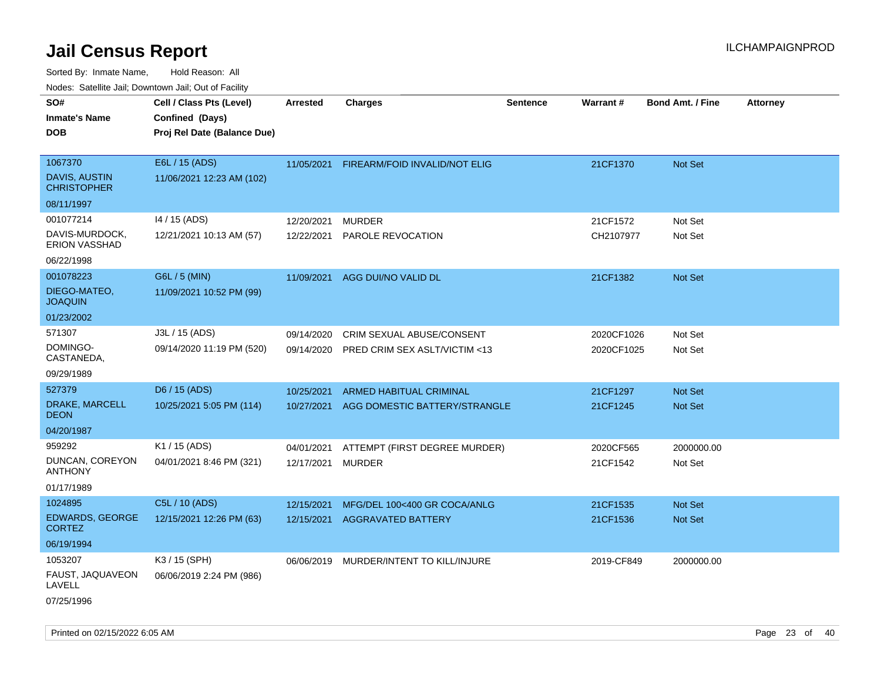# Jail Census Report

ILCHAMPAIGNPROD

Sorted By: Inmate Name, Hold Reason: All

Nodes: Satellite Jail; Downtown Jail; Out of Facility

| SO# / Inmate's Name / DOB | Cell / Class Pts (Level) / Confined (Days) / Proj Rel Date (Balance Due) | Arrested | Charges | Sentence | Warrant # | Bond Amt. / Fine | Attorney |
|---|---|---|---|---|---|---|---|
| 1067370<br>DAVIS, AUSTIN CHRISTOPHER<br>08/11/1997 | E6L / 15 (ADS)<br>11/06/2021 12:23 AM (102) | 11/05/2021 | FIREARM/FOID INVALID/NOT ELIG | | 21CF1370 | Not Set | |
| 001077214<br>DAVIS-MURDOCK, ERION VASSHAD<br>06/22/1998 | I4 / 15 (ADS)<br>12/21/2021 10:13 AM (57) | 12/20/2021<br>12/22/2021 | MURDER<br>PAROLE REVOCATION | | 21CF1572<br>CH2107977 | Not Set<br>Not Set | |
| 001078223<br>DIEGO-MATEO, JOAQUIN<br>01/23/2002 | G6L / 5 (MIN)<br>11/09/2021 10:52 PM (99) | 11/09/2021 | AGG DUI/NO VALID DL | | 21CF1382 | Not Set | |
| 571307<br>DOMINGO-CASTANEDA,<br>09/29/1989 | J3L / 15 (ADS)<br>09/14/2020 11:19 PM (520) | 09/14/2020<br>09/14/2020 | CRIM SEXUAL ABUSE/CONSENT<br>PRED CRIM SEX ASLT/VICTIM <13 | | 2020CF1026<br>2020CF1025 | Not Set<br>Not Set | |
| 527379<br>DRAKE, MARCELL DEON<br>04/20/1987 | D6 / 15 (ADS)<br>10/25/2021 5:05 PM (114) | 10/25/2021<br>10/27/2021 | ARMED HABITUAL CRIMINAL<br>AGG DOMESTIC BATTERY/STRANGLE | | 21CF1297<br>21CF1245 | Not Set<br>Not Set | |
| 959292<br>DUNCAN, COREYON ANTHONY<br>01/17/1989 | K1 / 15 (ADS)<br>04/01/2021 8:46 PM (321) | 04/01/2021<br>12/17/2021 | ATTEMPT (FIRST DEGREE MURDER)<br>MURDER | | 2020CF565<br>21CF1542 | 2000000.00<br>Not Set | |
| 1024895<br>EDWARDS, GEORGE CORTEZ<br>06/19/1994 | C5L / 10 (ADS)<br>12/15/2021 12:26 PM (63) | 12/15/2021<br>12/15/2021 | MFG/DEL 100<400 GR COCA/ANLG<br>AGGRAVATED BATTERY | | 21CF1535<br>21CF1536 | Not Set<br>Not Set | |
| 1053207<br>FAUST, JAQUAVEON LAVELL<br>07/25/1996 | K3 / 15 (SPH)<br>06/06/2019 2:24 PM (986) | 06/06/2019 | MURDER/INTENT TO KILL/INJURE | | 2019-CF849 | 2000000.00 | |

Printed on 02/15/2022 6:05 AM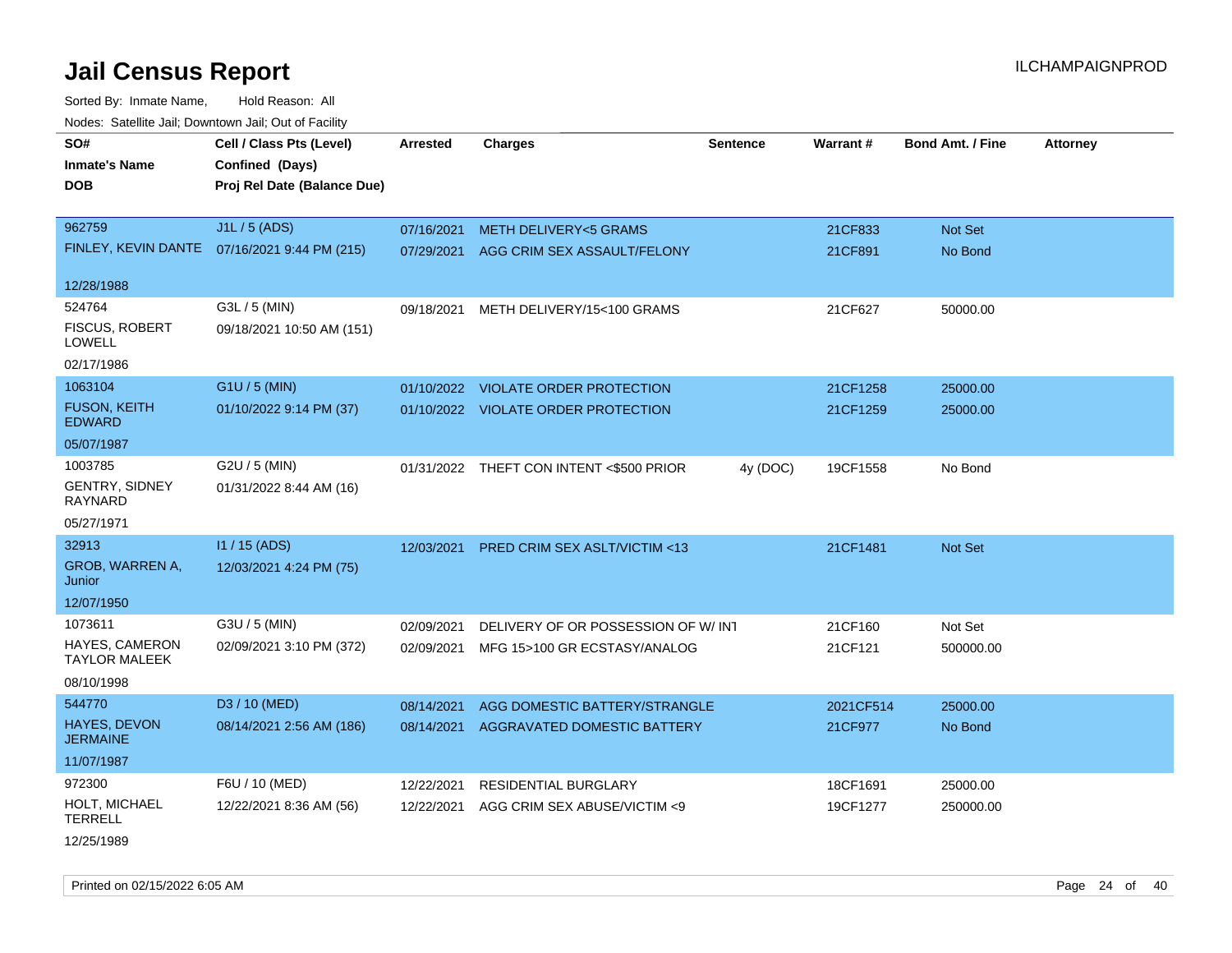# Jail Census Report

ILCHAMPAIGNPROD

Sorted By: Inmate Name, Hold Reason: All

Nodes: Satellite Jail; Downtown Jail; Out of Facility

| SO# / Inmate's Name / DOB | Cell / Class Pts (Level) / Confined (Days) / Proj Rel Date (Balance Due) | Arrested | Charges | Sentence | Warrant # | Bond Amt. / Fine | Attorney |
|---|---|---|---|---|---|---|---|
| 962759 FINLEY, KEVIN DANTE 12/28/1988 | J1L / 5 (ADS) 07/16/2021 9:44 PM (215) | 07/16/2021 | METH DELIVERY<5 GRAMS | | 21CF833 | Not Set | |
| | | 07/29/2021 | AGG CRIM SEX ASSAULT/FELONY | | 21CF891 | No Bond | |
| 524764 FISCUS, ROBERT LOWELL 02/17/1986 | G3L / 5 (MIN) 09/18/2021 10:50 AM (151) | 09/18/2021 | METH DELIVERY/15<100 GRAMS | | 21CF627 | 50000.00 | |
| 1063104 FUSON, KEITH EDWARD 05/07/1987 | G1U / 5 (MIN) 01/10/2022 9:14 PM (37) | 01/10/2022 | VIOLATE ORDER PROTECTION | | 21CF1258 | 25000.00 | |
| | | 01/10/2022 | VIOLATE ORDER PROTECTION | | 21CF1259 | 25000.00 | |
| 1003785 GENTRY, SIDNEY RAYNARD 05/27/1971 | G2U / 5 (MIN) 01/31/2022 8:44 AM (16) | 01/31/2022 | THEFT CON INTENT <$500 PRIOR | 4y (DOC) | 19CF1558 | No Bond | |
| 32913 GROB, WARREN A, Junior 12/07/1950 | I1 / 15 (ADS) 12/03/2021 4:24 PM (75) | 12/03/2021 | PRED CRIM SEX ASLT/VICTIM <13 | | 21CF1481 | Not Set | |
| 1073611 HAYES, CAMERON TAYLOR MALEEK 08/10/1998 | G3U / 5 (MIN) 02/09/2021 3:10 PM (372) | 02/09/2021 | DELIVERY OF OR POSSESSION OF W/ INT | | 21CF160 | Not Set | |
| | | 02/09/2021 | MFG 15>100 GR ECSTASY/ANALOG | | 21CF121 | 500000.00 | |
| 544770 HAYES, DEVON JERMAINE 11/07/1987 | D3 / 10 (MED) 08/14/2021 2:56 AM (186) | 08/14/2021 | AGG DOMESTIC BATTERY/STRANGLE | | 2021CF514 | 25000.00 | |
| | | 08/14/2021 | AGGRAVATED DOMESTIC BATTERY | | 21CF977 | No Bond | |
| 972300 HOLT, MICHAEL TERRELL 12/25/1989 | F6U / 10 (MED) 12/22/2021 8:36 AM (56) | 12/22/2021 | RESIDENTIAL BURGLARY | | 18CF1691 | 25000.00 | |
| | | 12/22/2021 | AGG CRIM SEX ABUSE/VICTIM <9 | | 19CF1277 | 250000.00 | |

Printed on 02/15/2022 6:05 AM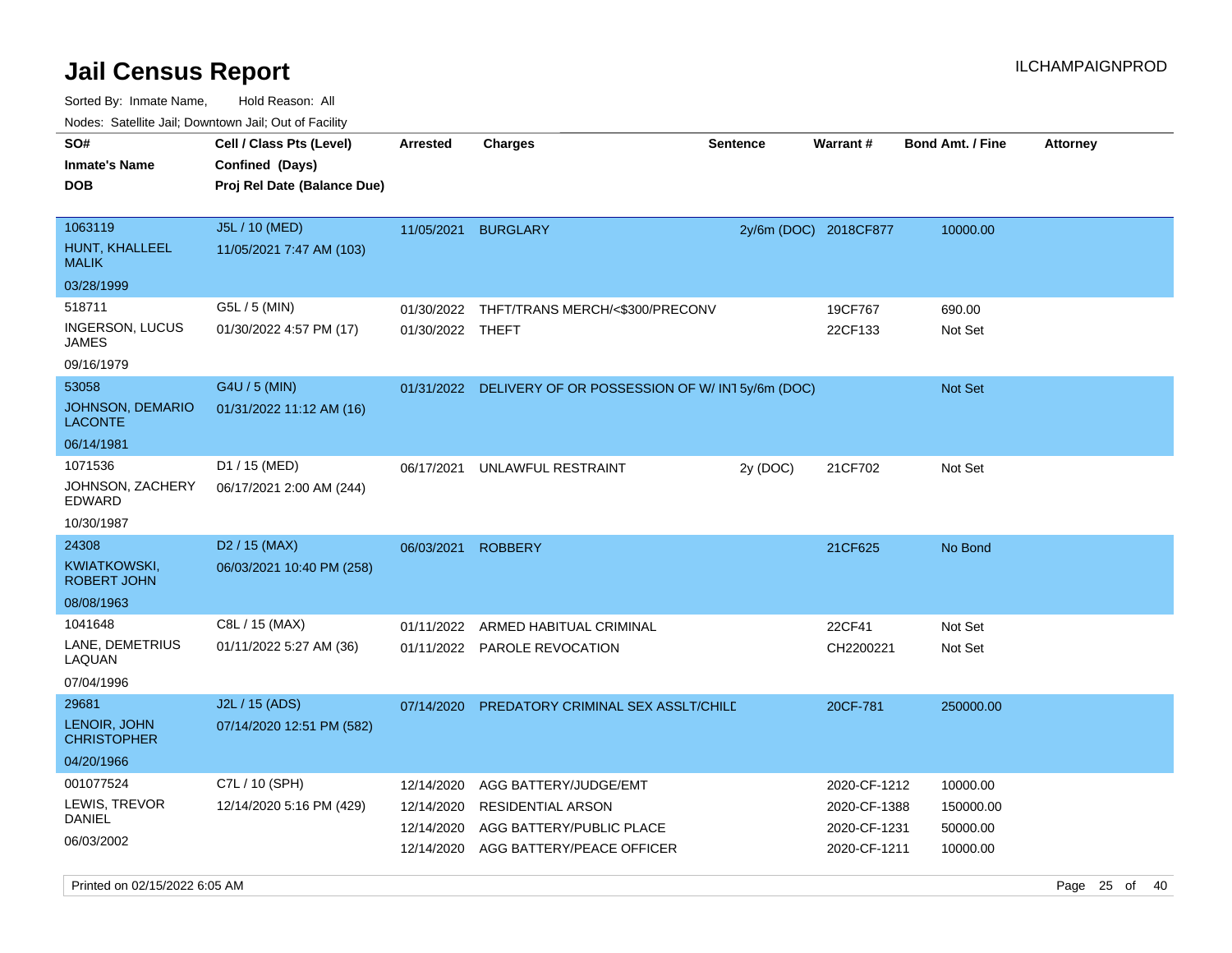# Jail Census Report

ILCHAMPAIGNPROD

Sorted By: Inmate Name, Hold Reason: All

Nodes: Satellite Jail; Downtown Jail; Out of Facility

| SO# / Inmate's Name / DOB | Cell / Class Pts (Level) / Confined (Days) / Proj Rel Date (Balance Due) | Arrested | Charges | Sentence | Warrant # | Bond Amt. / Fine | Attorney |
|---|---|---|---|---|---|---|---|
| 1063119<br>HUNT, KHALLEEL MALIK<br>03/28/1999 | J5L / 10 (MED)<br>11/05/2021 7:47 AM (103) | 11/05/2021 | BURGLARY | 2y/6m (DOC) | 2018CF877 | 10000.00 | |
| 518711<br>INGERSON, LUCUS JAMES<br>09/16/1979 | G5L / 5 (MIN)<br>01/30/2022 4:57 PM (17) | 01/30/2022<br>01/30/2022 | THFT/TRANS MERCH/<$300/PRECONV<br>THEFT | | 19CF767<br>22CF133 | 690.00<br>Not Set | |
| 53058<br>JOHNSON, DEMARIO LACONTE<br>06/14/1981 | G4U / 5 (MIN)<br>01/31/2022 11:12 AM (16) | 01/31/2022 | DELIVERY OF OR POSSESSION OF W/ INT | 5y/6m (DOC) | | Not Set | |
| 1071536<br>JOHNSON, ZACHERY EDWARD<br>10/30/1987 | D1 / 15 (MED)<br>06/17/2021 2:00 AM (244) | 06/17/2021 | UNLAWFUL RESTRAINT | 2y (DOC) | 21CF702 | Not Set | |
| 24308<br>KWIATKOWSKI, ROBERT JOHN<br>08/08/1963 | D2 / 15 (MAX)<br>06/03/2021 10:40 PM (258) | 06/03/2021 | ROBBERY | | 21CF625 | No Bond | |
| 1041648<br>LANE, DEMETRIUS LAQUAN<br>07/04/1996 | C8L / 15 (MAX)<br>01/11/2022 5:27 AM (36) | 01/11/2022<br>01/11/2022 | ARMED HABITUAL CRIMINAL<br>PAROLE REVOCATION | | 22CF41<br>CH2200221 | Not Set<br>Not Set | |
| 29681<br>LENOIR, JOHN CHRISTOPHER<br>04/20/1966 | J2L / 15 (ADS)<br>07/14/2020 12:51 PM (582) | 07/14/2020 | PREDATORY CRIMINAL SEX ASSLT/CHILD | | 20CF-781 | 250000.00 | |
| 001077524<br>LEWIS, TREVOR DANIEL<br>06/03/2002 | C7L / 10 (SPH)<br>12/14/2020 5:16 PM (429) | 12/14/2020<br>12/14/2020<br>12/14/2020<br>12/14/2020 | AGG BATTERY/JUDGE/EMT<br>RESIDENTIAL ARSON<br>AGG BATTERY/PUBLIC PLACE<br>AGG BATTERY/PEACE OFFICER | | 2020-CF-1212<br>2020-CF-1388<br>2020-CF-1231<br>2020-CF-1211 | 10000.00<br>150000.00<br>50000.00<br>10000.00 | |

Printed on 02/15/2022 6:05 AM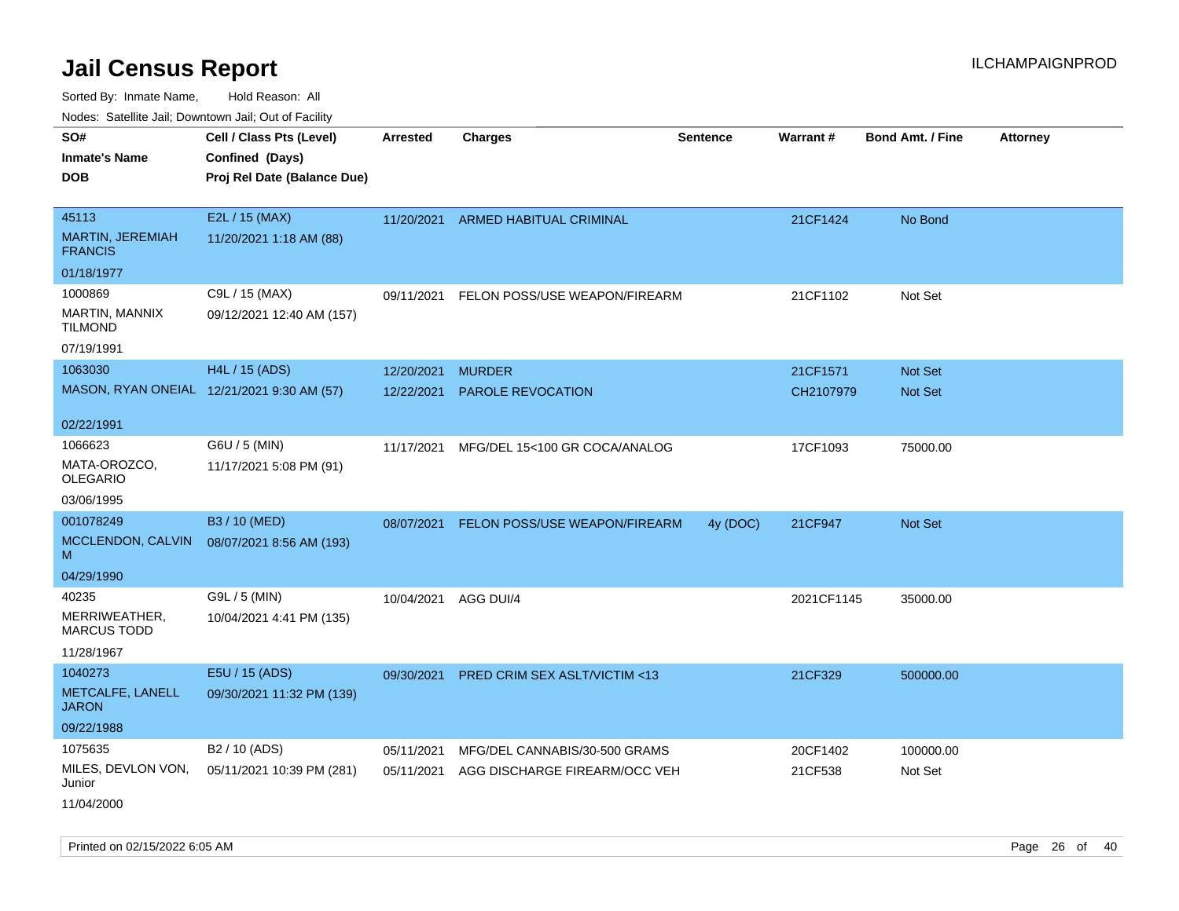# Jail Census Report

ILCHAMPAIGNPROD

Sorted By: Inmate Name, Hold Reason: All

Nodes: Satellite Jail; Downtown Jail; Out of Facility

| SO# / Inmate's Name / DOB | Cell / Class Pts (Level) / Confined (Days) / Proj Rel Date (Balance Due) | Arrested | Charges | Sentence | Warrant # | Bond Amt. / Fine | Attorney |
|---|---|---|---|---|---|---|---|
| 45113<br>MARTIN, JEREMIAH FRANCIS<br>01/18/1977 | E2L / 15 (MAX)<br>11/20/2021 1:18 AM (88) | 11/20/2021 | ARMED HABITUAL CRIMINAL | | 21CF1424 | No Bond | |
| 1000869<br>MARTIN, MANNIX TILMOND<br>07/19/1991 | C9L / 15 (MAX)<br>09/12/2021 12:40 AM (157) | 09/11/2021 | FELON POSS/USE WEAPON/FIREARM | | 21CF1102 | Not Set | |
| 1063030<br>MASON, RYAN ONEIAL<br>02/22/1991 | H4L / 15 (ADS)<br>12/21/2021 9:30 AM (57) | 12/20/2021<br>12/22/2021 | MURDER<br>PAROLE REVOCATION | | 21CF1571<br>CH2107979 | Not Set<br>Not Set | |
| 1066623<br>MATA-OROZCO, OLEGARIO<br>03/06/1995 | G6U / 5 (MIN)<br>11/17/2021 5:08 PM (91) | 11/17/2021 | MFG/DEL 15<100 GR COCA/ANALOG | | 17CF1093 | 75000.00 | |
| 001078249<br>MCCLENDON, CALVIN M<br>04/29/1990 | B3 / 10 (MED)<br>08/07/2021 8:56 AM (193) | 08/07/2021 | FELON POSS/USE WEAPON/FIREARM | 4y (DOC) | 21CF947 | Not Set | |
| 40235<br>MERRIWEATHER, MARCUS TODD<br>11/28/1967 | G9L / 5 (MIN)<br>10/04/2021 4:41 PM (135) | 10/04/2021 | AGG DUI/4 | | 2021CF1145 | 35000.00 | |
| 1040273<br>METCALFE, LANELL JARON<br>09/22/1988 | E5U / 15 (ADS)<br>09/30/2021 11:32 PM (139) | 09/30/2021 | PRED CRIM SEX ASLT/VICTIM <13 | | 21CF329 | 500000.00 | |
| 1075635<br>MILES, DEVLON VON, Junior<br>11/04/2000 | B2 / 10 (ADS)<br>05/11/2021 10:39 PM (281) | 05/11/2021<br>05/11/2021 | MFG/DEL CANNABIS/30-500 GRAMS<br>AGG DISCHARGE FIREARM/OCC VEH | | 20CF1402<br>21CF538 | 100000.00<br>Not Set | |

Printed on 02/15/2022 6:05 AM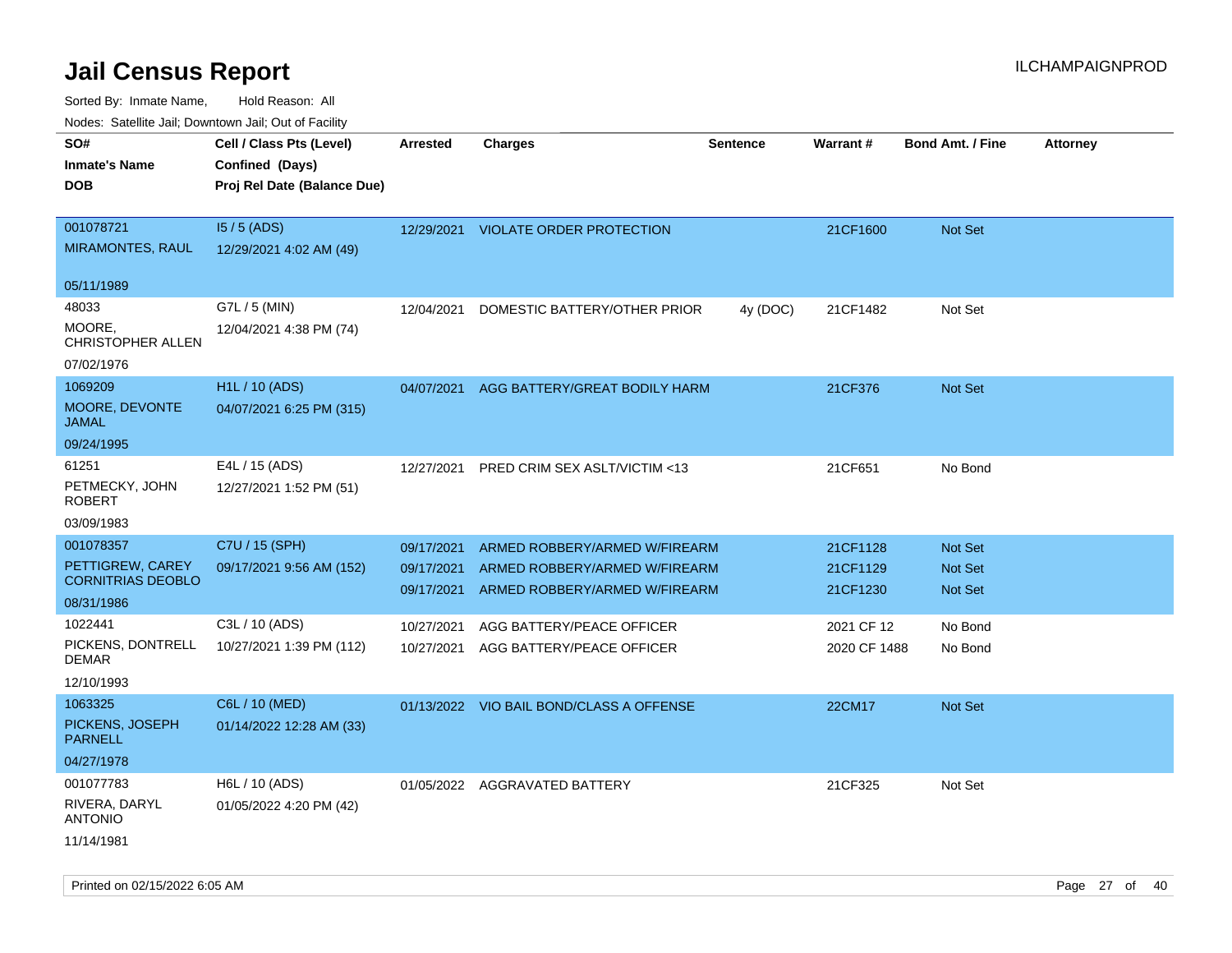# Jail Census Report

Sorted By: Inmate Name, Hold Reason: All

Nodes: Satellite Jail; Downtown Jail; Out of Facility

| SO# / Inmate's Name / DOB | Cell / Class Pts (Level) / Confined (Days) / Proj Rel Date (Balance Due) | Arrested | Charges | Sentence | Warrant # | Bond Amt. / Fine | Attorney |
|---|---|---|---|---|---|---|---|
| 001078721<br>MIRAMONTES, RAUL<br>05/11/1989 | I5 / 5 (ADS)<br>12/29/2021 4:02 AM (49) | 12/29/2021 | VIOLATE ORDER PROTECTION | | 21CF1600 | Not Set | |
| 48033<br>MOORE, CHRISTOPHER ALLEN<br>07/02/1976 | G7L / 5 (MIN)<br>12/04/2021 4:38 PM (74) | 12/04/2021 | DOMESTIC BATTERY/OTHER PRIOR | 4y (DOC) | 21CF1482 | Not Set | |
| 1069209<br>MOORE, DEVONTE JAMAL<br>09/24/1995 | H1L / 10 (ADS)<br>04/07/2021 6:25 PM (315) | 04/07/2021 | AGG BATTERY/GREAT BODILY HARM | | 21CF376 | Not Set | |
| 61251<br>PETMECKY, JOHN ROBERT<br>03/09/1983 | E4L / 15 (ADS)<br>12/27/2021 1:52 PM (51) | 12/27/2021 | PRED CRIM SEX ASLT/VICTIM <13 | | 21CF651 | No Bond | |
| 001078357<br>PETTIGREW, CAREY CORNITRIAS DEOBLO<br>08/31/1986 | C7U / 15 (SPH)<br>09/17/2021 9:56 AM (152) | 09/17/2021<br>09/17/2021<br>09/17/2021 | ARMED ROBBERY/ARMED W/FIREARM<br>ARMED ROBBERY/ARMED W/FIREARM<br>ARMED ROBBERY/ARMED W/FIREARM | | 21CF1128<br>21CF1129<br>21CF1230 | Not Set<br>Not Set<br>Not Set | |
| 1022441<br>PICKENS, DONTRELL DEMAR<br>12/10/1993 | C3L / 10 (ADS)<br>10/27/2021 1:39 PM (112) | 10/27/2021<br>10/27/2021 | AGG BATTERY/PEACE OFFICER<br>AGG BATTERY/PEACE OFFICER | | 2021 CF 12<br>2020 CF 1488 | No Bond<br>No Bond | |
| 1063325<br>PICKENS, JOSEPH PARNELL<br>04/27/1978 | C6L / 10 (MED)<br>01/14/2022 12:28 AM (33) | 01/13/2022 | VIO BAIL BOND/CLASS A OFFENSE | | 22CM17 | Not Set | |
| 001077783<br>RIVERA, DARYL ANTONIO<br>11/14/1981 | H6L / 10 (ADS)<br>01/05/2022 4:20 PM (42) | 01/05/2022 | AGGRAVATED BATTERY | | 21CF325 | Not Set | |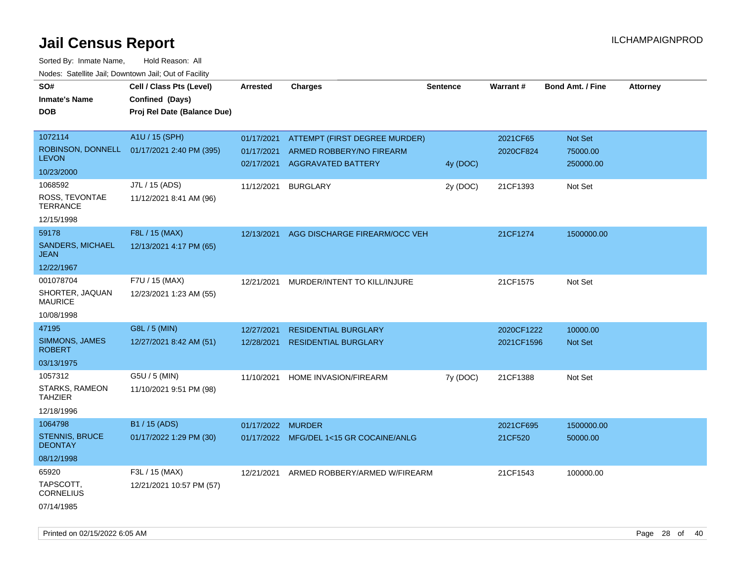# Jail Census Report

ILCHAMPAIGNPROD

Sorted By: Inmate Name, Hold Reason: All

Nodes: Satellite Jail; Downtown Jail; Out of Facility

| SO# / Inmate's Name / DOB | Cell / Class Pts (Level) / Confined (Days) / Proj Rel Date (Balance Due) | Arrested | Charges | Sentence | Warrant # | Bond Amt. / Fine | Attorney |
|---|---|---|---|---|---|---|---|
| 1072114<br>ROBINSON, DONNELL LEVON<br>10/23/2000 | A1U / 15 (SPH)<br>01/17/2021 2:40 PM (395) | 01/17/2021 | ATTEMPT (FIRST DEGREE MURDER) | | 2021CF65 | Not Set | |
| | | 01/17/2021 | ARMED ROBBERY/NO FIREARM | | 2020CF824 | 75000.00 | |
| | | 02/17/2021 | AGGRAVATED BATTERY | 4y (DOC) | | 250000.00 | |
| 1068592<br>ROSS, TEVONTAE TERRANCE<br>12/15/1998 | J7L / 15 (ADS)<br>11/12/2021 8:41 AM (96) | 11/12/2021 | BURGLARY | 2y (DOC) | 21CF1393 | Not Set | |
| 59178<br>SANDERS, MICHAEL JEAN<br>12/22/1967 | F8L / 15 (MAX)<br>12/13/2021 4:17 PM (65) | 12/13/2021 | AGG DISCHARGE FIREARM/OCC VEH | | 21CF1274 | 1500000.00 | |
| 001078704<br>SHORTER, JAQUAN MAURICE<br>10/08/1998 | F7U / 15 (MAX)<br>12/23/2021 1:23 AM (55) | 12/21/2021 | MURDER/INTENT TO KILL/INJURE | | 21CF1575 | Not Set | |
| 47195<br>SIMMONS, JAMES ROBERT<br>03/13/1975 | G8L / 5 (MIN)<br>12/27/2021 8:42 AM (51) | 12/27/2021 | RESIDENTIAL BURGLARY | | 2020CF1222 | 10000.00 | |
| | | 12/28/2021 | RESIDENTIAL BURGLARY | | 2021CF1596 | Not Set | |
| 1057312<br>STARKS, RAMEON TAHZIER<br>12/18/1996 | G5U / 5 (MIN)<br>11/10/2021 9:51 PM (98) | 11/10/2021 | HOME INVASION/FIREARM | 7y (DOC) | 21CF1388 | Not Set | |
| 1064798<br>STENNIS, BRUCE DEONTAY<br>08/12/1998 | B1 / 15 (ADS)<br>01/17/2022 1:29 PM (30) | 01/17/2022 | MURDER | | 2021CF695 | 1500000.00 | |
| | | 01/17/2022 | MFG/DEL 1<15 GR COCAINE/ANLG | | 21CF520 | 50000.00 | |
| 65920<br>TAPSCOTT, CORNELIUS<br>07/14/1985 | F3L / 15 (MAX)<br>12/21/2021 10:57 PM (57) | 12/21/2021 | ARMED ROBBERY/ARMED W/FIREARM | | 21CF1543 | 100000.00 | |

Printed on 02/15/2022 6:05 AM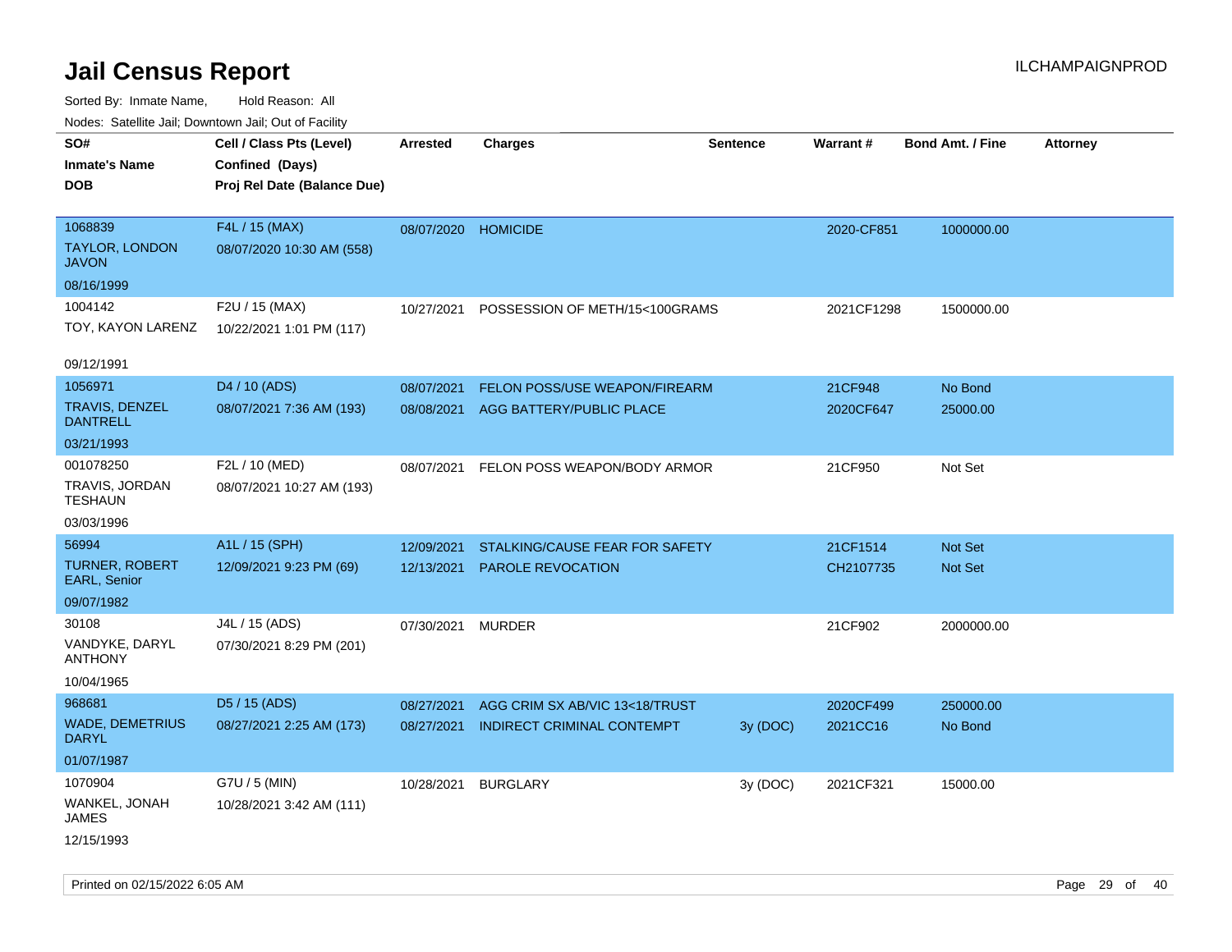# Jail Census Report

Sorted By: Inmate Name, Hold Reason: All

Nodes: Satellite Jail; Downtown Jail; Out of Facility

ILCHAMPAIGNPROD

| SO# / Inmate's Name / DOB | Cell / Class Pts (Level) / Confined (Days) / Proj Rel Date (Balance Due) | Arrested | Charges | Sentence | Warrant # | Bond Amt. / Fine | Attorney |
|---|---|---|---|---|---|---|---|
| 1068839<br>TAYLOR, LONDON JAVON<br>08/16/1999 | F4L / 15 (MAX)<br>08/07/2020 10:30 AM (558) | 08/07/2020 | HOMICIDE | | 2020-CF851 | 1000000.00 | |
| 1004142<br>TOY, KAYON LARENZ<br>09/12/1991 | F2U / 15 (MAX)<br>10/22/2021 1:01 PM (117) | 10/27/2021 | POSSESSION OF METH/15<100GRAMS | | 2021CF1298 | 1500000.00 | |
| 1056971<br>TRAVIS, DENZEL DANTRELL<br>03/21/1993 | D4 / 10 (ADS)<br>08/07/2021 7:36 AM (193) | 08/07/2021<br>08/08/2021 | FELON POSS/USE WEAPON/FIREARM<br>AGG BATTERY/PUBLIC PLACE | | 21CF948<br>2020CF647 | No Bond<br>25000.00 | |
| 001078250<br>TRAVIS, JORDAN TESHAUN<br>03/03/1996 | F2L / 10 (MED)<br>08/07/2021 10:27 AM (193) | 08/07/2021 | FELON POSS WEAPON/BODY ARMOR | | 21CF950 | Not Set | |
| 56994<br>TURNER, ROBERT EARL, Senior<br>09/07/1982 | A1L / 15 (SPH)<br>12/09/2021 9:23 PM (69) | 12/09/2021<br>12/13/2021 | STALKING/CAUSE FEAR FOR SAFETY<br>PAROLE REVOCATION | | 21CF1514<br>CH2107735 | Not Set<br>Not Set | |
| 30108<br>VANDYKE, DARYL ANTHONY<br>10/04/1965 | J4L / 15 (ADS)<br>07/30/2021 8:29 PM (201) | 07/30/2021 | MURDER | | 21CF902 | 2000000.00 | |
| 968681<br>WADE, DEMETRIUS DARYL<br>01/07/1987 | D5 / 15 (ADS)<br>08/27/2021 2:25 AM (173) | 08/27/2021<br>08/27/2021 | AGG CRIM SX AB/VIC 13<18/TRUST<br>INDIRECT CRIMINAL CONTEMPT | <br>3y (DOC) | 2020CF499<br>2021CC16 | 250000.00<br>No Bond | |
| 1070904<br>WANKEL, JONAH JAMES<br>12/15/1993 | G7U / 5 (MIN)<br>10/28/2021 3:42 AM (111) | 10/28/2021 | BURGLARY | 3y (DOC) | 2021CF321 | 15000.00 | |

Printed on 02/15/2022 6:05 AM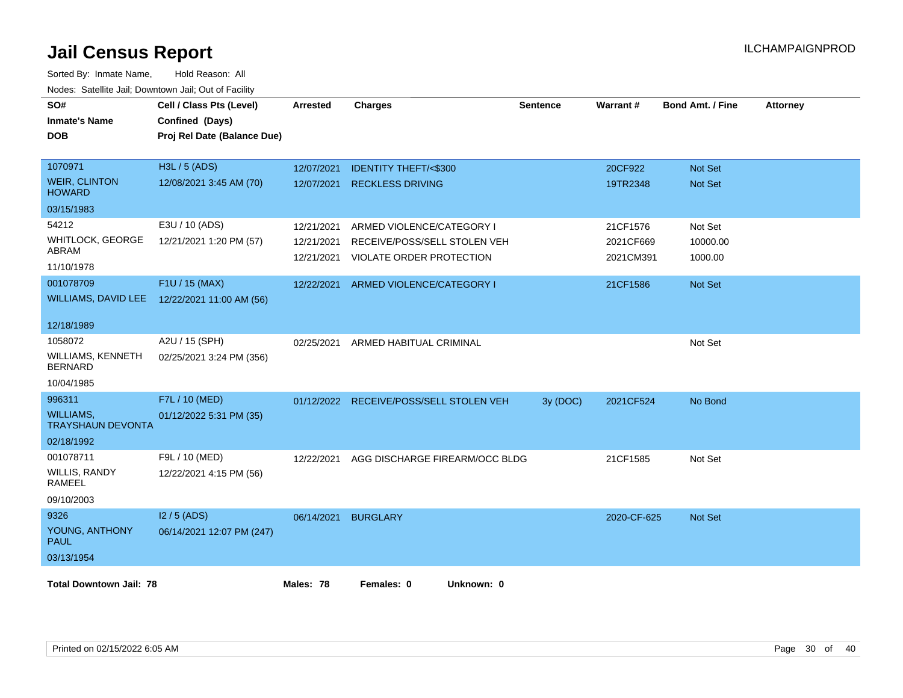# Jail Census Report

ILCHAMPAIGNPROD

Sorted By: Inmate Name, Hold Reason: All

Nodes: Satellite Jail; Downtown Jail; Out of Facility

| SO# / Inmate's Name / DOB | Cell / Class Pts (Level) / Confined (Days) / Proj Rel Date (Balance Due) | Arrested | Charges | Sentence | Warrant # | Bond Amt. / Fine | Attorney |
|---|---|---|---|---|---|---|---|
| 1070971<br>WEIR, CLINTON HOWARD<br>03/15/1983 | H3L / 5 (ADS)<br>12/08/2021 3:45 AM (70) | 12/07/2021<br>12/07/2021 | IDENTITY THEFT/<$300<br>RECKLESS DRIVING | | 20CF922<br>19TR2348 | Not Set<br>Not Set | |
| 54212<br>WHITLOCK, GEORGE ABRAM<br>11/10/1978 | E3U / 10 (ADS)<br>12/21/2021 1:20 PM (57) | 12/21/2021<br>12/21/2021<br>12/21/2021 | ARMED VIOLENCE/CATEGORY I<br>RECEIVE/POSS/SELL STOLEN VEH<br>VIOLATE ORDER PROTECTION | | 21CF1576<br>2021CF669<br>2021CM391 | Not Set<br>10000.00<br>1000.00 | |
| 001078709<br>WILLIAMS, DAVID LEE<br>12/18/1989 | F1U / 15 (MAX)<br>12/22/2021 11:00 AM (56) | 12/22/2021 | ARMED VIOLENCE/CATEGORY I | | 21CF1586 | Not Set | |
| 1058072<br>WILLIAMS, KENNETH BERNARD<br>10/04/1985 | A2U / 15 (SPH)<br>02/25/2021 3:24 PM (356) | 02/25/2021 | ARMED HABITUAL CRIMINAL | | | Not Set | |
| 996311<br>WILLIAMS, TRAYSHAUN DEVONTA<br>02/18/1992 | F7L / 10 (MED)<br>01/12/2022 5:31 PM (35) | 01/12/2022 | RECEIVE/POSS/SELL STOLEN VEH | 3y (DOC) | 2021CF524 | No Bond | |
| 001078711<br>WILLIS, RANDY RAMEEL<br>09/10/2003 | F9L / 10 (MED)<br>12/22/2021 4:15 PM (56) | 12/22/2021 | AGG DISCHARGE FIREARM/OCC BLDG | | 21CF1585 | Not Set | |
| 9326<br>YOUNG, ANTHONY PAUL<br>03/13/1954 | I2 / 5 (ADS)<br>06/14/2021 12:07 PM (247) | 06/14/2021 | BURGLARY | | 2020-CF-625 | Not Set | |

**Total Downtown Jail: 78** **Males: 78** **Females: 0** **Unknown: 0**

Printed on 02/15/2022 6:05 AM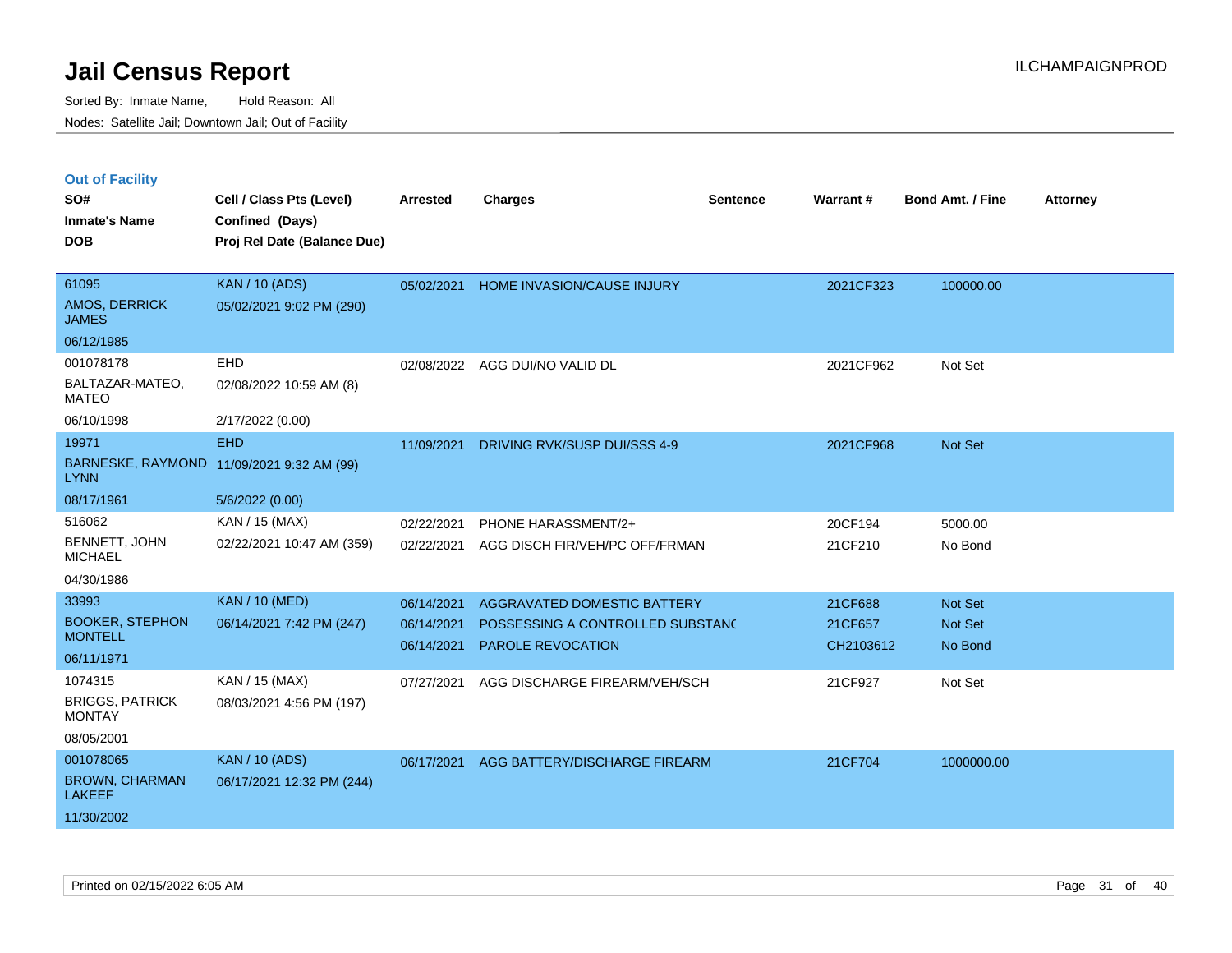# Jail Census Report

ILCHAMPAIGNPROD

Sorted By: Inmate Name, Hold Reason: All

Nodes: Satellite Jail; Downtown Jail; Out of Facility

## Out of Facility

| SO#<br>Inmate's Name<br>DOB | Cell / Class Pts (Level)<br>Confined (Days)<br>Proj Rel Date (Balance Due) | Arrested | Charges | Sentence | Warrant # | Bond Amt. / Fine | Attorney |
|---|---|---|---|---|---|---|---|
| 61095<br>AMOS, DERRICK JAMES<br>06/12/1985 | KAN / 10 (ADS)<br>05/02/2021 9:02 PM (290) | 05/02/2021 | HOME INVASION/CAUSE INJURY | | 2021CF323 | 100000.00 | |
| 001078178<br>BALTAZAR-MATEO, MATEO<br>06/10/1998 | EHD<br>02/08/2022 10:59 AM (8)<br>2/17/2022 (0.00) | 02/08/2022 | AGG DUI/NO VALID DL | | 2021CF962 | Not Set | |
| 19971<br>BARNESKE, RAYMOND LYNN<br>08/17/1961 | EHD<br>11/09/2021 9:32 AM (99)<br>5/6/2022 (0.00) | 11/09/2021 | DRIVING RVK/SUSP DUI/SSS 4-9 | | 2021CF968 | Not Set | |
| 516062<br>BENNETT, JOHN MICHAEL<br>04/30/1986 | KAN / 15 (MAX)<br>02/22/2021 10:47 AM (359) | 02/22/2021<br>02/22/2021 | PHONE HARASSMENT/2+<br>AGG DISCH FIR/VEH/PC OFF/FRMAN | | 20CF194<br>21CF210 | 5000.00<br>No Bond | |
| 33993<br>BOOKER, STEPHON MONTELL<br>06/11/1971 | KAN / 10 (MED)<br>06/14/2021 7:42 PM (247) | 06/14/2021<br>06/14/2021<br>06/14/2021 | AGGRAVATED DOMESTIC BATTERY<br>POSSESSING A CONTROLLED SUBSTANC<br>PAROLE REVOCATION | | 21CF688<br>21CF657<br>CH2103612 | Not Set<br>Not Set<br>No Bond | |
| 1074315<br>BRIGGS, PATRICK MONTAY<br>08/05/2001 | KAN / 15 (MAX)<br>08/03/2021 4:56 PM (197) | 07/27/2021 | AGG DISCHARGE FIREARM/VEH/SCH | | 21CF927 | Not Set | |
| 001078065<br>BROWN, CHARMAN LAKEEF<br>11/30/2002 | KAN / 10 (ADS)<br>06/17/2021 12:32 PM (244) | 06/17/2021 | AGG BATTERY/DISCHARGE FIREARM | | 21CF704 | 1000000.00 | |

Printed on 02/15/2022 6:05 AM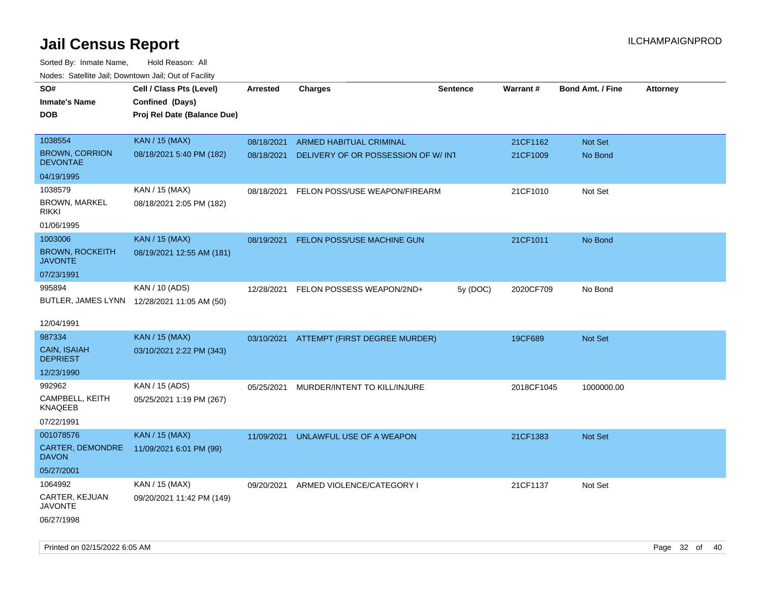# Jail Census Report

Sorted By: Inmate Name, Hold Reason: All

Nodes: Satellite Jail; Downtown Jail; Out of Facility

| SO# / Inmate's Name / DOB | Cell / Class Pts (Level) / Confined (Days) / Proj Rel Date (Balance Due) | Arrested | Charges | Sentence | Warrant # | Bond Amt. / Fine | Attorney |
|---|---|---|---|---|---|---|---|
| 1038554<br>BROWN, CORRION DEVONTAE<br>04/19/1995 | KAN / 15 (MAX)<br>08/18/2021 5:40 PM (182) | 08/18/2021 | ARMED HABITUAL CRIMINAL | | 21CF1162 | Not Set | |
| | | 08/18/2021 | DELIVERY OF OR POSSESSION OF W/ INT | | 21CF1009 | No Bond | |
| 1038579<br>BROWN, MARKEL RIKKI<br>01/06/1995 | KAN / 15 (MAX)<br>08/18/2021 2:05 PM (182) | 08/18/2021 | FELON POSS/USE WEAPON/FIREARM | | 21CF1010 | Not Set | |
| 1003006<br>BROWN, ROCKEITH JAVONTE<br>07/23/1991 | KAN / 15 (MAX)<br>08/19/2021 12:55 AM (181) | 08/19/2021 | FELON POSS/USE MACHINE GUN | | 21CF1011 | No Bond | |
| 995894<br>BUTLER, JAMES LYNN<br>12/04/1991 | KAN / 10 (ADS)<br>12/28/2021 11:05 AM (50) | 12/28/2021 | FELON POSSESS WEAPON/2ND+ | 5y (DOC) | 2020CF709 | No Bond | |
| 987334<br>CAIN, ISAIAH DEPRIEST<br>12/23/1990 | KAN / 15 (MAX)<br>03/10/2021 2:22 PM (343) | 03/10/2021 | ATTEMPT (FIRST DEGREE MURDER) | | 19CF689 | Not Set | |
| 992962<br>CAMPBELL, KEITH KNAQEEB<br>07/22/1991 | KAN / 15 (ADS)<br>05/25/2021 1:19 PM (267) | 05/25/2021 | MURDER/INTENT TO KILL/INJURE | | 2018CF1045 | 1000000.00 | |
| 001078576<br>CARTER, DEMONDRE DAVON<br>05/27/2001 | KAN / 15 (MAX)<br>11/09/2021 6:01 PM (99) | 11/09/2021 | UNLAWFUL USE OF A WEAPON | | 21CF1383 | Not Set | |
| 1064992<br>CARTER, KEJUAN JAVONTE<br>06/27/1998 | KAN / 15 (MAX)<br>09/20/2021 11:42 PM (149) | 09/20/2021 | ARMED VIOLENCE/CATEGORY I | | 21CF1137 | Not Set | |

Printed on 02/15/2022 6:05 AM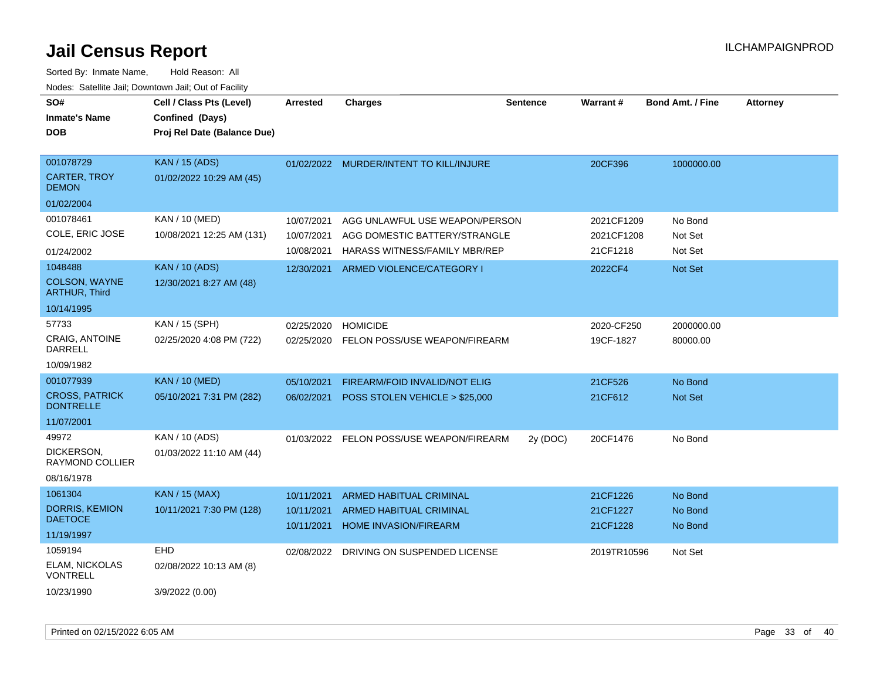# Jail Census Report

ILCHAMPAIGNPROD

Sorted By: Inmate Name, Hold Reason: All

Nodes: Satellite Jail; Downtown Jail; Out of Facility

| SO# / Inmate's Name / DOB | Cell / Class Pts (Level) / Confined (Days) / Proj Rel Date (Balance Due) | Arrested | Charges | Sentence | Warrant # | Bond Amt. / Fine | Attorney |
|---|---|---|---|---|---|---|---|
| 001078729<br>CARTER, TROY DEMON<br>01/02/2004 | KAN / 15 (ADS)<br>01/02/2022 10:29 AM (45) | 01/02/2022 | MURDER/INTENT TO KILL/INJURE | | 20CF396 | 1000000.00 | |
| 001078461<br>COLE, ERIC JOSE<br>01/24/2002 | KAN / 10 (MED)<br>10/08/2021 12:25 AM (131) | 10/07/2021<br>10/07/2021<br>10/08/2021 | AGG UNLAWFUL USE WEAPON/PERSON<br>AGG DOMESTIC BATTERY/STRANGLE<br>HARASS WITNESS/FAMILY MBR/REP | | 2021CF1209<br>2021CF1208<br>21CF1218 | No Bond<br>Not Set<br>Not Set | |
| 1048488<br>COLSON, WAYNE ARTHUR, Third<br>10/14/1995 | KAN / 10 (ADS)<br>12/30/2021 8:27 AM (48) | 12/30/2021 | ARMED VIOLENCE/CATEGORY I | | 2022CF4 | Not Set | |
| 57733<br>CRAIG, ANTOINE DARRELL<br>10/09/1982 | KAN / 15 (SPH)<br>02/25/2020 4:08 PM (722) | 02/25/2020<br>02/25/2020 | HOMICIDE<br>FELON POSS/USE WEAPON/FIREARM | | 2020-CF250<br>19CF-1827 | 2000000.00<br>80000.00 | |
| 001077939<br>CROSS, PATRICK DONTRELLE<br>11/07/2001 | KAN / 10 (MED)<br>05/10/2021 7:31 PM (282) | 05/10/2021<br>06/02/2021 | FIREARM/FOID INVALID/NOT ELIG<br>POSS STOLEN VEHICLE > $25,000 | | 21CF526<br>21CF612 | No Bond<br>Not Set | |
| 49972<br>DICKERSON, RAYMOND COLLIER<br>08/16/1978 | KAN / 10 (ADS)<br>01/03/2022 11:10 AM (44) | 01/03/2022 | FELON POSS/USE WEAPON/FIREARM | 2y (DOC) | 20CF1476 | No Bond | |
| 1061304<br>DORRIS, KEMION DAETOCE<br>11/19/1997 | KAN / 15 (MAX)<br>10/11/2021 7:30 PM (128) | 10/11/2021<br>10/11/2021<br>10/11/2021 | ARMED HABITUAL CRIMINAL<br>ARMED HABITUAL CRIMINAL<br>HOME INVASION/FIREARM | | 21CF1226<br>21CF1227<br>21CF1228 | No Bond<br>No Bond<br>No Bond | |
| 1059194<br>ELAM, NICKOLAS VONTRELL<br>10/23/1990 | EHD<br>02/08/2022 10:13 AM (8)<br>3/9/2022 (0.00) | 02/08/2022 | DRIVING ON SUSPENDED LICENSE | | 2019TR10596 | Not Set | |

Printed on 02/15/2022 6:05 AM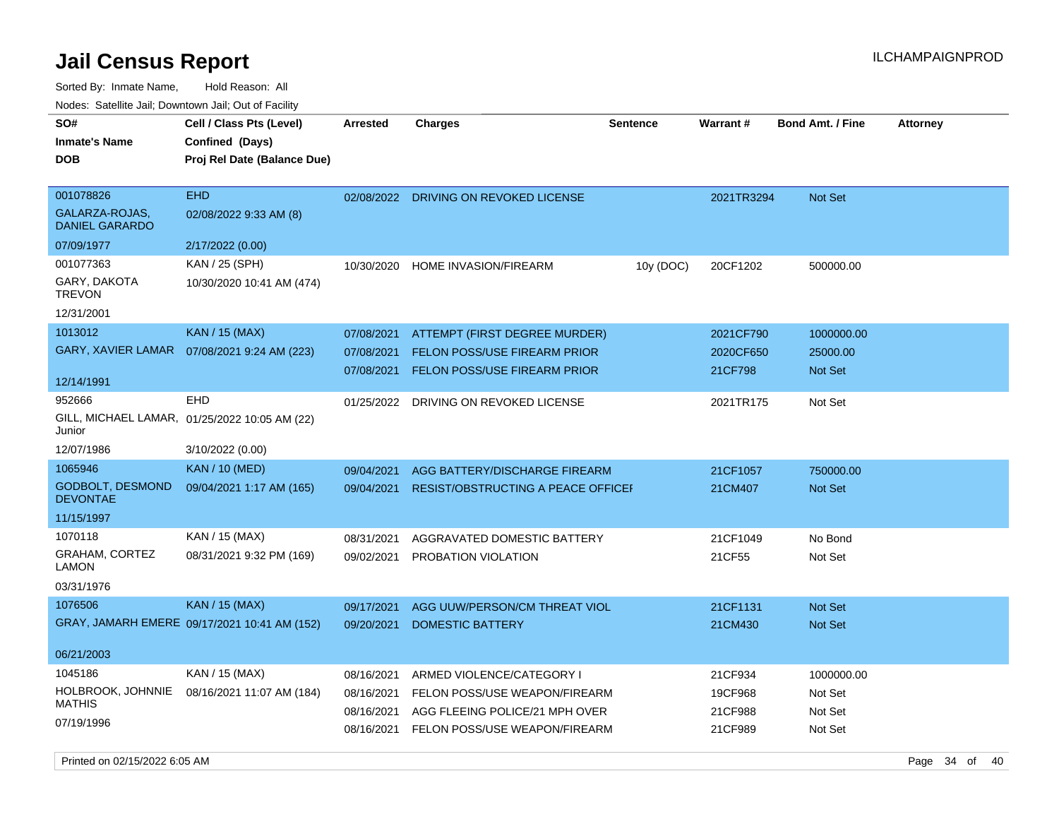# Jail Census Report

Sorted By: Inmate Name, Hold Reason: All

Nodes: Satellite Jail; Downtown Jail; Out of Facility

| SO# / Inmate's Name / DOB | Cell / Class Pts (Level) / Confined (Days) / Proj Rel Date (Balance Due) | Arrested | Charges | Sentence | Warrant # | Bond Amt. / Fine | Attorney |
|---|---|---|---|---|---|---|---|
| 001078826 GALARZA-ROJAS, DANIEL GARARDO 07/09/1977 | EHD 02/08/2022 9:33 AM (8) 2/17/2022 (0.00) | 02/08/2022 | DRIVING ON REVOKED LICENSE | | 2021TR3294 | Not Set | |
| 001077363 GARY, DAKOTA TREVON 12/31/2001 | KAN / 25 (SPH) 10/30/2020 10:41 AM (474) | 10/30/2020 | HOME INVASION/FIREARM | 10y (DOC) | 20CF1202 | 500000.00 | |
| 1013012 GARY, XAVIER LAMAR 12/14/1991 | KAN / 15 (MAX) 07/08/2021 9:24 AM (223) | 07/08/2021 | ATTEMPT (FIRST DEGREE MURDER) | | 2021CF790 | 1000000.00 | |
| | | 07/08/2021 | FELON POSS/USE FIREARM PRIOR | | 2020CF650 | 25000.00 | |
| | | 07/08/2021 | FELON POSS/USE FIREARM PRIOR | | 21CF798 | Not Set | |
| 952666 GILL, MICHAEL LAMAR, Junior 12/07/1986 | EHD 01/25/2022 10:05 AM (22) 3/10/2022 (0.00) | 01/25/2022 | DRIVING ON REVOKED LICENSE | | 2021TR175 | Not Set | |
| 1065946 GODBOLT, DESMOND DEVONTAE 11/15/1997 | KAN / 10 (MED) 09/04/2021 1:17 AM (165) | 09/04/2021 | AGG BATTERY/DISCHARGE FIREARM | | 21CF1057 | 750000.00 | |
| | | 09/04/2021 | RESIST/OBSTRUCTING A PEACE OFFICEI | | 21CM407 | Not Set | |
| 1070118 GRAHAM, CORTEZ LAMON 03/31/1976 | KAN / 15 (MAX) 08/31/2021 9:32 PM (169) | 08/31/2021 | AGGRAVATED DOMESTIC BATTERY | | 21CF1049 | No Bond | |
| | | 09/02/2021 | PROBATION VIOLATION | | 21CF55 | Not Set | |
| 1076506 GRAY, JAMARH EMERE 06/21/2003 | KAN / 15 (MAX) 09/17/2021 10:41 AM (152) | 09/17/2021 | AGG UUW/PERSON/CM THREAT VIOL | | 21CF1131 | Not Set | |
| | | 09/20/2021 | DOMESTIC BATTERY | | 21CM430 | Not Set | |
| 1045186 HOLBROOK, JOHNNIE MATHIS 07/19/1996 | KAN / 15 (MAX) 08/16/2021 11:07 AM (184) | 08/16/2021 | ARMED VIOLENCE/CATEGORY I | | 21CF934 | 1000000.00 | |
| | | 08/16/2021 | FELON POSS/USE WEAPON/FIREARM | | 19CF968 | Not Set | |
| | | 08/16/2021 | AGG FLEEING POLICE/21 MPH OVER | | 21CF988 | Not Set | |
| | | 08/16/2021 | FELON POSS/USE WEAPON/FIREARM | | 21CF989 | Not Set | |

Printed on 02/15/2022 6:05 AM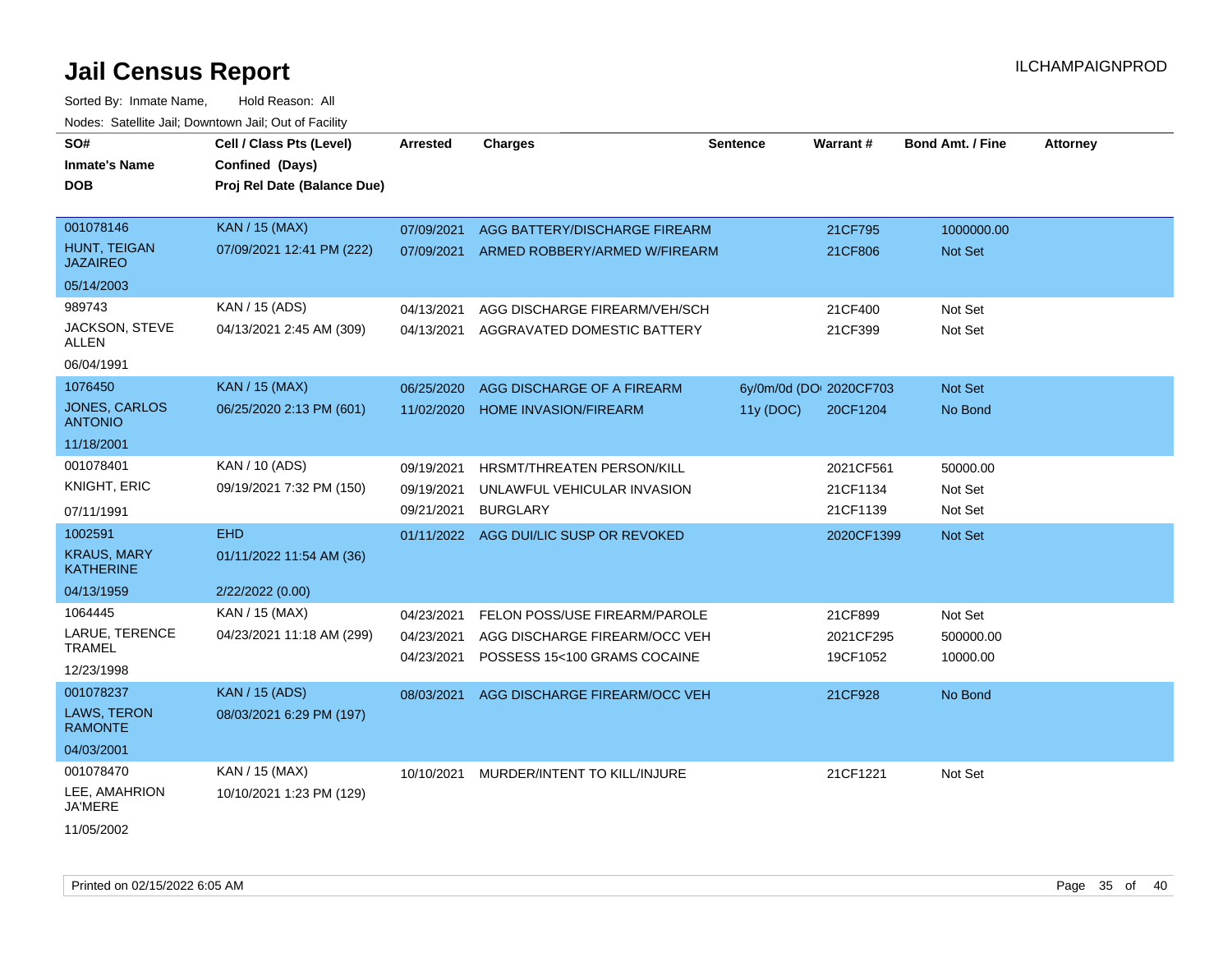# Jail Census Report

ILCHAMPAIGNPROD

Sorted By: Inmate Name, Hold Reason: All

Nodes: Satellite Jail; Downtown Jail; Out of Facility

| SO# / Inmate's Name / DOB | Cell / Class Pts (Level) / Confined (Days) / Proj Rel Date (Balance Due) | Arrested | Charges | Sentence | Warrant # | Bond Amt. / Fine | Attorney |
|---|---|---|---|---|---|---|---|
| 001078146 HUNT, TEIGAN JAZAIREO 05/14/2003 | KAN / 15 (MAX) 07/09/2021 12:41 PM (222) | 07/09/2021 | AGG BATTERY/DISCHARGE FIREARM | | 21CF795 | 1000000.00 | |
| | | 07/09/2021 | ARMED ROBBERY/ARMED W/FIREARM | | 21CF806 | Not Set | |
| 989743 JACKSON, STEVE ALLEN 06/04/1991 | KAN / 15 (ADS) 04/13/2021 2:45 AM (309) | 04/13/2021 | AGG DISCHARGE FIREARM/VEH/SCH | | 21CF400 | Not Set | |
| | | 04/13/2021 | AGGRAVATED DOMESTIC BATTERY | | 21CF399 | Not Set | |
| 1076450 JONES, CARLOS ANTONIO 11/18/2001 | KAN / 15 (MAX) 06/25/2020 2:13 PM (601) | 06/25/2020 | AGG DISCHARGE OF A FIREARM | 6y/0m/0d (DO | 2020CF703 | Not Set | |
| | | 11/02/2020 | HOME INVASION/FIREARM | 11y (DOC) | 20CF1204 | No Bond | |
| 001078401 KNIGHT, ERIC 07/11/1991 | KAN / 10 (ADS) 09/19/2021 7:32 PM (150) | 09/19/2021 | HRSMT/THREATEN PERSON/KILL | | 2021CF561 | 50000.00 | |
| | | 09/19/2021 | UNLAWFUL VEHICULAR INVASION | | 21CF1134 | Not Set | |
| | | 09/21/2021 | BURGLARY | | 21CF1139 | Not Set | |
| 1002591 KRAUS, MARY KATHERINE 04/13/1959 | EHD 01/11/2022 11:54 AM (36) 2/22/2022 (0.00) | 01/11/2022 | AGG DUI/LIC SUSP OR REVOKED | | 2020CF1399 | Not Set | |
| 1064445 LARUE, TERENCE TRAMEL 12/23/1998 | KAN / 15 (MAX) 04/23/2021 11:18 AM (299) | 04/23/2021 | FELON POSS/USE FIREARM/PAROLE | | 21CF899 | Not Set | |
| | | 04/23/2021 | AGG DISCHARGE FIREARM/OCC VEH | | 2021CF295 | 500000.00 | |
| | | 04/23/2021 | POSSESS 15<100 GRAMS COCAINE | | 19CF1052 | 10000.00 | |
| 001078237 LAWS, TERON RAMONTE 04/03/2001 | KAN / 15 (ADS) 08/03/2021 6:29 PM (197) | 08/03/2021 | AGG DISCHARGE FIREARM/OCC VEH | | 21CF928 | No Bond | |
| 001078470 LEE, AMAHRION JA'MERE 11/05/2002 | KAN / 15 (MAX) 10/10/2021 1:23 PM (129) | 10/10/2021 | MURDER/INTENT TO KILL/INJURE | | 21CF1221 | Not Set | |

Printed on 02/15/2022 6:05 AM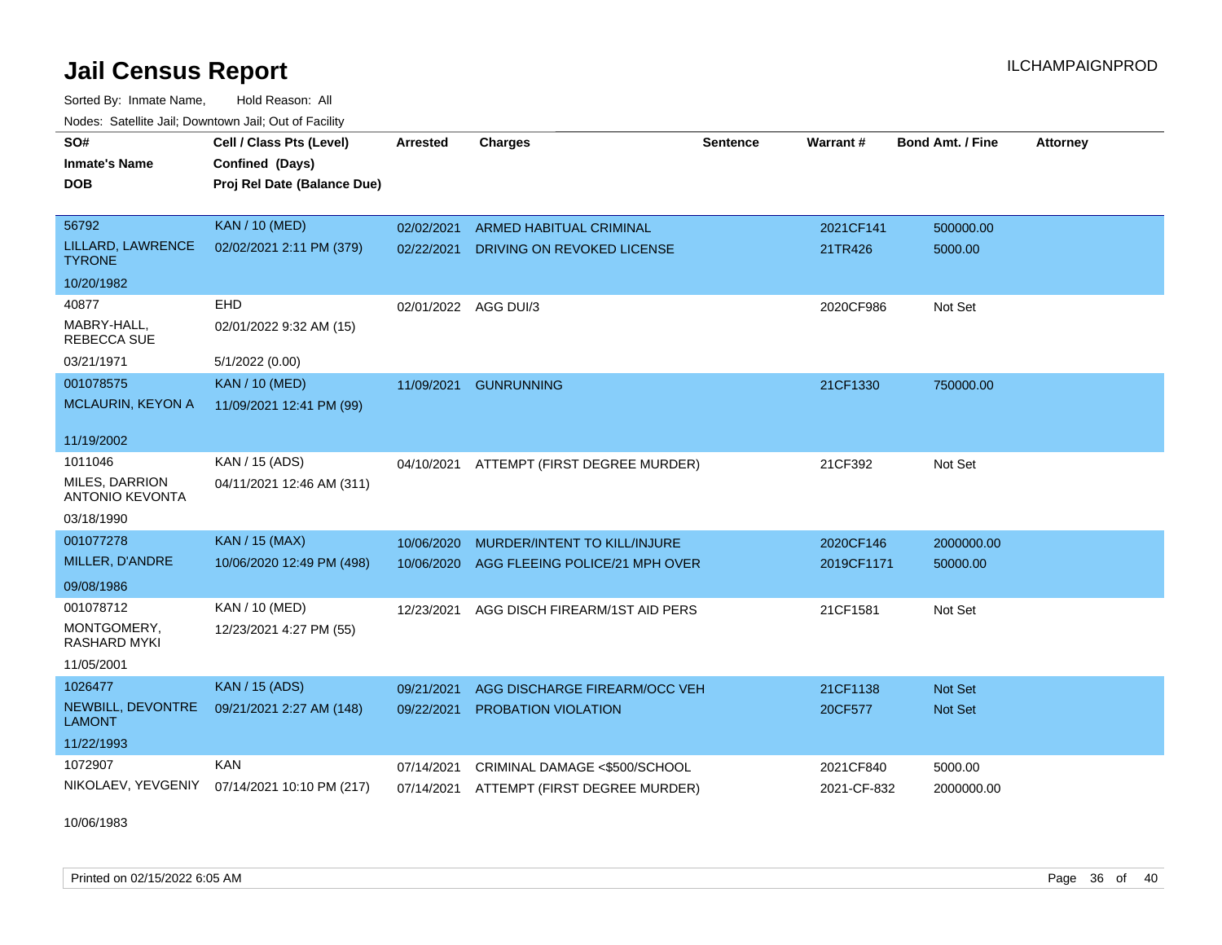# Jail Census Report

Sorted By: Inmate Name, Hold Reason: All

Nodes: Satellite Jail; Downtown Jail; Out of Facility

| SO# / Inmate's Name / DOB | Cell / Class Pts (Level) / Confined (Days) / Proj Rel Date (Balance Due) | Arrested | Charges | Sentence | Warrant # | Bond Amt. / Fine | Attorney |
|---|---|---|---|---|---|---|---|
| 56792 | KAN / 10 (MED) | 02/02/2021 | ARMED HABITUAL CRIMINAL | | 2021CF141 | 500000.00 | |
| LILLARD, LAWRENCE TYRONE | 02/02/2021 2:11 PM (379) | 02/22/2021 | DRIVING ON REVOKED LICENSE | | 21TR426 | 5000.00 | |
| 10/20/1982 | | | | | | | |
| 40877 | EHD | 02/01/2022 | AGG DUI/3 | | 2020CF986 | Not Set | |
| MABRY-HALL, REBECCA SUE | 02/01/2022 9:32 AM (15) | | | | | | |
| 03/21/1971 | 5/1/2022 (0.00) | | | | | | |
| 001078575 | KAN / 10 (MED) | 11/09/2021 | GUNRUNNING | | 21CF1330 | 750000.00 | |
| MCLAURIN, KEYON A | 11/09/2021 12:41 PM (99) | | | | | | |
| 11/19/2002 | | | | | | | |
| 1011046 | KAN / 15 (ADS) | 04/10/2021 | ATTEMPT (FIRST DEGREE MURDER) | | 21CF392 | Not Set | |
| MILES, DARRION ANTONIO KEVONTA | 04/11/2021 12:46 AM (311) | | | | | | |
| 03/18/1990 | | | | | | | |
| 001077278 | KAN / 15 (MAX) | 10/06/2020 | MURDER/INTENT TO KILL/INJURE | | 2020CF146 | 2000000.00 | |
| MILLER, D'ANDRE | 10/06/2020 12:49 PM (498) | 10/06/2020 | AGG FLEEING POLICE/21 MPH OVER | | 2019CF1171 | 50000.00 | |
| 09/08/1986 | | | | | | | |
| 001078712 | KAN / 10 (MED) | 12/23/2021 | AGG DISCH FIREARM/1ST AID PERS | | 21CF1581 | Not Set | |
| MONTGOMERY, RASHARD MYKI | 12/23/2021 4:27 PM (55) | | | | | | |
| 11/05/2001 | | | | | | | |
| 1026477 | KAN / 15 (ADS) | 09/21/2021 | AGG DISCHARGE FIREARM/OCC VEH | | 21CF1138 | Not Set | |
| NEWBILL, DEVONTRE LAMONT | 09/21/2021 2:27 AM (148) | 09/22/2021 | PROBATION VIOLATION | | 20CF577 | Not Set | |
| 11/22/1993 | | | | | | | |
| 1072907 | KAN | 07/14/2021 | CRIMINAL DAMAGE <$500/SCHOOL | | 2021CF840 | 5000.00 | |
| NIKOLAEV, YEVGENIY | 07/14/2021 10:10 PM (217) | 07/14/2021 | ATTEMPT (FIRST DEGREE MURDER) | | 2021-CF-832 | 2000000.00 | |
| 10/06/1983 | | | | | | | |

Printed on 02/15/2022 6:05 AM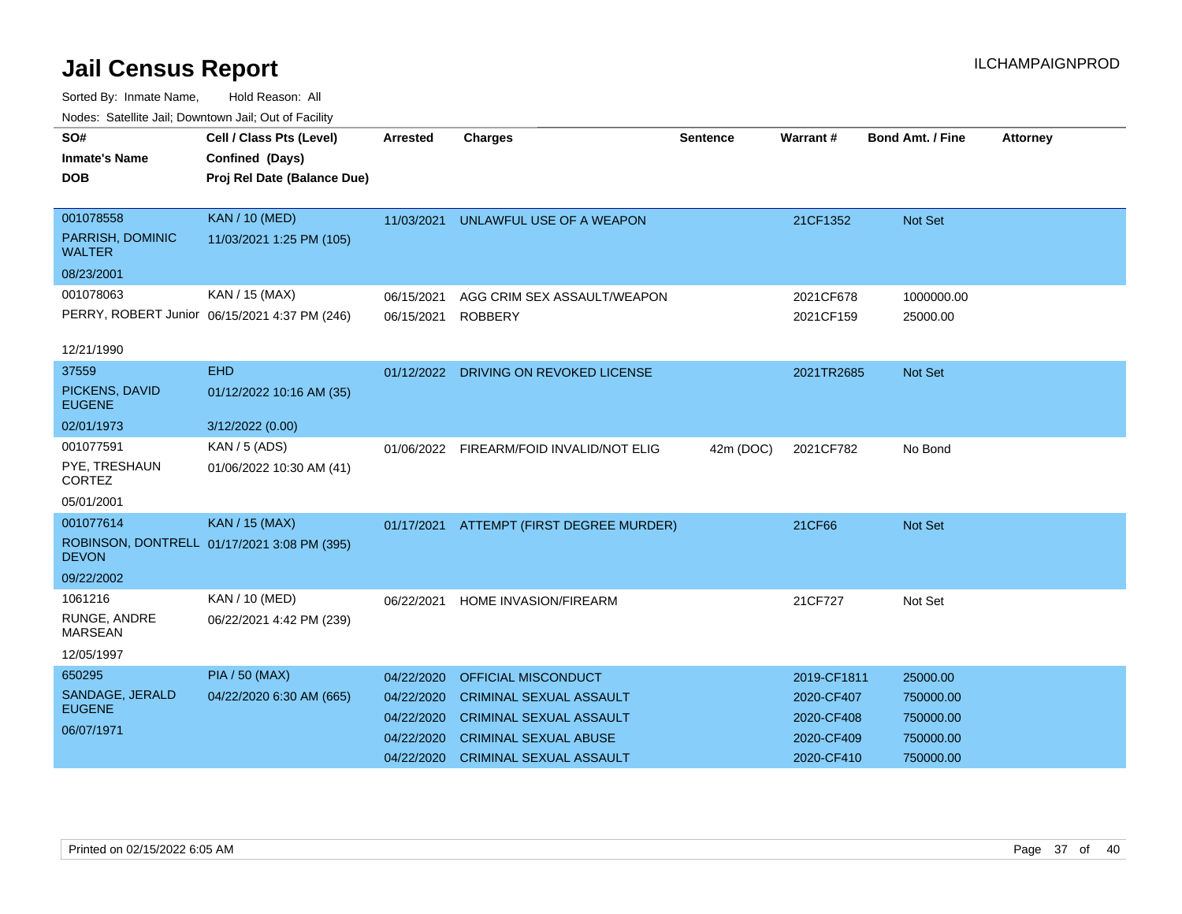# Jail Census Report

ILCHAMPAIGNPROD

Sorted By: Inmate Name, Hold Reason: All

Nodes: Satellite Jail; Downtown Jail; Out of Facility

| SO# / Inmate's Name / DOB | Cell / Class Pts (Level) / Confined (Days) / Proj Rel Date (Balance Due) | Arrested | Charges | Sentence | Warrant # | Bond Amt. / Fine | Attorney |
|---|---|---|---|---|---|---|---|
| 001078558<br>PARRISH, DOMINIC WALTER<br>08/23/2001 | KAN / 10 (MED)<br>11/03/2021 1:25 PM (105) | 11/03/2021 | UNLAWFUL USE OF A WEAPON | | 21CF1352 | Not Set | |
| 001078063<br>PERRY, ROBERT Junior<br>12/21/1990 | KAN / 15 (MAX)<br>06/15/2021 4:37 PM (246) | 06/15/2021 | AGG CRIM SEX ASSAULT/WEAPON | | 2021CF678 | 1000000.00 | |
| | | 06/15/2021 | ROBBERY | | 2021CF159 | 25000.00 | |
| 37559<br>PICKENS, DAVID EUGENE<br>02/01/1973 | EHD<br>01/12/2022 10:16 AM (35)<br>3/12/2022 (0.00) | 01/12/2022 | DRIVING ON REVOKED LICENSE | | 2021TR2685 | Not Set | |
| 001077591<br>PYE, TRESHAUN CORTEZ<br>05/01/2001 | KAN / 5 (ADS)<br>01/06/2022 10:30 AM (41) | 01/06/2022 | FIREARM/FOID INVALID/NOT ELIG | 42m (DOC) | 2021CF782 | No Bond | |
| 001077614<br>ROBINSON, DONTRELL DEVON<br>09/22/2002 | KAN / 15 (MAX)<br>01/17/2021 3:08 PM (395) | 01/17/2021 | ATTEMPT (FIRST DEGREE MURDER) | | 21CF66 | Not Set | |
| 1061216<br>RUNGE, ANDRE MARSEAN<br>12/05/1997 | KAN / 10 (MED)<br>06/22/2021 4:42 PM (239) | 06/22/2021 | HOME INVASION/FIREARM | | 21CF727 | Not Set | |
| 650295<br>SANDAGE, JERALD EUGENE<br>06/07/1971 | PIA / 50 (MAX)<br>04/22/2020 6:30 AM (665) | 04/22/2020 | OFFICIAL MISCONDUCT | | 2019-CF1811 | 25000.00 | |
| | | 04/22/2020 | CRIMINAL SEXUAL ASSAULT | | 2020-CF407 | 750000.00 | |
| | | 04/22/2020 | CRIMINAL SEXUAL ASSAULT | | 2020-CF408 | 750000.00 | |
| | | 04/22/2020 | CRIMINAL SEXUAL ABUSE | | 2020-CF409 | 750000.00 | |
| | | 04/22/2020 | CRIMINAL SEXUAL ASSAULT | | 2020-CF410 | 750000.00 | |

Printed on 02/15/2022 6:05 AM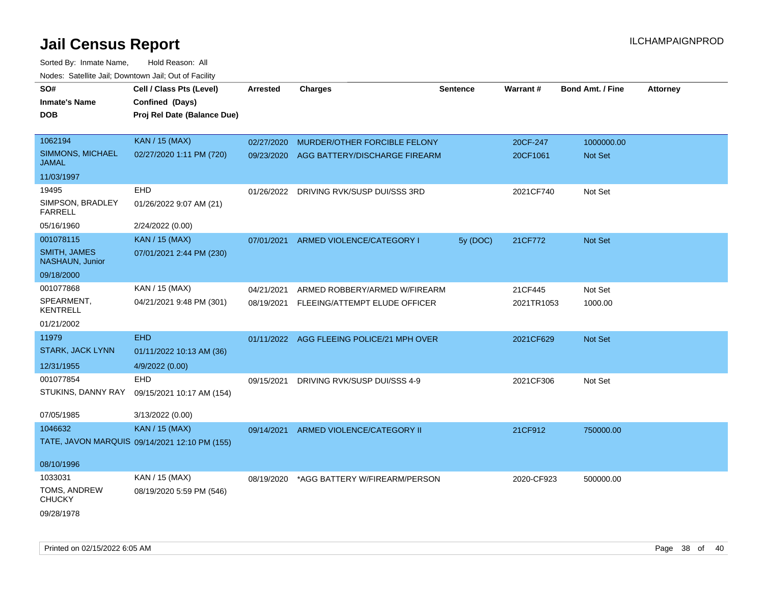# Jail Census Report

ILCHAMPAIGNPROD

Sorted By: Inmate Name, Hold Reason: All

Nodes: Satellite Jail; Downtown Jail; Out of Facility

| SO# / Inmate's Name / DOB | Cell / Class Pts (Level) / Confined (Days) / Proj Rel Date (Balance Due) | Arrested | Charges | Sentence | Warrant # | Bond Amt. / Fine | Attorney |
|---|---|---|---|---|---|---|---|
| 1062194<br>SIMMONS, MICHAEL JAMAL<br>11/03/1997 | KAN / 15 (MAX)<br>02/27/2020 1:11 PM (720) | 02/27/2020<br>09/23/2020 | MURDER/OTHER FORCIBLE FELONY<br>AGG BATTERY/DISCHARGE FIREARM | | 20CF-247<br>20CF1061 | 1000000.00<br>Not Set | |
| 19495<br>SIMPSON, BRADLEY FARRELL<br>05/16/1960 | EHD<br>01/26/2022 9:07 AM (21)<br>2/24/2022 (0.00) | 01/26/2022 | DRIVING RVK/SUSP DUI/SSS 3RD | | 2021CF740 | Not Set | |
| 001078115<br>SMITH, JAMES NASHAUN, Junior<br>09/18/2000 | KAN / 15 (MAX)<br>07/01/2021 2:44 PM (230) | 07/01/2021 | ARMED VIOLENCE/CATEGORY I | 5y (DOC) | 21CF772 | Not Set | |
| 001077868<br>SPEARMENT, KENTRELL<br>01/21/2002 | KAN / 15 (MAX)<br>04/21/2021 9:48 PM (301) | 04/21/2021<br>08/19/2021 | ARMED ROBBERY/ARMED W/FIREARM<br>FLEEING/ATTEMPT ELUDE OFFICER | | 21CF445<br>2021TR1053 | Not Set<br>1000.00 | |
| 11979<br>STARK, JACK LYNN<br>12/31/1955 | EHD<br>01/11/2022 10:13 AM (36)<br>4/9/2022 (0.00) | 01/11/2022 | AGG FLEEING POLICE/21 MPH OVER | | 2021CF629 | Not Set | |
| 001077854<br>STUKINS, DANNY RAY<br>07/05/1985 | EHD<br>09/15/2021 10:17 AM (154)<br>3/13/2022 (0.00) | 09/15/2021 | DRIVING RVK/SUSP DUI/SSS 4-9 | | 2021CF306 | Not Set | |
| 1046632<br>TATE, JAVON MARQUIS<br>08/10/1996 | KAN / 15 (MAX)<br>09/14/2021 12:10 PM (155) | 09/14/2021 | ARMED VIOLENCE/CATEGORY II | | 21CF912 | 750000.00 | |
| 1033031<br>TOMS, ANDREW CHUCKY<br>09/28/1978 | KAN / 15 (MAX)<br>08/19/2020 5:59 PM (546) | 08/19/2020 | *AGG BATTERY W/FIREARM/PERSON | | 2020-CF923 | 500000.00 | |

Printed on 02/15/2022 6:05 AM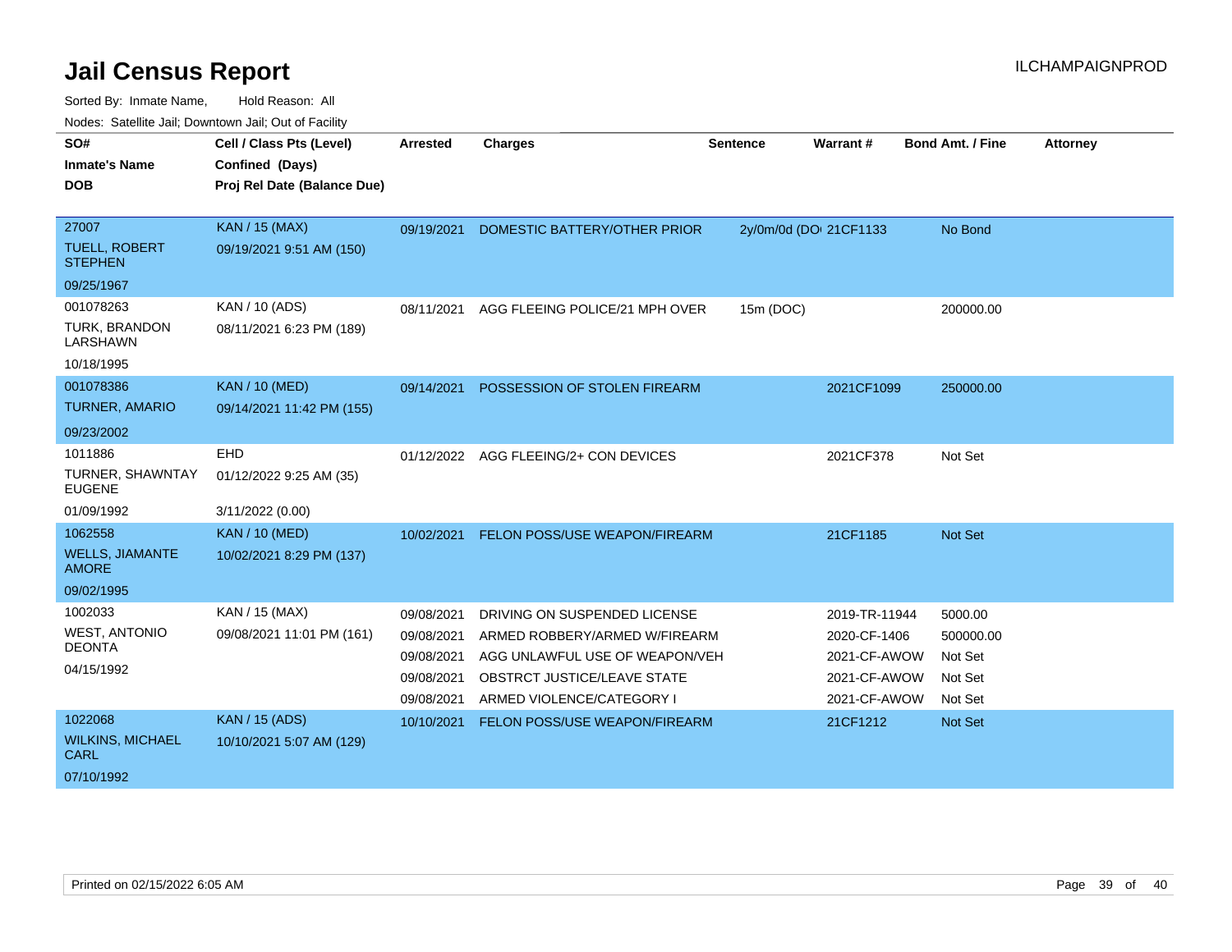# Jail Census Report

ILCHAMPAIGNPROD

Sorted By: Inmate Name, Hold Reason: All

Nodes: Satellite Jail; Downtown Jail; Out of Facility

| SO# / Inmate's Name / DOB | Cell / Class Pts (Level) / Confined (Days) / Proj Rel Date (Balance Due) | Arrested | Charges | Sentence | Warrant # | Bond Amt. / Fine | Attorney |
|---|---|---|---|---|---|---|---|
| 27007<br>TUELL, ROBERT STEPHEN<br>09/25/1967 | KAN / 15 (MAX)<br>09/19/2021 9:51 AM (150) | 09/19/2021 | DOMESTIC BATTERY/OTHER PRIOR | 2y/0m/0d (DO | 21CF1133 | No Bond | |
| 001078263<br>TURK, BRANDON LARSHAWN<br>10/18/1995 | KAN / 10 (ADS)<br>08/11/2021 6:23 PM (189) | 08/11/2021 | AGG FLEEING POLICE/21 MPH OVER | 15m (DOC) | | 200000.00 | |
| 001078386<br>TURNER, AMARIO<br>09/23/2002 | KAN / 10 (MED)<br>09/14/2021 11:42 PM (155) | 09/14/2021 | POSSESSION OF STOLEN FIREARM | | 2021CF1099 | 250000.00 | |
| 1011886<br>TURNER, SHAWNTAY EUGENE<br>01/09/1992 | EHD<br>01/12/2022 9:25 AM (35)<br>3/11/2022 (0.00) | 01/12/2022 | AGG FLEEING/2+ CON DEVICES | | 2021CF378 | Not Set | |
| 1062558<br>WELLS, JIAMANTE AMORE<br>09/02/1995 | KAN / 10 (MED)<br>10/02/2021 8:29 PM (137) | 10/02/2021 | FELON POSS/USE WEAPON/FIREARM | | 21CF1185 | Not Set | |
| 1002033<br>WEST, ANTONIO DEONTA<br>04/15/1992 | KAN / 15 (MAX)<br>09/08/2021 11:01 PM (161) | 09/08/2021 | DRIVING ON SUSPENDED LICENSE | | 2019-TR-11944 | 5000.00 | |
| | | 09/08/2021 | ARMED ROBBERY/ARMED W/FIREARM | | 2020-CF-1406 | 500000.00 | |
| | | 09/08/2021 | AGG UNLAWFUL USE OF WEAPON/VEH | | 2021-CF-AWOW | Not Set | |
| | | 09/08/2021 | OBSTRCT JUSTICE/LEAVE STATE | | 2021-CF-AWOW | Not Set | |
| | | 09/08/2021 | ARMED VIOLENCE/CATEGORY I | | 2021-CF-AWOW | Not Set | |
| 1022068<br>WILKINS, MICHAEL CARL<br>07/10/1992 | KAN / 15 (ADS)<br>10/10/2021 5:07 AM (129) | 10/10/2021 | FELON POSS/USE WEAPON/FIREARM | | 21CF1212 | Not Set | |

Printed on 02/15/2022 6:05 AM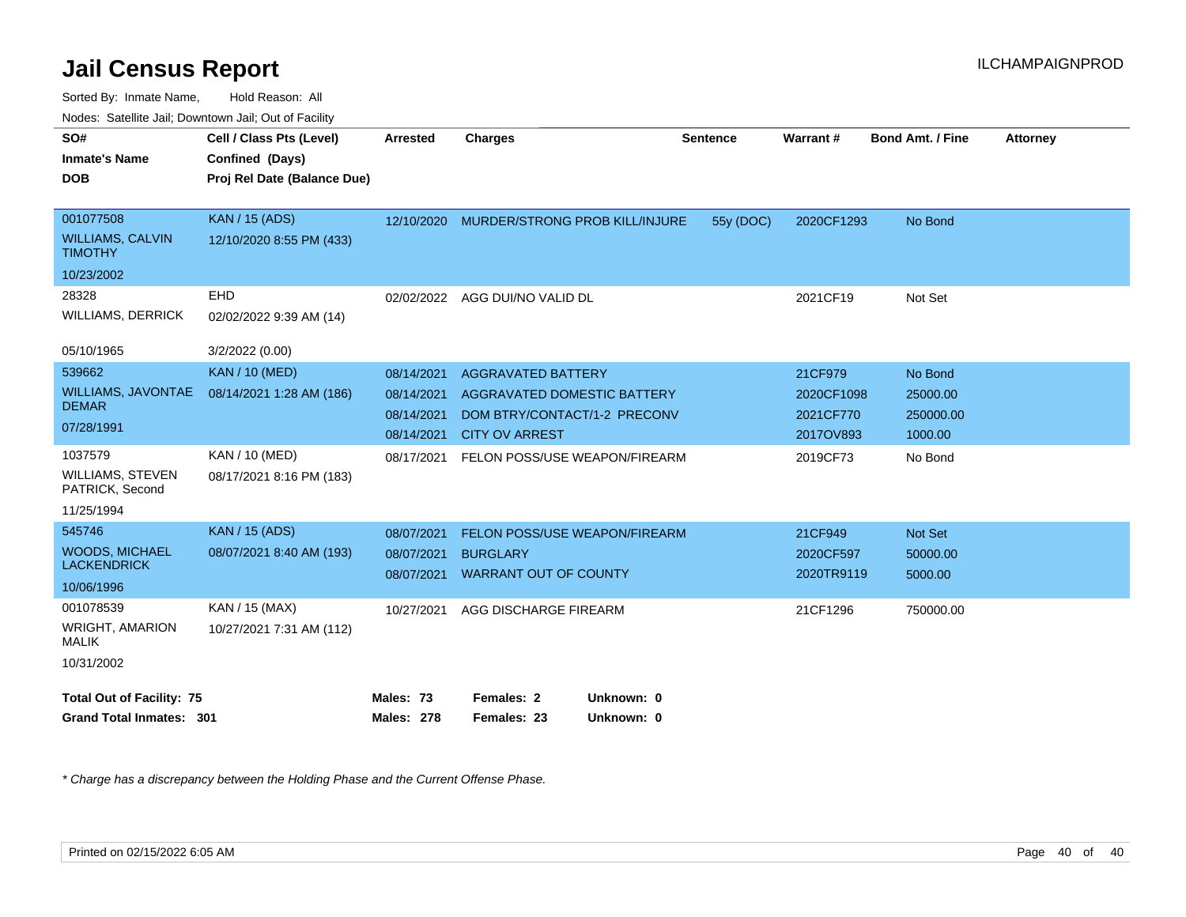# Jail Census Report

ILCHAMPAIGNPROD

Sorted By: Inmate Name, Hold Reason: All

Nodes: Satellite Jail; Downtown Jail; Out of Facility

| SO# / Inmate's Name / DOB | Cell / Class Pts (Level) / Confined (Days) / Proj Rel Date (Balance Due) | Arrested | Charges | Sentence | Warrant # | Bond Amt. / Fine | Attorney |
|---|---|---|---|---|---|---|---|
| 001077508 WILLIAMS, CALVIN TIMOTHY 10/23/2002 | KAN / 15 (ADS) 12/10/2020 8:55 PM (433) | 12/10/2020 | MURDER/STRONG PROB KILL/INJURE | 55y (DOC) | 2020CF1293 | No Bond | |
| 28328 WILLIAMS, DERRICK 05/10/1965 | EHD 02/02/2022 9:39 AM (14) 3/2/2022 (0.00) | 02/02/2022 | AGG DUI/NO VALID DL | | 2021CF19 | Not Set | |
| 539662 WILLIAMS, JAVONTAE DEMAR 07/28/1991 | KAN / 10 (MED) 08/14/2021 1:28 AM (186) | 08/14/2021 | AGGRAVATED BATTERY | | 21CF979 | No Bond | |
| | | 08/14/2021 | AGGRAVATED DOMESTIC BATTERY | | 2020CF1098 | 25000.00 | |
| | | 08/14/2021 | DOM BTRY/CONTACT/1-2 PRECONV | | 2021CF770 | 250000.00 | |
| | | 08/14/2021 | CITY OV ARREST | | 2017OV893 | 1000.00 | |
| 1037579 WILLIAMS, STEVEN PATRICK, Second 11/25/1994 | KAN / 10 (MED) 08/17/2021 8:16 PM (183) | 08/17/2021 | FELON POSS/USE WEAPON/FIREARM | | 2019CF73 | No Bond | |
| 545746 WOODS, MICHAEL LACKENDRICK 10/06/1996 | KAN / 15 (ADS) 08/07/2021 8:40 AM (193) | 08/07/2021 | FELON POSS/USE WEAPON/FIREARM | | 21CF949 | Not Set | |
| | | 08/07/2021 | BURGLARY | | 2020CF597 | 50000.00 | |
| | | 08/07/2021 | WARRANT OUT OF COUNTY | | 2020TR9119 | 5000.00 | |
| 001078539 WRIGHT, AMARION MALIK 10/31/2002 | KAN / 15 (MAX) 10/27/2021 7:31 AM (112) | 10/27/2021 | AGG DISCHARGE FIREARM | | 21CF1296 | 750000.00 | |

**Total Out of Facility: 75** **Males: 73** **Females: 2** **Unknown: 0**

**Grand Total Inmates: 301** **Males: 278** **Females: 23** **Unknown: 0**

*\* Charge has a discrepancy between the Holding Phase and the Current Offense Phase.*

Printed on 02/15/2022 6:05 AM